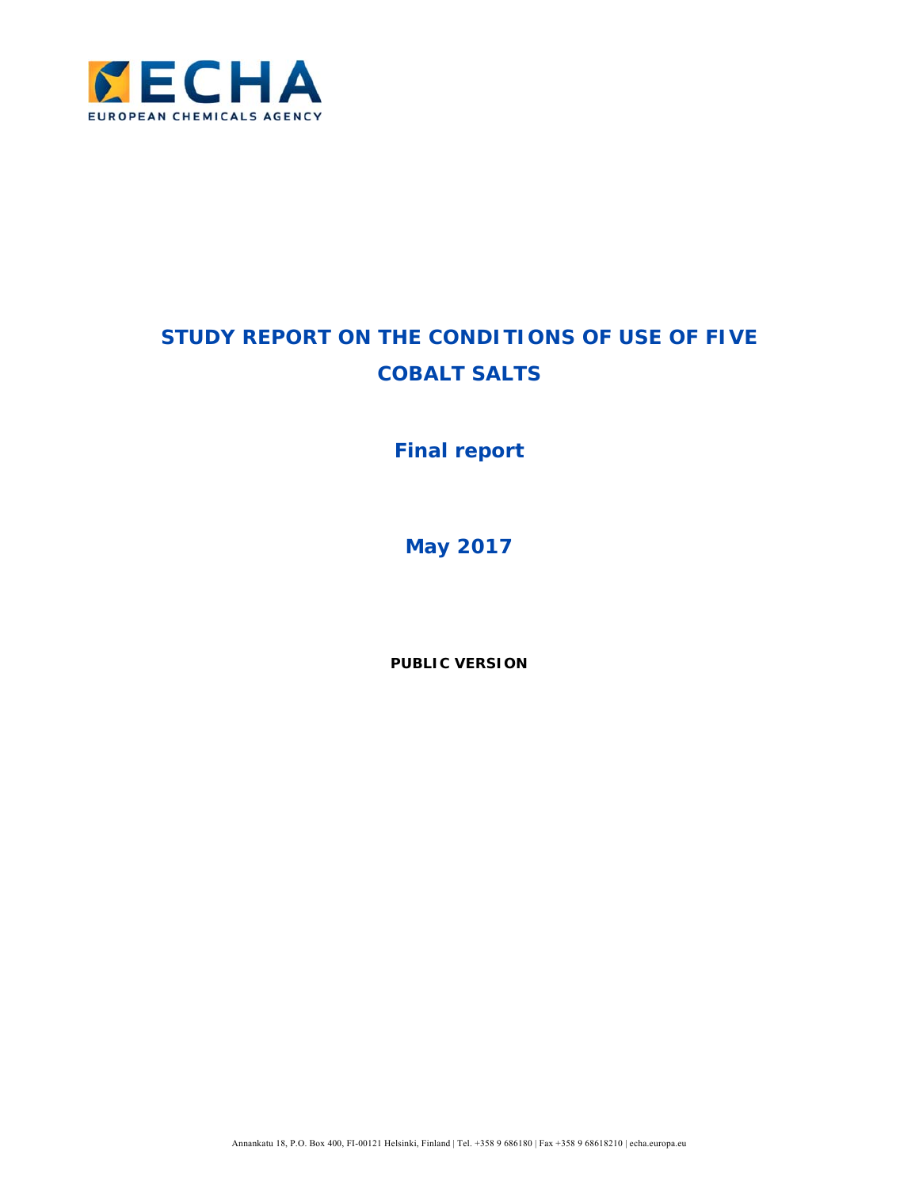ECHA

EUROPEAN CHEMICALS AGENCY

# STUDY REPORT ON THE CONDITIONS OF USE OF FIVE COBALT SALTS

## Final report

## May 2017

**PUBLIC VERSION**

Annankatu 18, P.O. Box 400, FI-00121 Helsinki, Finland | Tel. +358 9 686180 | Fax +358 9 68618210 | echa.europa.eu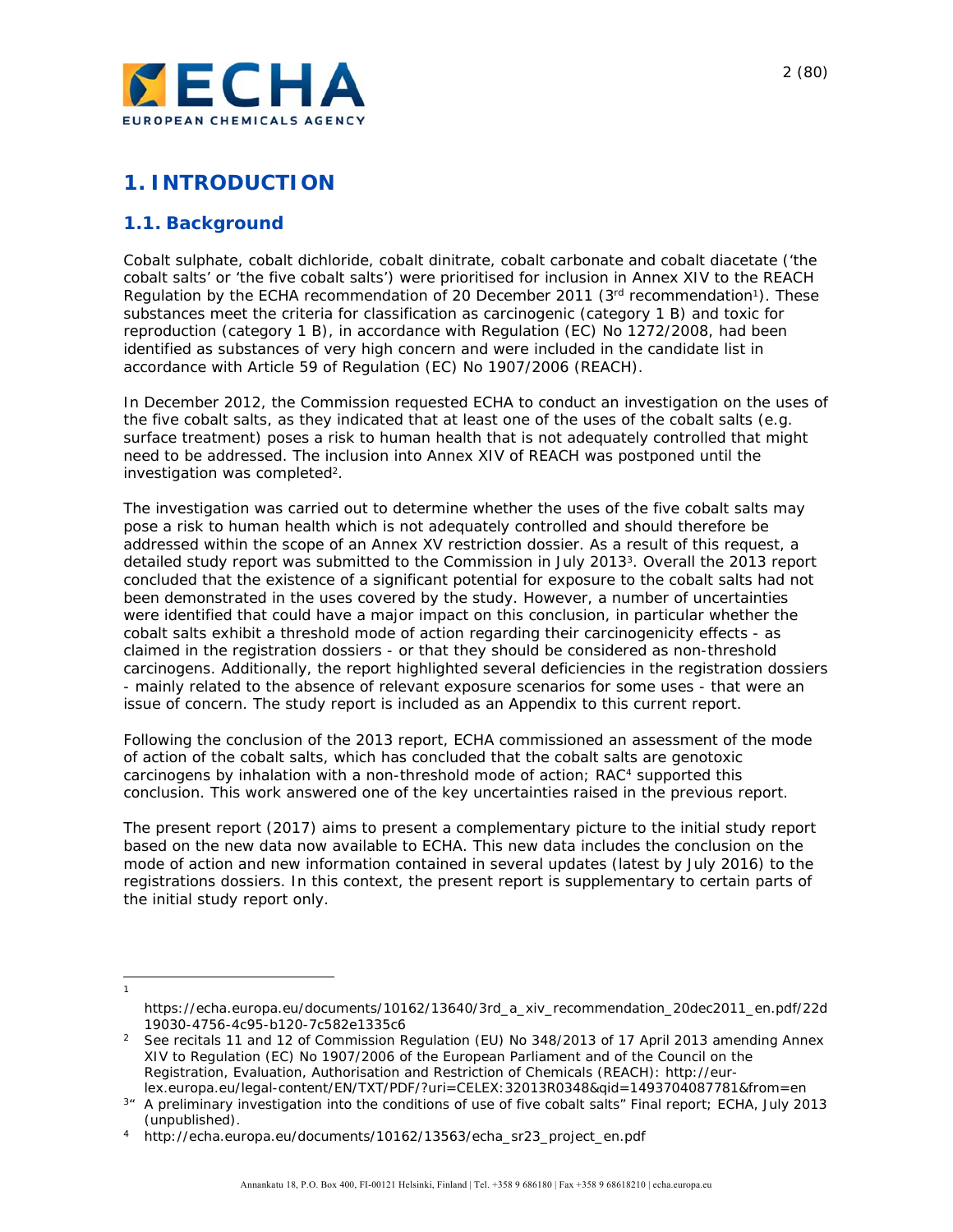# 1. INTRODUCTION

## 1.1. Background

Cobalt sulphate, cobalt dichloride, cobalt dinitrate, cobalt carbonate and cobalt diacetate ('the cobalt salts' or 'the five cobalt salts') were prioritised for inclusion in Annex XIV to the REACH Regulation by the ECHA recommendation of 20 December 2011 (3rd recommendation[1]). These substances meet the criteria for classification as carcinogenic (category 1 B) and toxic for reproduction (category 1 B), in accordance with Regulation (EC) No 1272/2008, had been identified as substances of very high concern and were included in the candidate list in accordance with Article 59 of Regulation (EC) No 1907/2006 (REACH).

In December 2012, the Commission requested ECHA to conduct an investigation on the uses of the five cobalt salts, as they indicated that at least one of the uses of the cobalt salts (e.g. surface treatment) poses a risk to human health that is not adequately controlled that might need to be addressed. The inclusion into Annex XIV of REACH was postponed until the investigation was completed[2].

The investigation was carried out to determine whether the uses of the five cobalt salts may pose a risk to human health which is not adequately controlled and should therefore be addressed within the scope of an Annex XV restriction dossier. As a result of this request, a detailed study report was submitted to the Commission in July 2013[3]. Overall the 2013 report concluded that the existence of a significant potential for exposure to the cobalt salts had not been demonstrated in the uses covered by the study. However, a number of uncertainties were identified that could have a major impact on this conclusion, in particular whether the cobalt salts exhibit a threshold mode of action regarding their carcinogenicity effects - as claimed in the registration dossiers - or that they should be considered as non-threshold carcinogens. Additionally, the report highlighted several deficiencies in the registration dossiers - mainly related to the absence of relevant exposure scenarios for some uses - that were an issue of concern. The study report is included as an Appendix to this current report.

Following the conclusion of the 2013 report, ECHA commissioned an assessment of the mode of action of the cobalt salts, which has concluded that the cobalt salts are genotoxic carcinogens by inhalation with a non-threshold mode of action; RAC[4] supported this conclusion. This work answered one of the key uncertainties raised in the previous report.

The present report (2017) aims to present a complementary picture to the initial study report based on the new data now available to ECHA. This new data includes the conclusion on the mode of action and new information contained in several updates (latest by July 2016) to the registrations dossiers. In this context, the present report is supplementary to certain parts of the initial study report only.

---

[1] https://echa.europa.eu/documents/10162/13640/3rd_a_xiv_recommendation_20dec2011_en.pdf/22d19030-4756-4c95-b120-7c582e1335c6

[2] See recitals 11 and 12 of Commission Regulation (EU) No 348/2013 of 17 April 2013 amending Annex XIV to Regulation (EC) No 1907/2006 of the European Parliament and of the Council on the Registration, Evaluation, Authorisation and Restriction of Chemicals (REACH): http://eur-lex.europa.eu/legal-content/EN/TXT/PDF/?uri=CELEX:32013R0348&qid=1493704087781&from=en

[3] "A preliminary investigation into the conditions of use of five cobalt salts" Final report; ECHA, July 2013 (unpublished).

[4] http://echa.europa.eu/documents/10162/13563/echa_sr23_project_en.pdf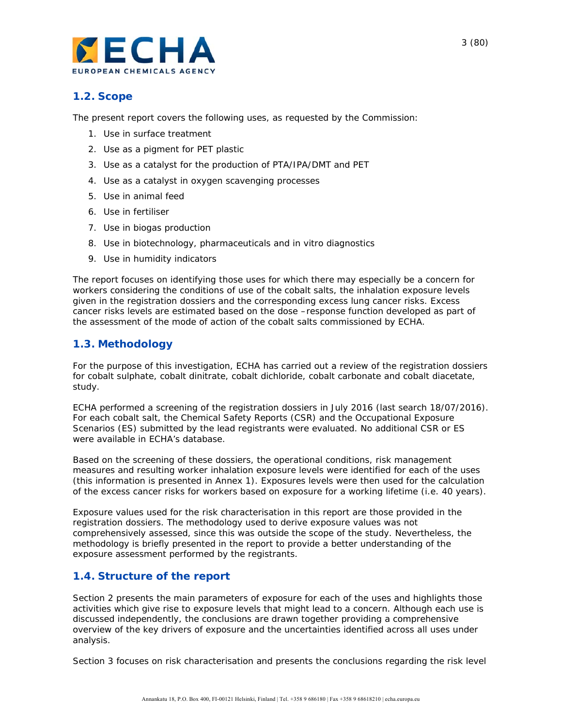## 1.2. Scope

The present report covers the following uses, as requested by the Commission:

1. Use in surface treatment
2. Use as a pigment for PET plastic
3. Use as a catalyst for the production of PTA/IPA/DMT and PET
4. Use as a catalyst in oxygen scavenging processes
5. Use in animal feed
6. Use in fertiliser
7. Use in biogas production
8. Use in biotechnology, pharmaceuticals and in vitro diagnostics
9. Use in humidity indicators

The report focuses on identifying those uses for which there may especially be a concern for workers considering the conditions of use of the cobalt salts, the inhalation exposure levels given in the registration dossiers and the corresponding excess lung cancer risks. Excess cancer risks levels are estimated based on the dose –response function developed as part of the assessment of the mode of action of the cobalt salts commissioned by ECHA.

## 1.3. Methodology

For the purpose of this investigation, ECHA has carried out a review of the registration dossiers for cobalt sulphate, cobalt dinitrate, cobalt dichloride, cobalt carbonate and cobalt diacetate, study.

ECHA performed a screening of the registration dossiers in July 2016 (last search 18/07/2016). For each cobalt salt, the Chemical Safety Reports (CSR) and the Occupational Exposure Scenarios (ES) submitted by the lead registrants were evaluated. No additional CSR or ES were available in ECHA's database.

Based on the screening of these dossiers, the operational conditions, risk management measures and resulting worker inhalation exposure levels were identified for each of the uses (this information is presented in Annex 1). Exposures levels were then used for the calculation of the excess cancer risks for workers based on exposure for a working lifetime (i.e. 40 years).

Exposure values used for the risk characterisation in this report are those provided in the registration dossiers. The methodology used to derive exposure values was not comprehensively assessed, since this was outside the scope of the study. Nevertheless, the methodology is briefly presented in the report to provide a better understanding of the exposure assessment performed by the registrants.

## 1.4. Structure of the report

Section 2 presents the main parameters of exposure for each of the uses and highlights those activities which give rise to exposure levels that might lead to a concern. Although each use is discussed independently, the conclusions are drawn together providing a comprehensive overview of the key drivers of exposure and the uncertainties identified across all uses under analysis.

Section 3 focuses on risk characterisation and presents the conclusions regarding the risk level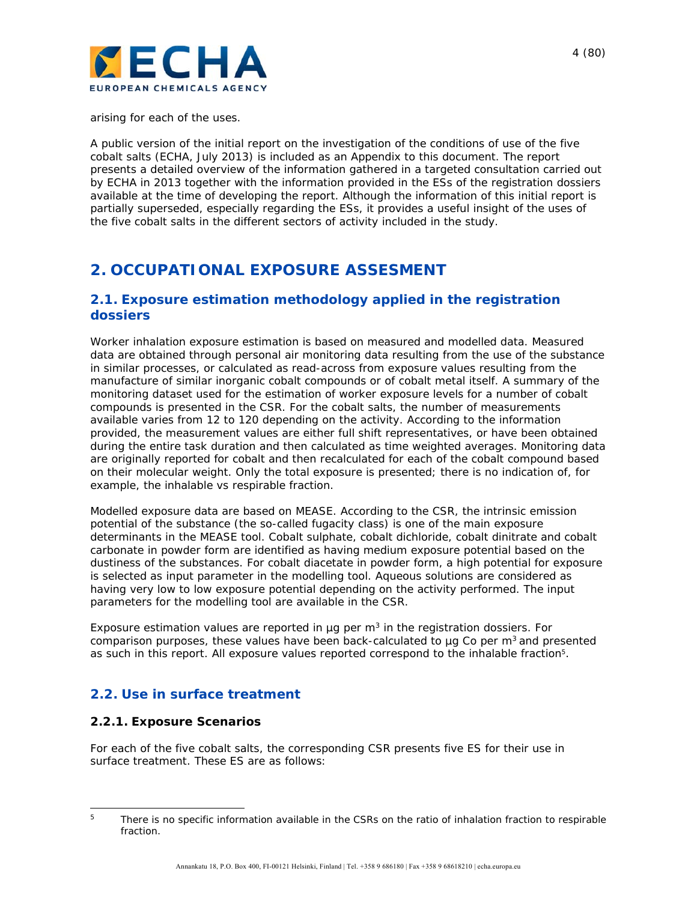arising for each of the uses.

A public version of the initial report on the investigation of the conditions of use of the five cobalt salts (ECHA, July 2013) is included as an Appendix to this document. The report presents a detailed overview of the information gathered in a targeted consultation carried out by ECHA in 2013 together with the information provided in the ESs of the registration dossiers available at the time of developing the report. Although the information of this initial report is partially superseded, especially regarding the ESs, it provides a useful insight of the uses of the five cobalt salts in the different sectors of activity included in the study.

# 2. OCCUPATIONAL EXPOSURE ASSESMENT

## 2.1. Exposure estimation methodology applied in the registration dossiers

Worker inhalation exposure estimation is based on measured and modelled data. Measured data are obtained through personal air monitoring data resulting from the use of the substance in similar processes, or calculated as read-across from exposure values resulting from the manufacture of similar inorganic cobalt compounds or of cobalt metal itself. A summary of the monitoring dataset used for the estimation of worker exposure levels for a number of cobalt compounds is presented in the CSR. For the cobalt salts, the number of measurements available varies from 12 to 120 depending on the activity. According to the information provided, the measurement values are either full shift representatives, or have been obtained during the entire task duration and then calculated as time weighted averages. Monitoring data are originally reported for cobalt and then recalculated for each of the cobalt compound based on their molecular weight. Only the total exposure is presented; there is no indication of, for example, the inhalable vs respirable fraction.

Modelled exposure data are based on MEASE. According to the CSR, the intrinsic emission potential of the substance (the so-called fugacity class) is one of the main exposure determinants in the MEASE tool. Cobalt sulphate, cobalt dichloride, cobalt dinitrate and cobalt carbonate in powder form are identified as having medium exposure potential based on the dustiness of the substances. For cobalt diacetate in powder form, a high potential for exposure is selected as input parameter in the modelling tool. Aqueous solutions are considered as having very low to low exposure potential depending on the activity performed. The input parameters for the modelling tool are available in the CSR.

Exposure estimation values are reported in µg per $m^3$ in the registration dossiers. For comparison purposes, these values have been back-calculated to µg Co per $m^3$ and presented as such in this report. All exposure values reported correspond to the inhalable fraction[5].

## 2.2. Use in surface treatment

### 2.2.1. Exposure Scenarios

For each of the five cobalt salts, the corresponding CSR presents five ES for their use in surface treatment. These ES are as follows:

[5] There is no specific information available in the CSRs on the ratio of inhalation fraction to respirable fraction.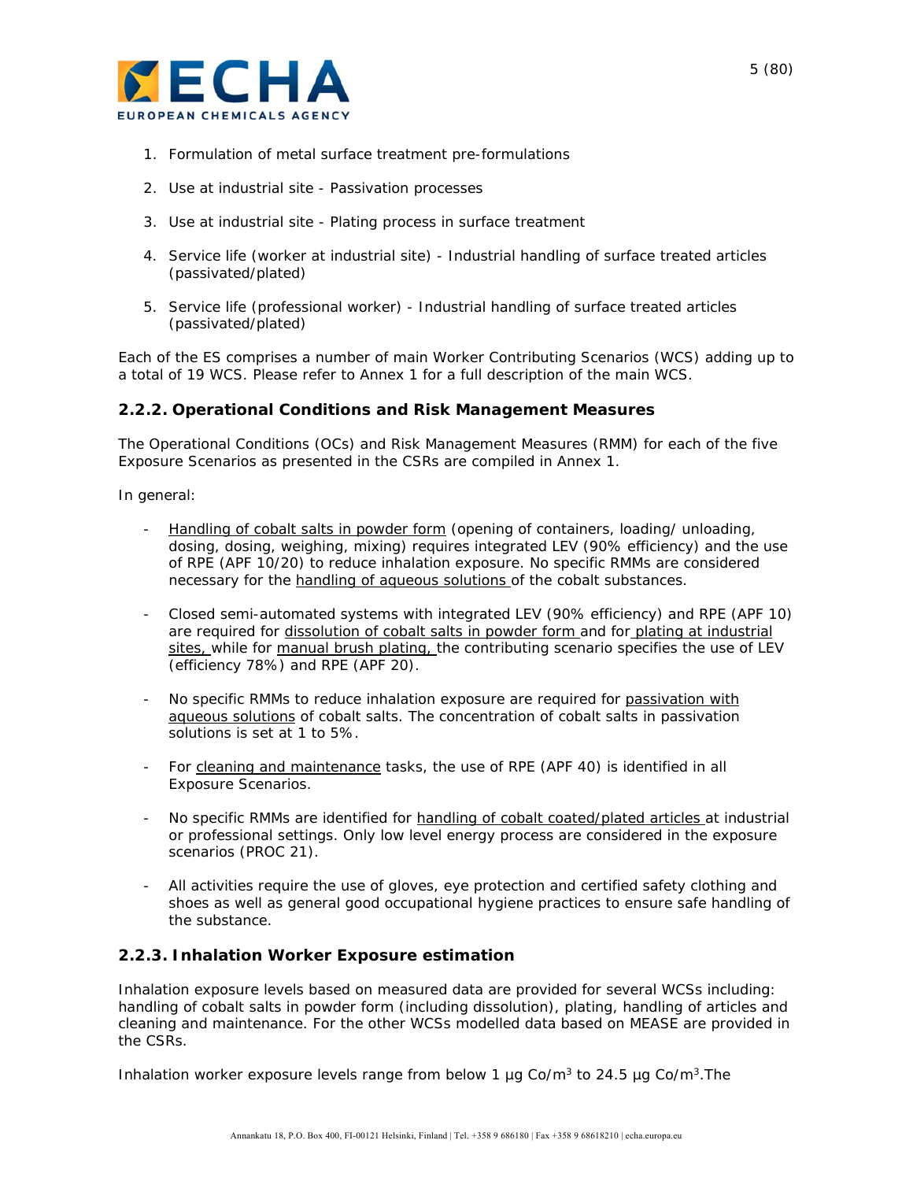1. Formulation of metal surface treatment pre-formulations
2. Use at industrial site - Passivation processes
3. Use at industrial site - Plating process in surface treatment
4. Service life (worker at industrial site) - Industrial handling of surface treated articles (passivated/plated)
5. Service life (professional worker) - Industrial handling of surface treated articles (passivated/plated)

Each of the ES comprises a number of main Worker Contributing Scenarios (WCS) adding up to a total of 19 WCS. Please refer to Annex 1 for a full description of the main WCS.

### 2.2.2. Operational Conditions and Risk Management Measures

The Operational Conditions (OCs) and Risk Management Measures (RMM) for each of the five Exposure Scenarios as presented in the CSRs are compiled in Annex 1.

In general:

- Handling of cobalt salts in powder form (opening of containers, loading/ unloading, dosing, dosing, weighing, mixing) requires integrated LEV (90% efficiency) and the use of RPE (APF 10/20) to reduce inhalation exposure. No specific RMMs are considered necessary for the handling of aqueous solutions of the cobalt substances.
- Closed semi-automated systems with integrated LEV (90% efficiency) and RPE (APF 10) are required for dissolution of cobalt salts in powder form and for plating at industrial sites, while for manual brush plating, the contributing scenario specifies the use of LEV (efficiency 78%) and RPE (APF 20).
- No specific RMMs to reduce inhalation exposure are required for passivation with aqueous solutions of cobalt salts. The concentration of cobalt salts in passivation solutions is set at 1 to 5%.
- For cleaning and maintenance tasks, the use of RPE (APF 40) is identified in all Exposure Scenarios.
- No specific RMMs are identified for handling of cobalt coated/plated articles at industrial or professional settings. Only low level energy process are considered in the exposure scenarios (PROC 21).
- All activities require the use of gloves, eye protection and certified safety clothing and shoes as well as general good occupational hygiene practices to ensure safe handling of the substance.

### 2.2.3. Inhalation Worker Exposure estimation

Inhalation exposure levels based on measured data are provided for several WCSs including: handling of cobalt salts in powder form (including dissolution), plating, handling of articles and cleaning and maintenance. For the other WCSs modelled data based on MEASE are provided in the CSRs.

Inhalation worker exposure levels range from below 1 µg Co/m$^3$ to 24.5 µg Co/m$^3$.The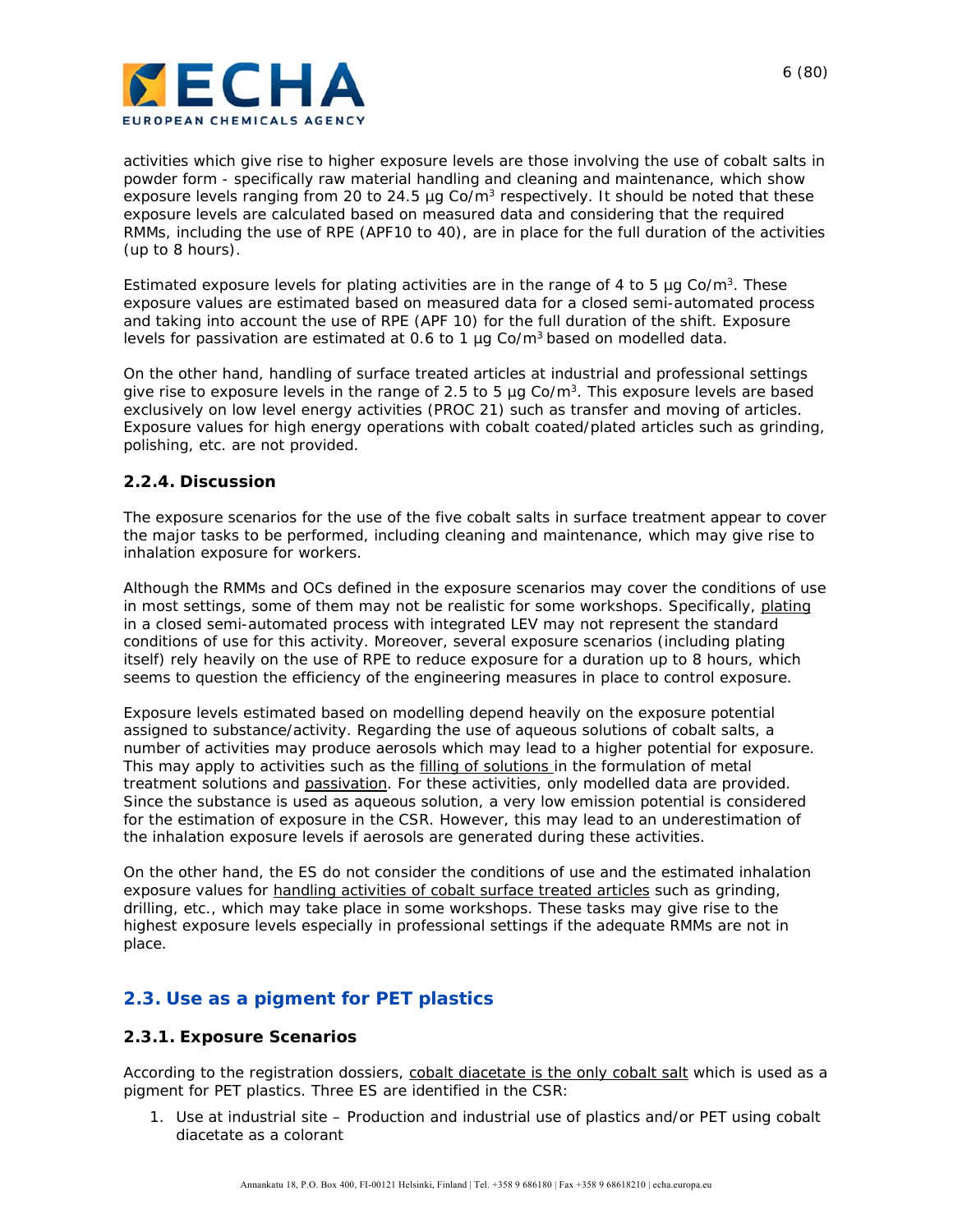activities which give rise to higher exposure levels are those involving the use of cobalt salts in powder form - specifically raw material handling and cleaning and maintenance, which show exposure levels ranging from 20 to 24.5 µg Co/m$^3$ respectively. It should be noted that these exposure levels are calculated based on measured data and considering that the required RMMs, including the use of RPE (APF10 to 40), are in place for the full duration of the activities (up to 8 hours).

Estimated exposure levels for plating activities are in the range of 4 to 5 µg Co/m$^3$. These exposure values are estimated based on measured data for a closed semi-automated process and taking into account the use of RPE (APF 10) for the full duration of the shift. Exposure levels for passivation are estimated at 0.6 to 1 µg Co/m$^3$ based on modelled data.

On the other hand, handling of surface treated articles at industrial and professional settings give rise to exposure levels in the range of 2.5 to 5 µg Co/m$^3$. This exposure levels are based exclusively on low level energy activities (PROC 21) such as transfer and moving of articles. Exposure values for high energy operations with cobalt coated/plated articles such as grinding, polishing, etc. are not provided.

### 2.2.4. Discussion

The exposure scenarios for the use of the five cobalt salts in surface treatment appear to cover the major tasks to be performed, including cleaning and maintenance, which may give rise to inhalation exposure for workers.

Although the RMMs and OCs defined in the exposure scenarios may cover the conditions of use in most settings, some of them may not be realistic for some workshops. Specifically, plating in a closed semi-automated process with integrated LEV may not represent the standard conditions of use for this activity. Moreover, several exposure scenarios (including plating itself) rely heavily on the use of RPE to reduce exposure for a duration up to 8 hours, which seems to question the efficiency of the engineering measures in place to control exposure.

Exposure levels estimated based on modelling depend heavily on the exposure potential assigned to substance/activity. Regarding the use of aqueous solutions of cobalt salts, a number of activities may produce aerosols which may lead to a higher potential for exposure. This may apply to activities such as the filling of solutions in the formulation of metal treatment solutions and passivation. For these activities, only modelled data are provided. Since the substance is used as aqueous solution, a very low emission potential is considered for the estimation of exposure in the CSR. However, this may lead to an underestimation of the inhalation exposure levels if aerosols are generated during these activities.

On the other hand, the ES do not consider the conditions of use and the estimated inhalation exposure values for handling activities of cobalt surface treated articles such as grinding, drilling, etc., which may take place in some workshops. These tasks may give rise to the highest exposure levels especially in professional settings if the adequate RMMs are not in place.

## 2.3. Use as a pigment for PET plastics

### 2.3.1. Exposure Scenarios

According to the registration dossiers, cobalt diacetate is the only cobalt salt which is used as a pigment for PET plastics. Three ES are identified in the CSR:

1. Use at industrial site – Production and industrial use of plastics and/or PET using cobalt diacetate as a colorant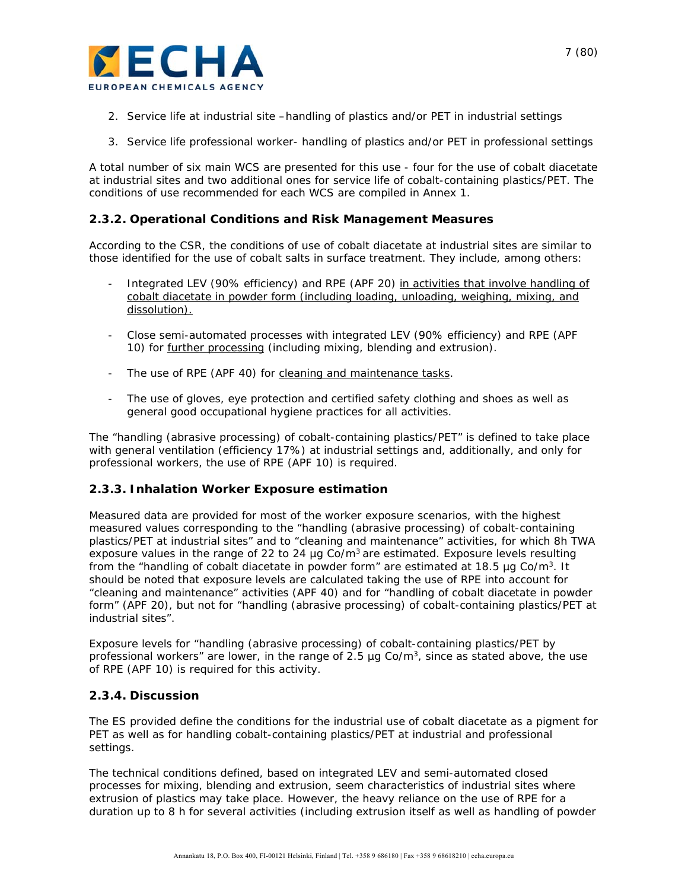2. Service life at industrial site –handling of plastics and/or PET in industrial settings

3. Service life professional worker- handling of plastics and/or PET in professional settings

A total number of six main WCS are presented for this use - four for the use of cobalt diacetate at industrial sites and two additional ones for service life of cobalt-containing plastics/PET. The conditions of use recommended for each WCS are compiled in Annex 1.

### 2.3.2. Operational Conditions and Risk Management Measures

According to the CSR, the conditions of use of cobalt diacetate at industrial sites are similar to those identified for the use of cobalt salts in surface treatment. They include, among others:

- Integrated LEV (90% efficiency) and RPE (APF 20) in activities that involve handling of cobalt diacetate in powder form (including loading, unloading, weighing, mixing, and dissolution).
- Close semi-automated processes with integrated LEV (90% efficiency) and RPE (APF 10) for further processing (including mixing, blending and extrusion).
- The use of RPE (APF 40) for cleaning and maintenance tasks.
- The use of gloves, eye protection and certified safety clothing and shoes as well as general good occupational hygiene practices for all activities.

The "handling (abrasive processing) of cobalt-containing plastics/PET" is defined to take place with general ventilation (efficiency 17%) at industrial settings and, additionally, and only for professional workers, the use of RPE (APF 10) is required.

### 2.3.3. Inhalation Worker Exposure estimation

Measured data are provided for most of the worker exposure scenarios, with the highest measured values corresponding to the "handling (abrasive processing) of cobalt-containing plastics/PET at industrial sites" and to "cleaning and maintenance" activities, for which 8h TWA exposure values in the range of 22 to 24 µg Co/m$^3$ are estimated. Exposure levels resulting from the "handling of cobalt diacetate in powder form" are estimated at 18.5 µg Co/m$^3$. It should be noted that exposure levels are calculated taking the use of RPE into account for "cleaning and maintenance" activities (APF 40) and for "handling of cobalt diacetate in powder form" (APF 20), but not for "handling (abrasive processing) of cobalt-containing plastics/PET at industrial sites".

Exposure levels for "handling (abrasive processing) of cobalt-containing plastics/PET by professional workers" are lower, in the range of 2.5 µg Co/m$^3$, since as stated above, the use of RPE (APF 10) is required for this activity.

### 2.3.4. Discussion

The ES provided define the conditions for the industrial use of cobalt diacetate as a pigment for PET as well as for handling cobalt-containing plastics/PET at industrial and professional settings.

The technical conditions defined, based on integrated LEV and semi-automated closed processes for mixing, blending and extrusion, seem characteristics of industrial sites where extrusion of plastics may take place. However, the heavy reliance on the use of RPE for a duration up to 8 h for several activities (including extrusion itself as well as handling of powder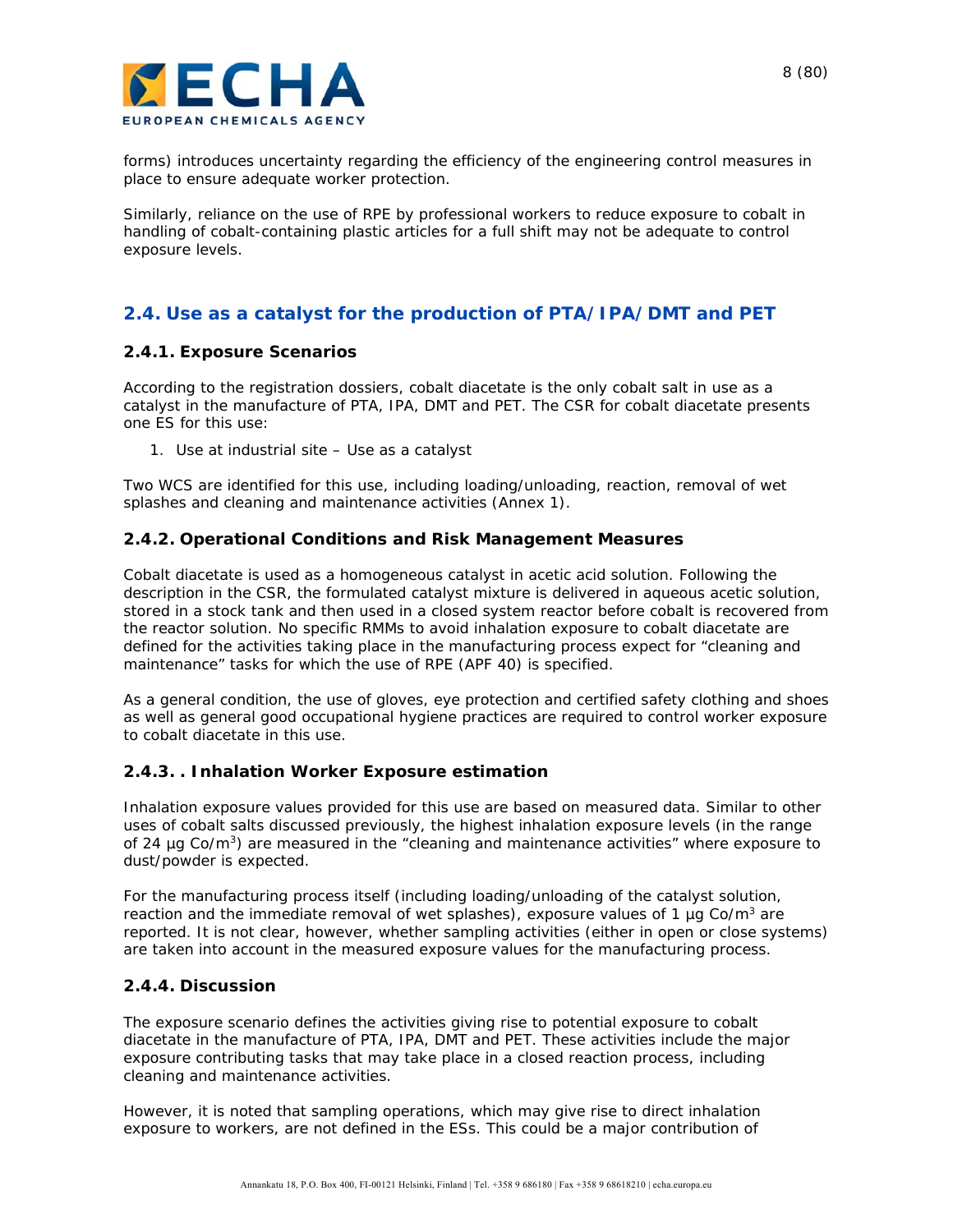forms) introduces uncertainty regarding the efficiency of the engineering control measures in place to ensure adequate worker protection.

Similarly, reliance on the use of RPE by professional workers to reduce exposure to cobalt in handling of cobalt-containing plastic articles for a full shift may not be adequate to control exposure levels.

## 2.4. Use as a catalyst for the production of PTA/IPA/DMT and PET

### 2.4.1. Exposure Scenarios

According to the registration dossiers, cobalt diacetate is the only cobalt salt in use as a catalyst in the manufacture of PTA, IPA, DMT and PET. The CSR for cobalt diacetate presents one ES for this use:

1. Use at industrial site – Use as a catalyst

Two WCS are identified for this use, including loading/unloading, reaction, removal of wet splashes and cleaning and maintenance activities (Annex 1).

### 2.4.2. Operational Conditions and Risk Management Measures

Cobalt diacetate is used as a homogeneous catalyst in acetic acid solution. Following the description in the CSR, the formulated catalyst mixture is delivered in aqueous acetic solution, stored in a stock tank and then used in a closed system reactor before cobalt is recovered from the reactor solution. No specific RMMs to avoid inhalation exposure to cobalt diacetate are defined for the activities taking place in the manufacturing process expect for "cleaning and maintenance" tasks for which the use of RPE (APF 40) is specified.

As a general condition, the use of gloves, eye protection and certified safety clothing and shoes as well as general good occupational hygiene practices are required to control worker exposure to cobalt diacetate in this use.

### 2.4.3. . Inhalation Worker Exposure estimation

Inhalation exposure values provided for this use are based on measured data. Similar to other uses of cobalt salts discussed previously, the highest inhalation exposure levels (in the range of 24 µg Co/m$^3$) are measured in the "cleaning and maintenance activities" where exposure to dust/powder is expected.

For the manufacturing process itself (including loading/unloading of the catalyst solution, reaction and the immediate removal of wet splashes), exposure values of 1 µg Co/m$^3$ are reported. It is not clear, however, whether sampling activities (either in open or close systems) are taken into account in the measured exposure values for the manufacturing process.

### 2.4.4. Discussion

The exposure scenario defines the activities giving rise to potential exposure to cobalt diacetate in the manufacture of PTA, IPA, DMT and PET. These activities include the major exposure contributing tasks that may take place in a closed reaction process, including cleaning and maintenance activities.

However, it is noted that sampling operations, which may give rise to direct inhalation exposure to workers, are not defined in the ESs. This could be a major contribution of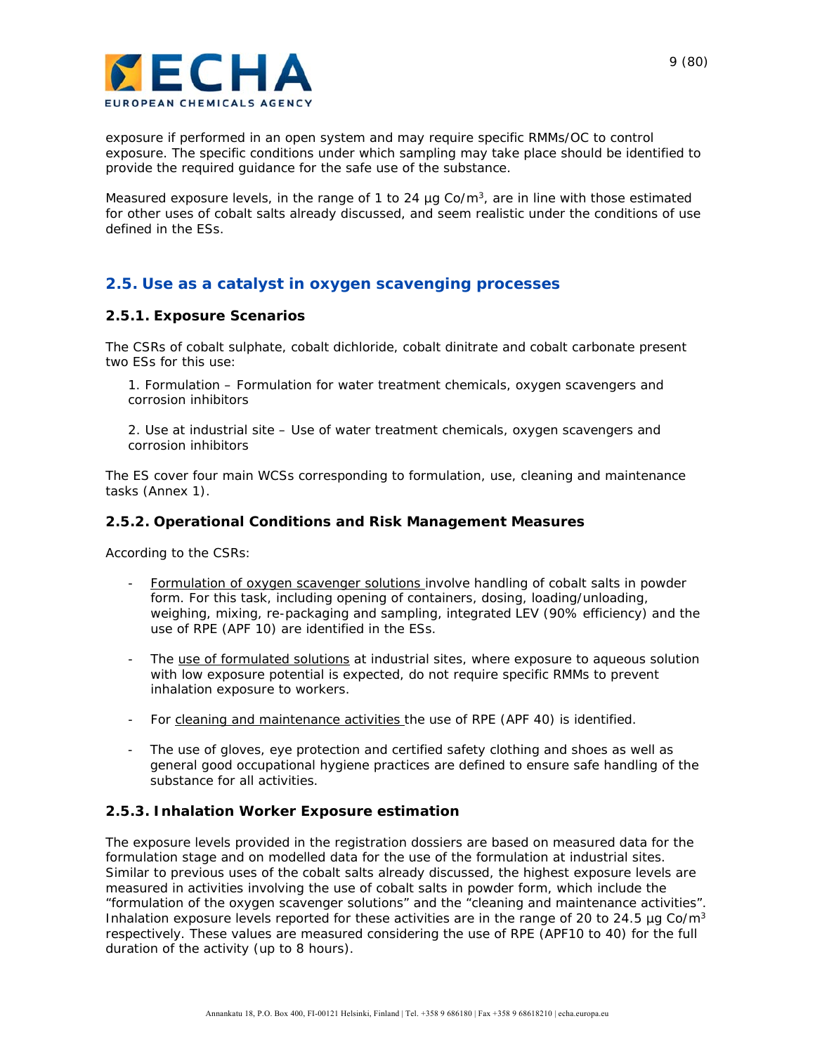exposure if performed in an open system and may require specific RMMs/OC to control exposure. The specific conditions under which sampling may take place should be identified to provide the required guidance for the safe use of the substance.

Measured exposure levels, in the range of 1 to 24 µg Co/m$^3$, are in line with those estimated for other uses of cobalt salts already discussed, and seem realistic under the conditions of use defined in the ESs.

## 2.5. Use as a catalyst in oxygen scavenging processes

### 2.5.1. Exposure Scenarios

The CSRs of cobalt sulphate, cobalt dichloride, cobalt dinitrate and cobalt carbonate present two ESs for this use:

1. Formulation – Formulation for water treatment chemicals, oxygen scavengers and corrosion inhibitors

2. Use at industrial site – Use of water treatment chemicals, oxygen scavengers and corrosion inhibitors

The ES cover four main WCSs corresponding to formulation, use, cleaning and maintenance tasks (Annex 1).

### 2.5.2. Operational Conditions and Risk Management Measures

According to the CSRs:

- Formulation of oxygen scavenger solutions involve handling of cobalt salts in powder form. For this task, including opening of containers, dosing, loading/unloading, weighing, mixing, re-packaging and sampling, integrated LEV (90% efficiency) and the use of RPE (APF 10) are identified in the ESs.

- The use of formulated solutions at industrial sites, where exposure to aqueous solution with low exposure potential is expected, do not require specific RMMs to prevent inhalation exposure to workers.

- For cleaning and maintenance activities the use of RPE (APF 40) is identified.

- The use of gloves, eye protection and certified safety clothing and shoes as well as general good occupational hygiene practices are defined to ensure safe handling of the substance for all activities.

### 2.5.3. Inhalation Worker Exposure estimation

The exposure levels provided in the registration dossiers are based on measured data for the formulation stage and on modelled data for the use of the formulation at industrial sites. Similar to previous uses of the cobalt salts already discussed, the highest exposure levels are measured in activities involving the use of cobalt salts in powder form, which include the "formulation of the oxygen scavenger solutions" and the "cleaning and maintenance activities". Inhalation exposure levels reported for these activities are in the range of 20 to 24.5 µg Co/m$^3$ respectively. These values are measured considering the use of RPE (APF10 to 40) for the full duration of the activity (up to 8 hours).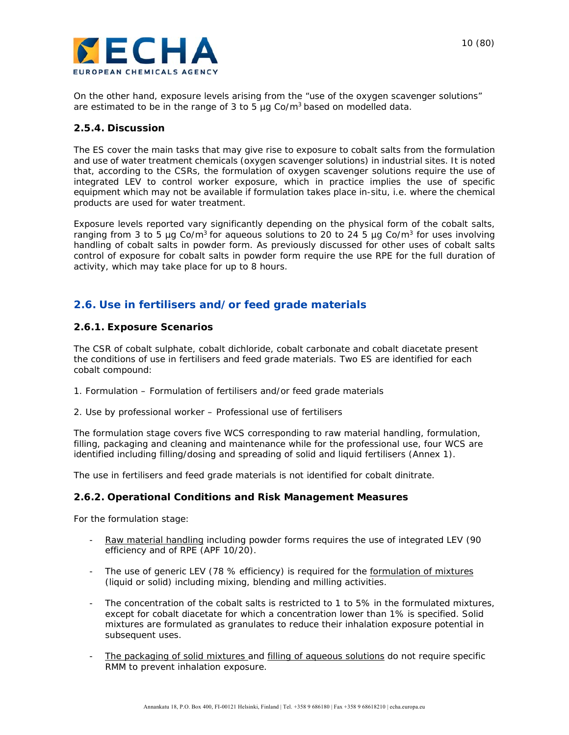On the other hand, exposure levels arising from the "use of the oxygen scavenger solutions" are estimated to be in the range of 3 to 5 µg Co/m$^3$ based on modelled data.

### 2.5.4. Discussion

The ES cover the main tasks that may give rise to exposure to cobalt salts from the formulation and use of water treatment chemicals (oxygen scavenger solutions) in industrial sites. It is noted that, according to the CSRs, the formulation of oxygen scavenger solutions require the use of integrated LEV to control worker exposure, which in practice implies the use of specific equipment which may not be available if formulation takes place in-situ, i.e. where the chemical products are used for water treatment.

Exposure levels reported vary significantly depending on the physical form of the cobalt salts, ranging from 3 to 5 µg Co/m$^3$ for aqueous solutions to 20 to 24 5 µg Co/m$^3$ for uses involving handling of cobalt salts in powder form. As previously discussed for other uses of cobalt salts control of exposure for cobalt salts in powder form require the use RPE for the full duration of activity, which may take place for up to 8 hours.

## 2.6. Use in fertilisers and/or feed grade materials

### 2.6.1. Exposure Scenarios

The CSR of cobalt sulphate, cobalt dichloride, cobalt carbonate and cobalt diacetate present the conditions of use in fertilisers and feed grade materials. Two ES are identified for each cobalt compound:

1. Formulation – Formulation of fertilisers and/or feed grade materials

2. Use by professional worker – Professional use of fertilisers

The formulation stage covers five WCS corresponding to raw material handling, formulation, filling, packaging and cleaning and maintenance while for the professional use, four WCS are identified including filling/dosing and spreading of solid and liquid fertilisers (Annex 1).

The use in fertilisers and feed grade materials is not identified for cobalt dinitrate.

### 2.6.2. Operational Conditions and Risk Management Measures

For the formulation stage:

- Raw material handling including powder forms requires the use of integrated LEV (90 efficiency and of RPE (APF 10/20).

- The use of generic LEV (78 % efficiency) is required for the formulation of mixtures (liquid or solid) including mixing, blending and milling activities.

- The concentration of the cobalt salts is restricted to 1 to 5% in the formulated mixtures, except for cobalt diacetate for which a concentration lower than 1% is specified. Solid mixtures are formulated as granulates to reduce their inhalation exposure potential in subsequent uses.

- The packaging of solid mixtures and filling of aqueous solutions do not require specific RMM to prevent inhalation exposure.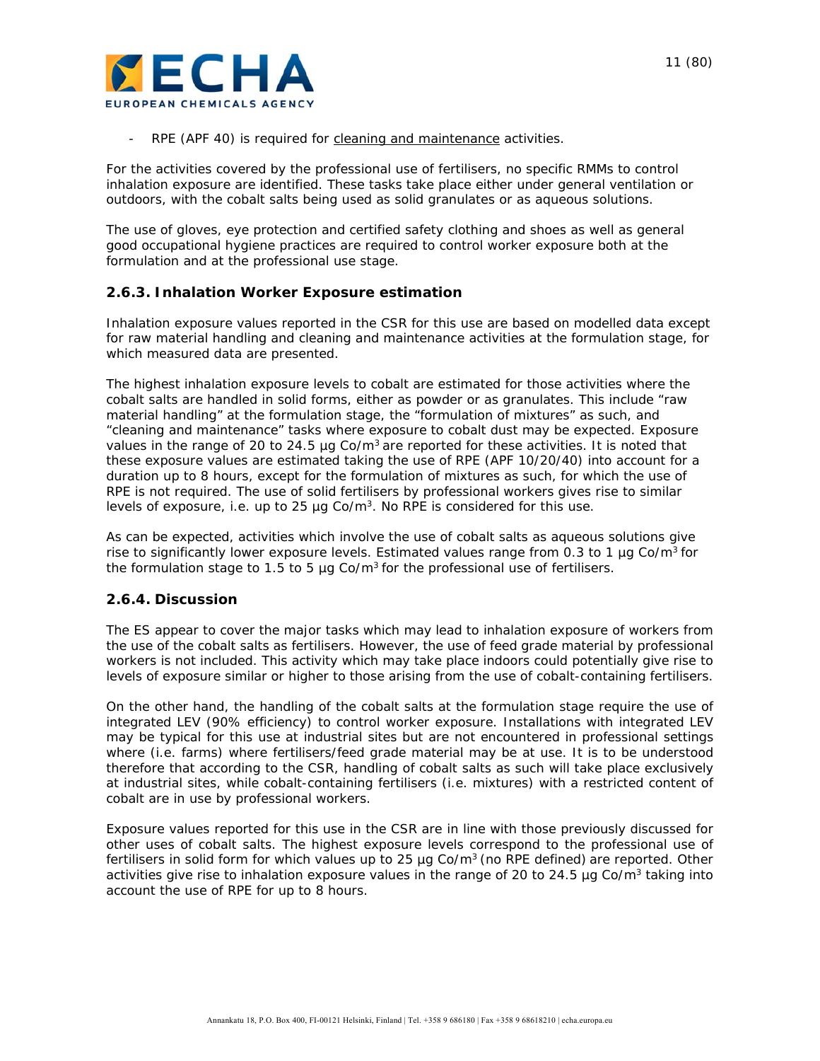- RPE (APF 40) is required for cleaning and maintenance activities.

For the activities covered by the professional use of fertilisers, no specific RMMs to control inhalation exposure are identified. These tasks take place either under general ventilation or outdoors, with the cobalt salts being used as solid granulates or as aqueous solutions.

The use of gloves, eye protection and certified safety clothing and shoes as well as general good occupational hygiene practices are required to control worker exposure both at the formulation and at the professional use stage.

### 2.6.3. Inhalation Worker Exposure estimation

Inhalation exposure values reported in the CSR for this use are based on modelled data except for raw material handling and cleaning and maintenance activities at the formulation stage, for which measured data are presented.

The highest inhalation exposure levels to cobalt are estimated for those activities where the cobalt salts are handled in solid forms, either as powder or as granulates. This include "raw material handling" at the formulation stage, the "formulation of mixtures" as such, and "cleaning and maintenance" tasks where exposure to cobalt dust may be expected. Exposure values in the range of 20 to 24.5 µg Co/m$^3$ are reported for these activities. It is noted that these exposure values are estimated taking the use of RPE (APF 10/20/40) into account for a duration up to 8 hours, except for the formulation of mixtures as such, for which the use of RPE is not required. The use of solid fertilisers by professional workers gives rise to similar levels of exposure, i.e. up to 25 µg Co/m$^3$. No RPE is considered for this use.

As can be expected, activities which involve the use of cobalt salts as aqueous solutions give rise to significantly lower exposure levels. Estimated values range from 0.3 to 1 µg Co/m$^3$ for the formulation stage to 1.5 to 5 µg Co/m$^3$ for the professional use of fertilisers.

### 2.6.4. Discussion

The ES appear to cover the major tasks which may lead to inhalation exposure of workers from the use of the cobalt salts as fertilisers. However, the use of feed grade material by professional workers is not included. This activity which may take place indoors could potentially give rise to levels of exposure similar or higher to those arising from the use of cobalt-containing fertilisers.

On the other hand, the handling of the cobalt salts at the formulation stage require the use of integrated LEV (90% efficiency) to control worker exposure. Installations with integrated LEV may be typical for this use at industrial sites but are not encountered in professional settings where (i.e. farms) where fertilisers/feed grade material may be at use. It is to be understood therefore that according to the CSR, handling of cobalt salts as such will take place exclusively at industrial sites, while cobalt-containing fertilisers (i.e. mixtures) with a restricted content of cobalt are in use by professional workers.

Exposure values reported for this use in the CSR are in line with those previously discussed for other uses of cobalt salts. The highest exposure levels correspond to the professional use of fertilisers in solid form for which values up to 25 µg Co/m$^3$ (no RPE defined) are reported. Other activities give rise to inhalation exposure values in the range of 20 to 24.5 µg Co/m$^3$ taking into account the use of RPE for up to 8 hours.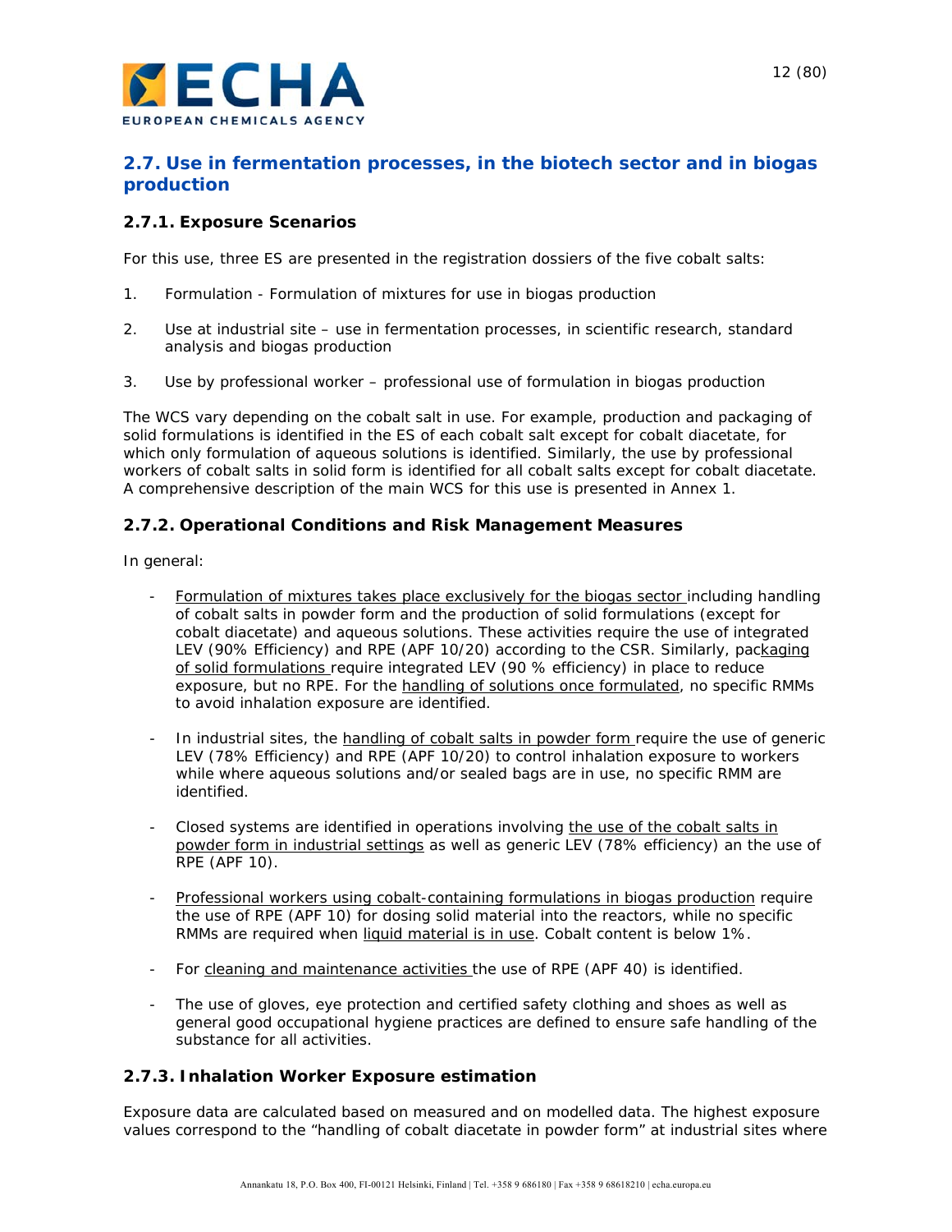## 2.7. Use in fermentation processes, in the biotech sector and in biogas production

### 2.7.1. Exposure Scenarios

For this use, three ES are presented in the registration dossiers of the five cobalt salts:

1. Formulation - Formulation of mixtures for use in biogas production
2. Use at industrial site – use in fermentation processes, in scientific research, standard analysis and biogas production
3. Use by professional worker – professional use of formulation in biogas production

The WCS vary depending on the cobalt salt in use. For example, production and packaging of solid formulations is identified in the ES of each cobalt salt except for cobalt diacetate, for which only formulation of aqueous solutions is identified. Similarly, the use by professional workers of cobalt salts in solid form is identified for all cobalt salts except for cobalt diacetate. A comprehensive description of the main WCS for this use is presented in Annex 1.

### 2.7.2. Operational Conditions and Risk Management Measures

In general:

- Formulation of mixtures takes place exclusively for the biogas sector including handling of cobalt salts in powder form and the production of solid formulations (except for cobalt diacetate) and aqueous solutions. These activities require the use of integrated LEV (90% Efficiency) and RPE (APF 10/20) according to the CSR. Similarly, packaging of solid formulations require integrated LEV (90 % efficiency) in place to reduce exposure, but no RPE. For the handling of solutions once formulated, no specific RMMs to avoid inhalation exposure are identified.
- In industrial sites, the handling of cobalt salts in powder form require the use of generic LEV (78% Efficiency) and RPE (APF 10/20) to control inhalation exposure to workers while where aqueous solutions and/or sealed bags are in use, no specific RMM are identified.
- Closed systems are identified in operations involving the use of the cobalt salts in powder form in industrial settings as well as generic LEV (78% efficiency) an the use of RPE (APF 10).
- Professional workers using cobalt-containing formulations in biogas production require the use of RPE (APF 10) for dosing solid material into the reactors, while no specific RMMs are required when liquid material is in use. Cobalt content is below 1%.
- For cleaning and maintenance activities the use of RPE (APF 40) is identified.
- The use of gloves, eye protection and certified safety clothing and shoes as well as general good occupational hygiene practices are defined to ensure safe handling of the substance for all activities.

### 2.7.3. Inhalation Worker Exposure estimation

Exposure data are calculated based on measured and on modelled data. The highest exposure values correspond to the "handling of cobalt diacetate in powder form" at industrial sites where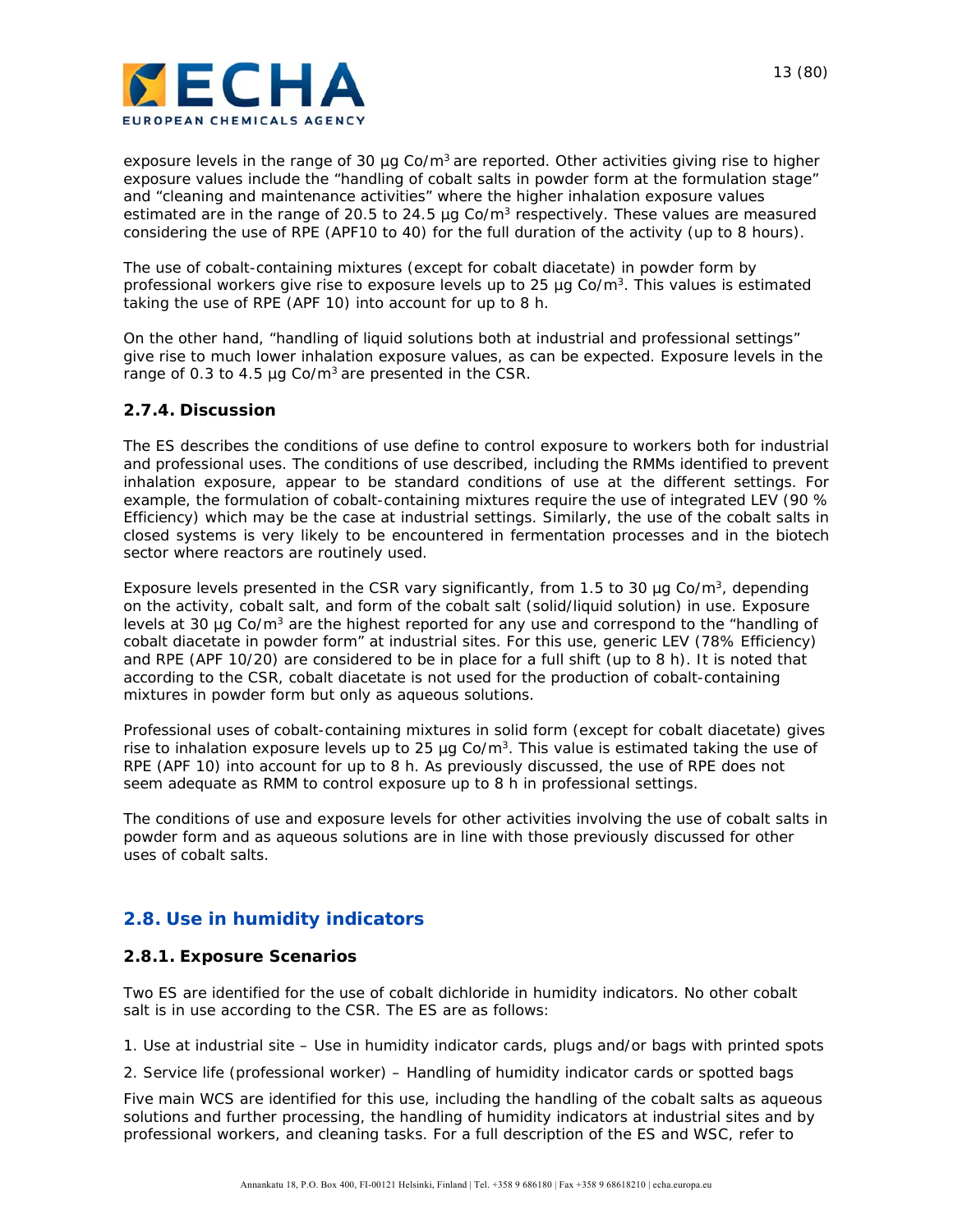exposure levels in the range of 30 µg Co/m$^3$ are reported. Other activities giving rise to higher exposure values include the "handling of cobalt salts in powder form at the formulation stage" and "cleaning and maintenance activities" where the higher inhalation exposure values estimated are in the range of 20.5 to 24.5 µg Co/m$^3$ respectively. These values are measured considering the use of RPE (APF10 to 40) for the full duration of the activity (up to 8 hours).

The use of cobalt-containing mixtures (except for cobalt diacetate) in powder form by professional workers give rise to exposure levels up to 25 µg Co/m$^3$. This values is estimated taking the use of RPE (APF 10) into account for up to 8 h.

On the other hand, "handling of liquid solutions both at industrial and professional settings" give rise to much lower inhalation exposure values, as can be expected. Exposure levels in the range of 0.3 to 4.5 µg Co/m$^3$ are presented in the CSR.

### 2.7.4. Discussion

The ES describes the conditions of use define to control exposure to workers both for industrial and professional uses. The conditions of use described, including the RMMs identified to prevent inhalation exposure, appear to be standard conditions of use at the different settings. For example, the formulation of cobalt-containing mixtures require the use of integrated LEV (90 % Efficiency) which may be the case at industrial settings. Similarly, the use of the cobalt salts in closed systems is very likely to be encountered in fermentation processes and in the biotech sector where reactors are routinely used.

Exposure levels presented in the CSR vary significantly, from 1.5 to 30 µg Co/m$^3$, depending on the activity, cobalt salt, and form of the cobalt salt (solid/liquid solution) in use. Exposure levels at 30 µg Co/m$^3$ are the highest reported for any use and correspond to the "handling of cobalt diacetate in powder form" at industrial sites. For this use, generic LEV (78% Efficiency) and RPE (APF 10/20) are considered to be in place for a full shift (up to 8 h). It is noted that according to the CSR, cobalt diacetate is not used for the production of cobalt-containing mixtures in powder form but only as aqueous solutions.

Professional uses of cobalt-containing mixtures in solid form (except for cobalt diacetate) gives rise to inhalation exposure levels up to 25 µg Co/m$^3$. This value is estimated taking the use of RPE (APF 10) into account for up to 8 h. As previously discussed, the use of RPE does not seem adequate as RMM to control exposure up to 8 h in professional settings.

The conditions of use and exposure levels for other activities involving the use of cobalt salts in powder form and as aqueous solutions are in line with those previously discussed for other uses of cobalt salts.

## 2.8. Use in humidity indicators

### 2.8.1. Exposure Scenarios

Two ES are identified for the use of cobalt dichloride in humidity indicators. No other cobalt salt is in use according to the CSR. The ES are as follows:

1. Use at industrial site – Use in humidity indicator cards, plugs and/or bags with printed spots
2. Service life (professional worker) – Handling of humidity indicator cards or spotted bags

Five main WCS are identified for this use, including the handling of the cobalt salts as aqueous solutions and further processing, the handling of humidity indicators at industrial sites and by professional workers, and cleaning tasks. For a full description of the ES and WSC, refer to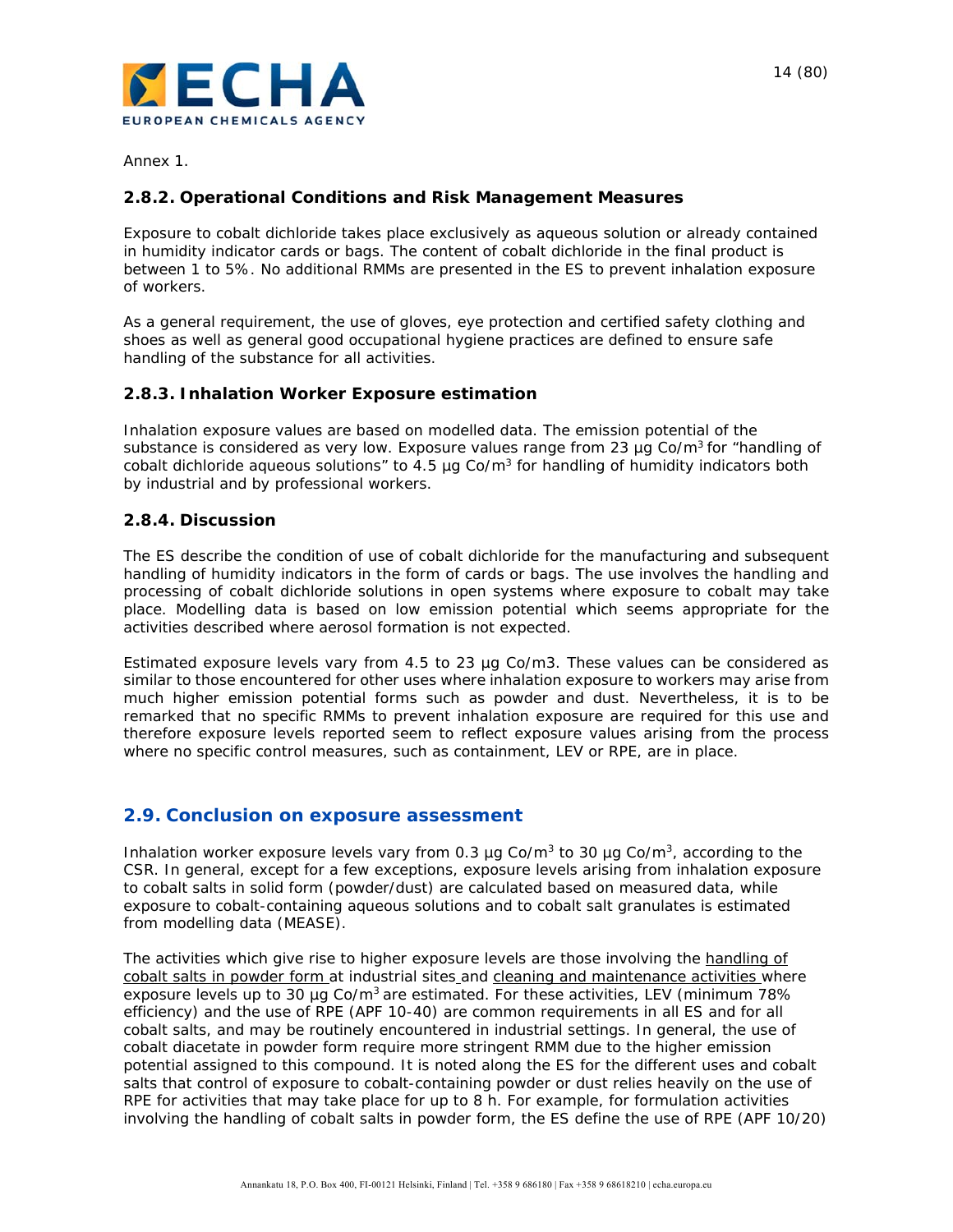Annex 1.

### 2.8.2. Operational Conditions and Risk Management Measures

Exposure to cobalt dichloride takes place exclusively as aqueous solution or already contained in humidity indicator cards or bags. The content of cobalt dichloride in the final product is between 1 to 5%. No additional RMMs are presented in the ES to prevent inhalation exposure of workers.

As a general requirement, the use of gloves, eye protection and certified safety clothing and shoes as well as general good occupational hygiene practices are defined to ensure safe handling of the substance for all activities.

### 2.8.3. Inhalation Worker Exposure estimation

Inhalation exposure values are based on modelled data. The emission potential of the substance is considered as very low. Exposure values range from 23 µg Co/$m^3$ for "handling of cobalt dichloride aqueous solutions" to 4.5 µg Co/$m^3$ for handling of humidity indicators both by industrial and by professional workers.

### 2.8.4. Discussion

The ES describe the condition of use of cobalt dichloride for the manufacturing and subsequent handling of humidity indicators in the form of cards or bags. The use involves the handling and processing of cobalt dichloride solutions in open systems where exposure to cobalt may take place. Modelling data is based on low emission potential which seems appropriate for the activities described where aerosol formation is not expected.

Estimated exposure levels vary from 4.5 to 23 µg Co/m3. These values can be considered as similar to those encountered for other uses where inhalation exposure to workers may arise from much higher emission potential forms such as powder and dust. Nevertheless, it is to be remarked that no specific RMMs to prevent inhalation exposure are required for this use and therefore exposure levels reported seem to reflect exposure values arising from the process where no specific control measures, such as containment, LEV or RPE, are in place.

## 2.9. Conclusion on exposure assessment

Inhalation worker exposure levels vary from 0.3 µg Co/$m^3$ to 30 µg Co/$m^3$, according to the CSR. In general, except for a few exceptions, exposure levels arising from inhalation exposure to cobalt salts in solid form (powder/dust) are calculated based on measured data, while exposure to cobalt-containing aqueous solutions and to cobalt salt granulates is estimated from modelling data (MEASE).

The activities which give rise to higher exposure levels are those involving the handling of cobalt salts in powder form at industrial sites and cleaning and maintenance activities where exposure levels up to 30 µg Co/$m^3$ are estimated. For these activities, LEV (minimum 78% efficiency) and the use of RPE (APF 10-40) are common requirements in all ES and for all cobalt salts, and may be routinely encountered in industrial settings. In general, the use of cobalt diacetate in powder form require more stringent RMM due to the higher emission potential assigned to this compound. It is noted along the ES for the different uses and cobalt salts that control of exposure to cobalt-containing powder or dust relies heavily on the use of RPE for activities that may take place for up to 8 h. For example, for formulation activities involving the handling of cobalt salts in powder form, the ES define the use of RPE (APF 10/20)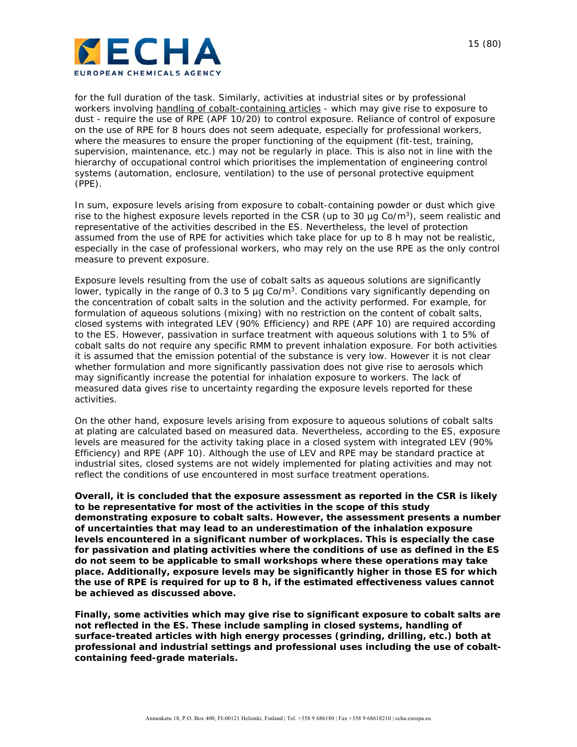for the full duration of the task. Similarly, activities at industrial sites or by professional workers involving handling of cobalt-containing articles - which may give rise to exposure to dust - require the use of RPE (APF 10/20) to control exposure. Reliance of control of exposure on the use of RPE for 8 hours does not seem adequate, especially for professional workers, where the measures to ensure the proper functioning of the equipment (fit-test, training, supervision, maintenance, etc.) may not be regularly in place. This is also not in line with the hierarchy of occupational control which prioritises the implementation of engineering control systems (automation, enclosure, ventilation) to the use of personal protective equipment (PPE).

In sum, exposure levels arising from exposure to cobalt-containing powder or dust which give rise to the highest exposure levels reported in the CSR (up to 30 µg Co/m$^3$), seem realistic and representative of the activities described in the ES. Nevertheless, the level of protection assumed from the use of RPE for activities which take place for up to 8 h may not be realistic, especially in the case of professional workers, who may rely on the use RPE as the only control measure to prevent exposure.

Exposure levels resulting from the use of cobalt salts as aqueous solutions are significantly lower, typically in the range of 0.3 to 5 µg Co/m$^3$. Conditions vary significantly depending on the concentration of cobalt salts in the solution and the activity performed. For example, for formulation of aqueous solutions (mixing) with no restriction on the content of cobalt salts, closed systems with integrated LEV (90% Efficiency) and RPE (APF 10) are required according to the ES. However, passivation in surface treatment with aqueous solutions with 1 to 5% of cobalt salts do not require any specific RMM to prevent inhalation exposure. For both activities it is assumed that the emission potential of the substance is very low. However it is not clear whether formulation and more significantly passivation does not give rise to aerosols which may significantly increase the potential for inhalation exposure to workers. The lack of measured data gives rise to uncertainty regarding the exposure levels reported for these activities.

On the other hand, exposure levels arising from exposure to aqueous solutions of cobalt salts at plating are calculated based on measured data. Nevertheless, according to the ES, exposure levels are measured for the activity taking place in a closed system with integrated LEV (90% Efficiency) and RPE (APF 10). Although the use of LEV and RPE may be standard practice at industrial sites, closed systems are not widely implemented for plating activities and may not reflect the conditions of use encountered in most surface treatment operations.

**Overall, it is concluded that the exposure assessment as reported in the CSR is likely to be representative for most of the activities in the scope of this study demonstrating exposure to cobalt salts. However, the assessment presents a number of uncertainties that may lead to an underestimation of the inhalation exposure levels encountered in a significant number of workplaces. This is especially the case for passivation and plating activities where the conditions of use as defined in the ES do not seem to be applicable to small workshops where these operations may take place. Additionally, exposure levels may be significantly higher in those ES for which the use of RPE is required for up to 8 h, if the estimated effectiveness values cannot be achieved as discussed above.**

**Finally, some activities which may give rise to significant exposure to cobalt salts are not reflected in the ES. These include sampling in closed systems, handling of surface-treated articles with high energy processes (grinding, drilling, etc.) both at professional and industrial settings and professional uses including the use of cobalt-containing feed-grade materials.**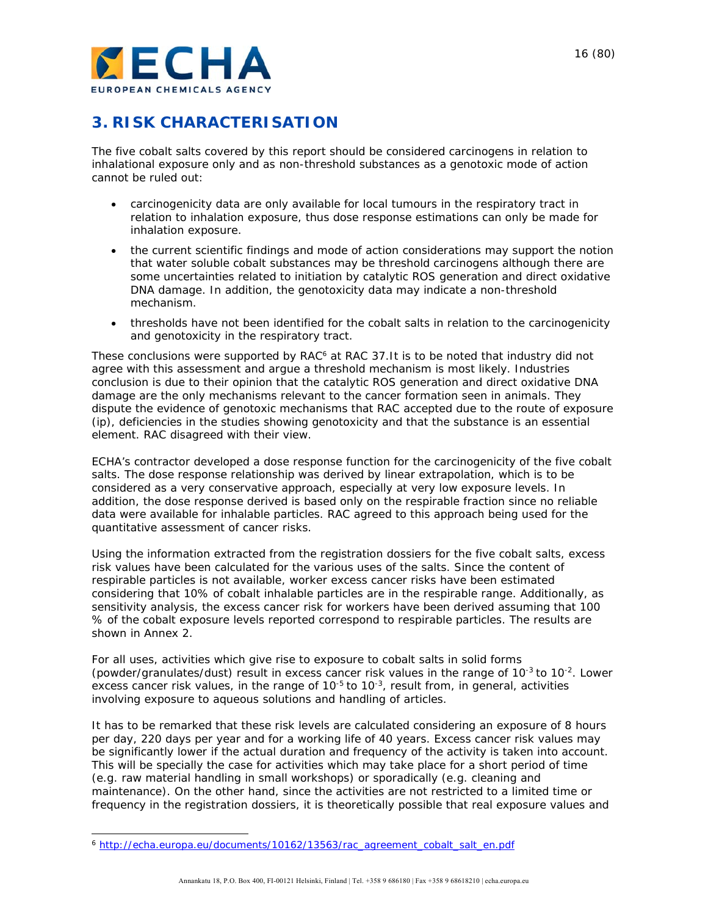# 3. RISK CHARACTERISATION

The five cobalt salts covered by this report should be considered carcinogens in relation to inhalational exposure only and as non-threshold substances as a genotoxic mode of action cannot be ruled out:

- carcinogenicity data are only available for local tumours in the respiratory tract in relation to inhalation exposure, thus dose response estimations can only be made for inhalation exposure.
- the current scientific findings and mode of action considerations may support the notion that water soluble cobalt substances may be threshold carcinogens although there are some uncertainties related to initiation by catalytic ROS generation and direct oxidative DNA damage. In addition, the genotoxicity data may indicate a non-threshold mechanism.
- thresholds have not been identified for the cobalt salts in relation to the carcinogenicity and genotoxicity in the respiratory tract.

These conclusions were supported by RAC[6] at RAC 37.It is to be noted that industry did not agree with this assessment and argue a threshold mechanism is most likely. Industries conclusion is due to their opinion that the catalytic ROS generation and direct oxidative DNA damage are the only mechanisms relevant to the cancer formation seen in animals. They dispute the evidence of genotoxic mechanisms that RAC accepted due to the route of exposure (ip), deficiencies in the studies showing genotoxicity and that the substance is an essential element. RAC disagreed with their view.

ECHA's contractor developed a dose response function for the carcinogenicity of the five cobalt salts. The dose response relationship was derived by linear extrapolation, which is to be considered as a very conservative approach, especially at very low exposure levels. In addition, the dose response derived is based only on the respirable fraction since no reliable data were available for inhalable particles. RAC agreed to this approach being used for the quantitative assessment of cancer risks.

Using the information extracted from the registration dossiers for the five cobalt salts, excess risk values have been calculated for the various uses of the salts. Since the content of respirable particles is not available, worker excess cancer risks have been estimated considering that 10% of cobalt inhalable particles are in the respirable range. Additionally, as sensitivity analysis, the excess cancer risk for workers have been derived assuming that 100 % of the cobalt exposure levels reported correspond to respirable particles. The results are shown in Annex 2.

For all uses, activities which give rise to exposure to cobalt salts in solid forms (powder/granulates/dust) result in excess cancer risk values in the range of $10^{-3}$ to $10^{-2}$. Lower excess cancer risk values, in the range of $10^{-5}$ to $10^{-3}$, result from, in general, activities involving exposure to aqueous solutions and handling of articles.

It has to be remarked that these risk levels are calculated considering an exposure of 8 hours per day, 220 days per year and for a working life of 40 years. Excess cancer risk values may be significantly lower if the actual duration and frequency of the activity is taken into account. This will be specially the case for activities which may take place for a short period of time (e.g. raw material handling in small workshops) or sporadically (e.g. cleaning and maintenance). On the other hand, since the activities are not restricted to a limited time or frequency in the registration dossiers, it is theoretically possible that real exposure values and

---

[6] http://echa.europa.eu/documents/10162/13563/rac_agreement_cobalt_salt_en.pdf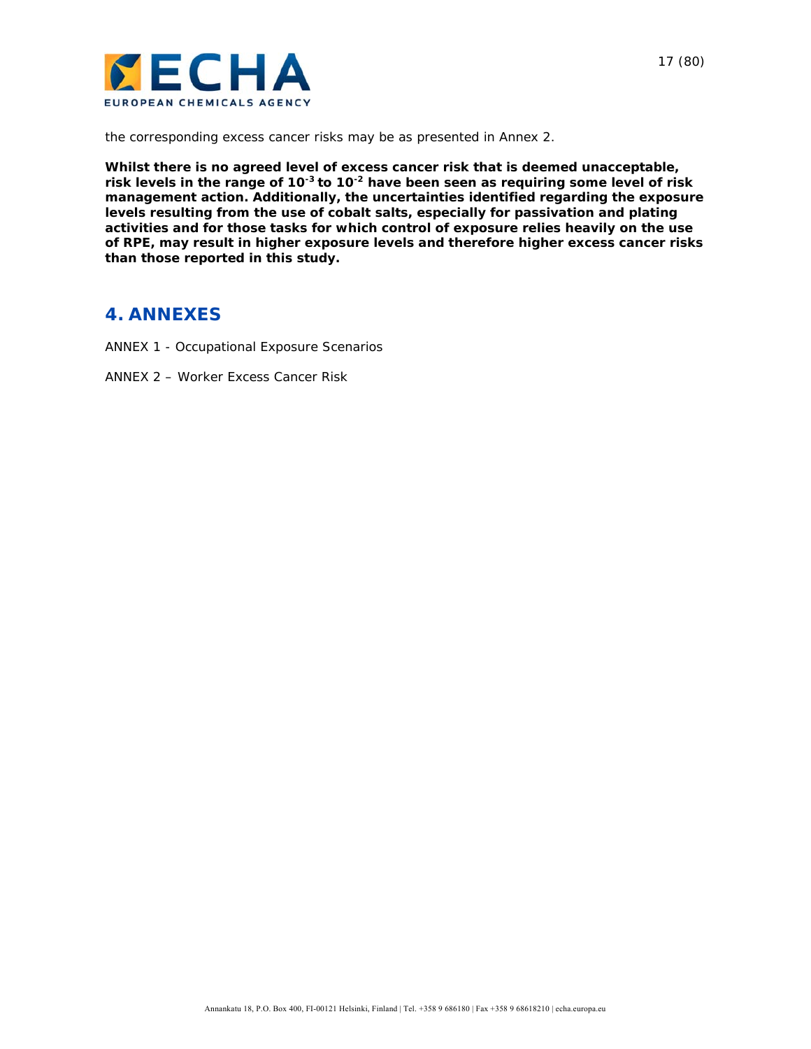the corresponding excess cancer risks may be as presented in Annex 2.

**Whilst there is no agreed level of excess cancer risk that is deemed unacceptable, risk levels in the range of $10^{-3}$ to $10^{-2}$ have been seen as requiring some level of risk management action. Additionally, the uncertainties identified regarding the exposure levels resulting from the use of cobalt salts, especially for passivation and plating activities and for those tasks for which control of exposure relies heavily on the use of RPE, may result in higher exposure levels and therefore higher excess cancer risks than those reported in this study.**

# 4. ANNEXES

ANNEX 1 - Occupational Exposure Scenarios

ANNEX 2 – Worker Excess Cancer Risk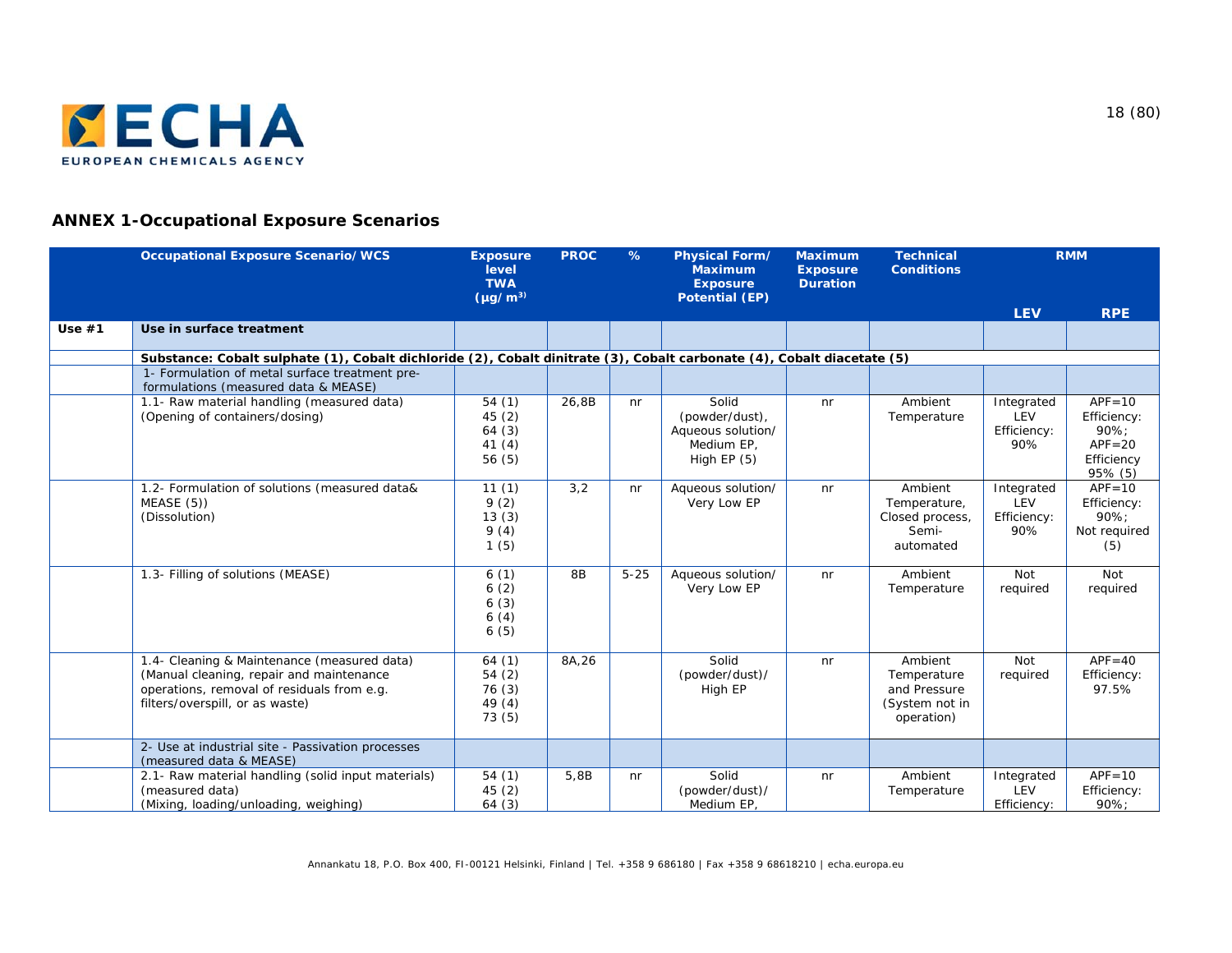## ANNEX 1-Occupational Exposure Scenarios

| | Occupational Exposure Scenario/ WCS | Exposure level TWA (µg/ m³) | PROC | % | Physical Form/ Maximum Exposure Potential (EP) | Maximum Exposure Duration | Technical Conditions | RMM | |
|---|---|---|---|---|---|---|---|---|---|
| | | | | | | | | LEV | RPE |
| Use #1 | Use in surface treatment | | | | | | | | |
| | Substance: Cobalt sulphate (1), Cobalt dichloride (2), Cobalt dinitrate (3), Cobalt carbonate (4), Cobalt diacetate (5) | | | | | | | | |
| | 1- Formulation of metal surface treatment pre-formulations (measured data & MEASE) | | | | | | | | |
| | 1.1- Raw material handling (measured data) (Opening of containers/dosing) | 54 (1) 45 (2) 64 (3) 41 (4) 56 (5) | 26,8B | nr | Solid (powder/dust), Aqueous solution/ Medium EP, High EP (5) | nr | Ambient Temperature | Integrated LEV Efficiency: 90% | APF=10 Efficiency: 90%; APF=20 Efficiency 95% (5) |
| | 1.2- Formulation of solutions (measured data& MEASE (5)) (Dissolution) | 11 (1) 9 (2) 13 (3) 9 (4) 1 (5) | 3,2 | nr | Aqueous solution/ Very Low EP | nr | Ambient Temperature, Closed process, Semi-automated | Integrated LEV Efficiency: 90% | APF=10 Efficiency: 90%; Not required (5) |
| | 1.3- Filling of solutions (MEASE) | 6 (1) 6 (2) 6 (3) 6 (4) 6 (5) | 8B | 5-25 | Aqueous solution/ Very Low EP | nr | Ambient Temperature | Not required | Not required |
| | 1.4- Cleaning & Maintenance (measured data) (Manual cleaning, repair and maintenance operations, removal of residuals from e.g. filters/overspill, or as waste) | 64 (1) 54 (2) 76 (3) 49 (4) 73 (5) | 8A,26 | | Solid (powder/dust)/ High EP | nr | Ambient Temperature and Pressure (System not in operation) | Not required | APF=40 Efficiency: 97.5% |
| | 2- Use at industrial site - Passivation processes (measured data & MEASE) | | | | | | | | |
| | 2.1- Raw material handling (solid input materials) (measured data) (Mixing, loading/unloading, weighing) | 54 (1) 45 (2) 64 (3) | 5,8B | nr | Solid (powder/dust)/ Medium EP, | nr | Ambient Temperature | Integrated LEV Efficiency: | APF=10 Efficiency: 90%; |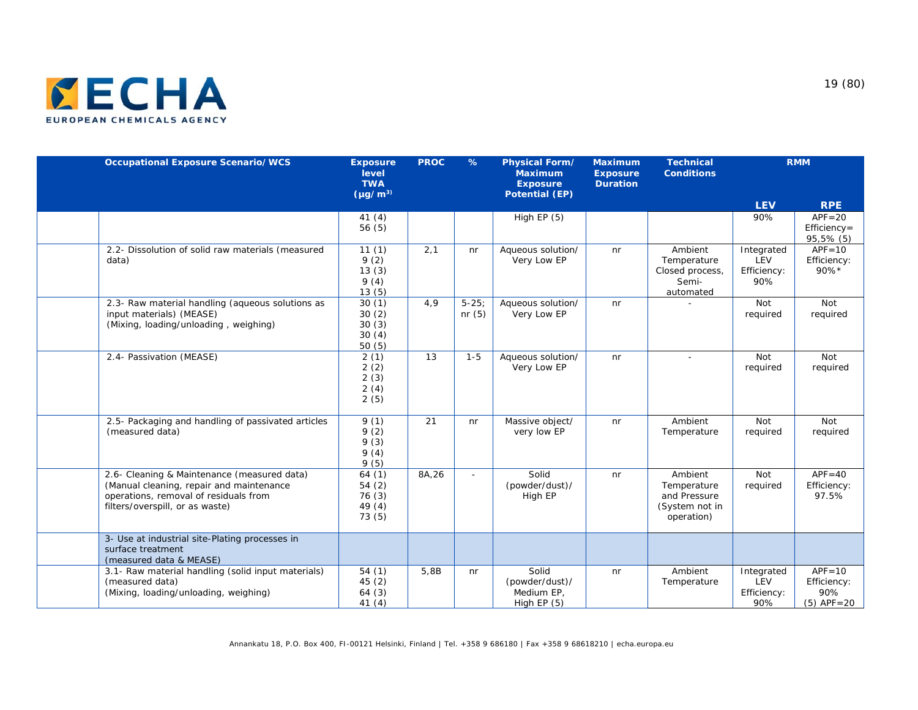| | Occupational Exposure Scenario/WCS | Exposure level TWA (µg/m³) | PROC | % | Physical Form/ Maximum Exposure Potential (EP) | Maximum Exposure Duration | Technical Conditions | RMM | |
|---|---|---|---|---|---|---|---|---|---|
| | | | | | | | | LEV | RPE |
| | | 41 (4)<br>56 (5) | | | High EP (5) | | | 90% | APF=20 Efficiency= 95,5% (5) |
| | 2.2- Dissolution of solid raw materials (measured data) | 11 (1)<br>9 (2)<br>13 (3)<br>9 (4)<br>13 (5) | 2,1 | nr | Aqueous solution/ Very Low EP | nr | Ambient Temperature Closed process, Semi-automated | Integrated LEV Efficiency: 90% | APF=10 Efficiency: 90%* |
| | 2.3- Raw material handling (aqueous solutions as input materials) (MEASE)<br>(Mixing, loading/unloading , weighing) | 30 (1)<br>30 (2)<br>30 (3)<br>30 (4)<br>50 (5) | 4,9 | 5-25; nr (5) | Aqueous solution/ Very Low EP | nr | - | Not required | Not required |
| | 2.4- Passivation (MEASE) | 2 (1)<br>2 (2)<br>2 (3)<br>2 (4)<br>2 (5) | 13 | 1-5 | Aqueous solution/ Very Low EP | nr | - | Not required | Not required |
| | 2.5- Packaging and handling of passivated articles (measured data) | 9 (1)<br>9 (2)<br>9 (3)<br>9 (4)<br>9 (5) | 21 | nr | Massive object/ very low EP | nr | Ambient Temperature | Not required | Not required |
| | 2.6- Cleaning & Maintenance (measured data)<br>(Manual cleaning, repair and maintenance operations, removal of residuals from filters/overspill, or as waste) | 64 (1)<br>54 (2)<br>76 (3)<br>49 (4)<br>73 (5) | 8A,26 | - | Solid (powder/dust)/ High EP | nr | Ambient Temperature and Pressure (System not in operation) | Not required | APF=40 Efficiency: 97.5% |
| | 3- Use at industrial site-Plating processes in surface treatment<br>(measured data & MEASE) | | | | | | | | |
| | 3.1- Raw material handling (solid input materials) (measured data)<br>(Mixing, loading/unloading, weighing) | 54 (1)<br>45 (2)<br>64 (3)<br>41 (4) | 5,8B | nr | Solid (powder/dust)/ Medium EP, High EP (5) | nr | Ambient Temperature | Integrated LEV Efficiency: 90% | APF=10 Efficiency: 90%<br>(5) APF=20 |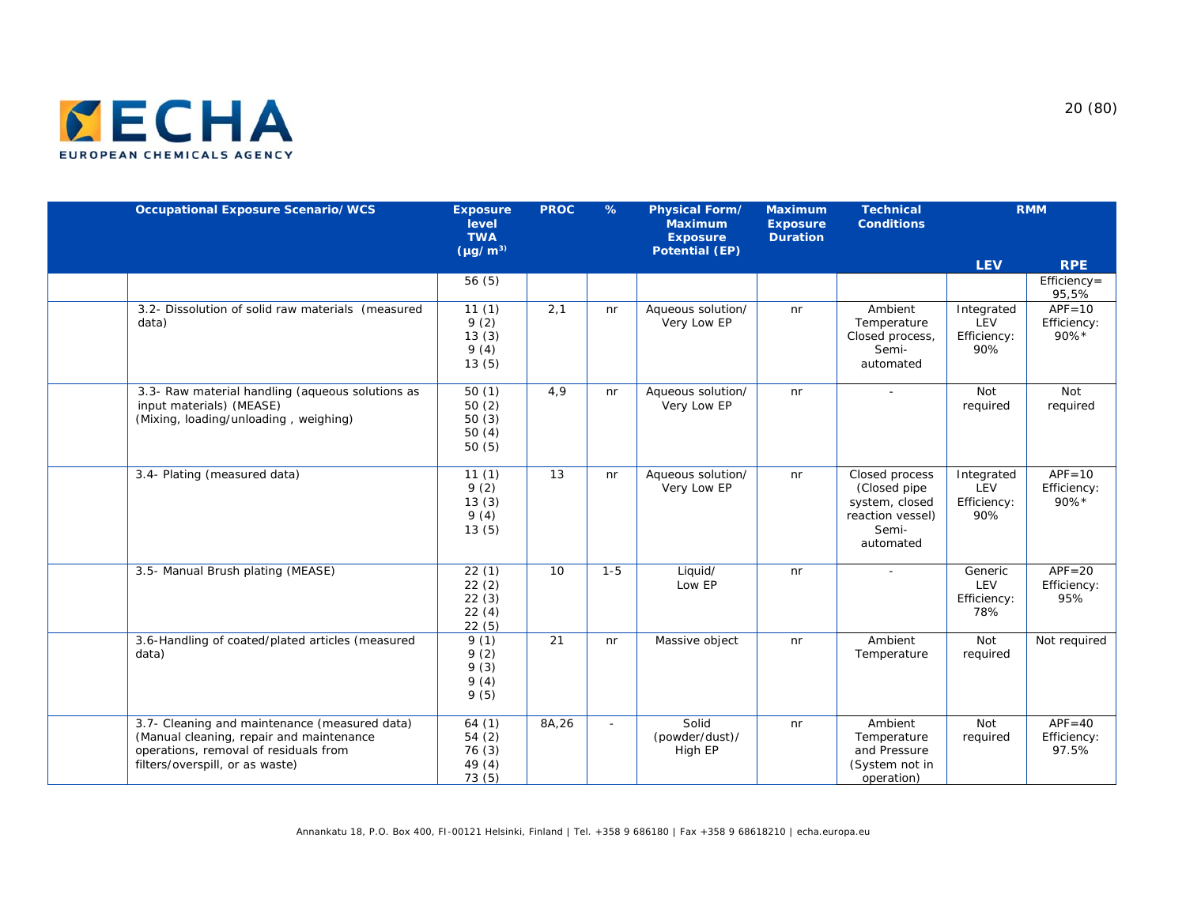| | Occupational Exposure Scenario/WCS | Exposure level TWA (µg/m³) | PROC | % | Physical Form/ Maximum Exposure Potential (EP) | Maximum Exposure Duration | Technical Conditions | RMM | |
|---|---|---|---|---|---|---|---|---|---|
| | | | | | | | | LEV | RPE |
| | | 56 (5) | | | | | | | Efficiency= 95,5% |
| | 3.2- Dissolution of solid raw materials (measured data) | 11 (1)<br>9 (2)<br>13 (3)<br>9 (4)<br>13 (5) | 2,1 | nr | Aqueous solution/ Very Low EP | nr | Ambient Temperature Closed process, Semi-automated | Integrated LEV Efficiency: 90% | APF=10 Efficiency: 90%* |
| | 3.3- Raw material handling (aqueous solutions as input materials) (MEASE)<br>(Mixing, loading/unloading , weighing) | 50 (1)<br>50 (2)<br>50 (3)<br>50 (4)<br>50 (5) | 4,9 | nr | Aqueous solution/ Very Low EP | nr | - | Not required | Not required |
| | 3.4- Plating (measured data) | 11 (1)<br>9 (2)<br>13 (3)<br>9 (4)<br>13 (5) | 13 | nr | Aqueous solution/ Very Low EP | nr | Closed process (Closed pipe system, closed reaction vessel) Semi-automated | Integrated LEV Efficiency: 90% | APF=10 Efficiency: 90%* |
| | 3.5- Manual Brush plating (MEASE) | 22 (1)<br>22 (2)<br>22 (3)<br>22 (4)<br>22 (5) | 10 | 1-5 | Liquid/ Low EP | nr | - | Generic LEV Efficiency: 78% | APF=20 Efficiency: 95% |
| | 3.6-Handling of coated/plated articles (measured data) | 9 (1)<br>9 (2)<br>9 (3)<br>9 (4)<br>9 (5) | 21 | nr | Massive object | nr | Ambient Temperature | Not required | Not required |
| | 3.7- Cleaning and maintenance (measured data)<br>(Manual cleaning, repair and maintenance operations, removal of residuals from filters/overspill, or as waste) | 64 (1)<br>54 (2)<br>76 (3)<br>49 (4)<br>73 (5) | 8A,26 | - | Solid (powder/dust)/ High EP | nr | Ambient Temperature and Pressure (System not in operation) | Not required | APF=40 Efficiency: 97.5% |

Annankatu 18, P.O. Box 400, FI-00121 Helsinki, Finland | Tel. +358 9 686180 | Fax +358 9 68618210 | echa.europa.eu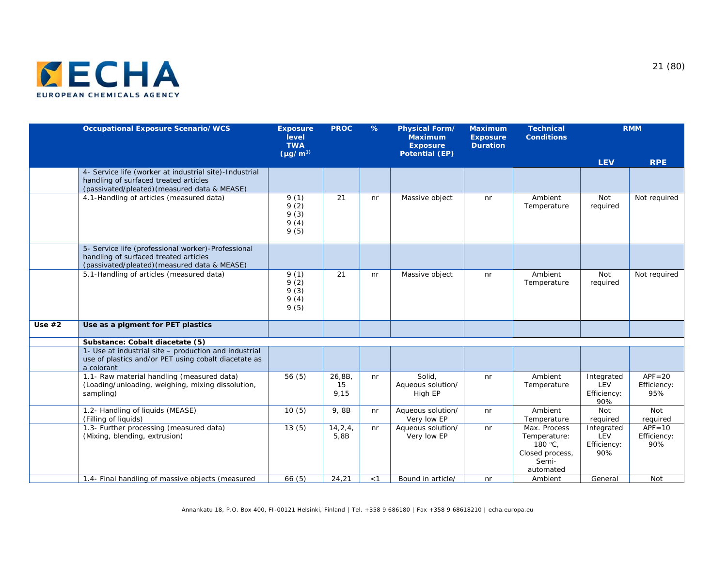| | Occupational Exposure Scenario/WCS | Exposure level TWA (µg/m³) | PROC | % | Physical Form/ Maximum Exposure Potential (EP) | Maximum Exposure Duration | Technical Conditions | RMM | |
|---|---|---|---|---|---|---|---|---|---|
| | | | | | | | | LEV | RPE |
| | 4- Service life (worker at industrial site)-Industrial handling of surfaced treated articles (passivated/pleated)(measured data & MEASE) | | | | | | | | |
| | 4.1-Handling of articles (measured data) | 9 (1)<br>9 (2)<br>9 (3)<br>9 (4)<br>9 (5) | 21 | nr | Massive object | nr | Ambient Temperature | Not required | Not required |
| | 5- Service life (professional worker)-Professional handling of surfaced treated articles (passivated/pleated)(measured data & MEASE) | | | | | | | | |
| | 5.1-Handling of articles (measured data) | 9 (1)<br>9 (2)<br>9 (3)<br>9 (4)<br>9 (5) | 21 | nr | Massive object | nr | Ambient Temperature | Not required | Not required |
| **Use #2** | **Use as a pigment for PET plastics** | | | | | | | | |
| | **Substance: Cobalt diacetate (5)** | | | | | | | | |
| | 1- Use at industrial site – production and industrial use of plastics and/or PET using cobalt diacetate as a colorant | | | | | | | | |
| | 1.1- Raw material handling (measured data) (Loading/unloading, weighing, mixing dissolution, sampling) | 56 (5) | 26,8B, 15<br>9,15 | nr | Solid, Aqueous solution/ High EP | nr | Ambient Temperature | Integrated LEV Efficiency: 90% | APF=20 Efficiency: 95% |
| | 1.2- Handling of liquids (MEASE) (Filling of liquids) | 10 (5) | 9, 8B | nr | Aqueous solution/ Very low EP | nr | Ambient Temperature | Not required | Not required |
| | 1.3- Further processing (measured data) (Mixing, blending, extrusion) | 13 (5) | 14,2,4, 5,8B | nr | Aqueous solution/ Very low EP | nr | Max. Process Temperature: 180 ºC, Closed process, Semi-automated | Integrated LEV Efficiency: 90% | APF=10 Efficiency: 90% |
| | 1.4- Final handling of massive objects (measured | 66 (5) | 24,21 | <1 | Bound in article/ | nr | Ambient | General | Not |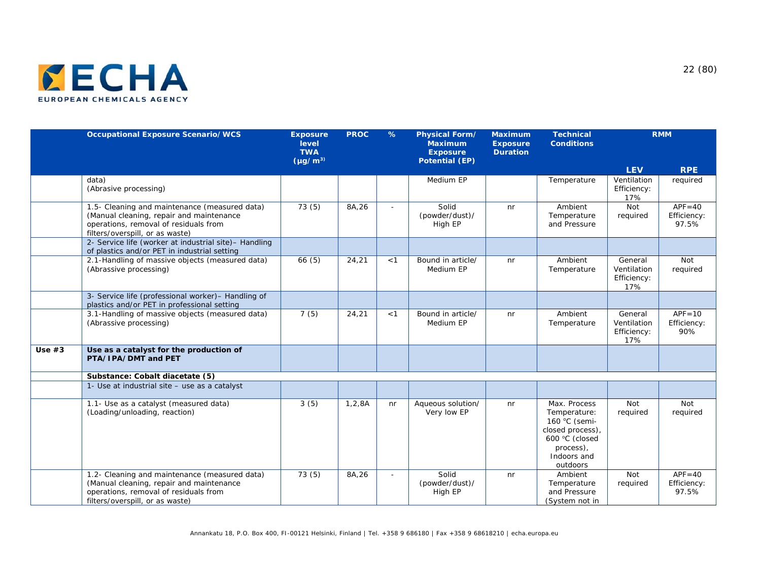| | Occupational Exposure Scenario/WCS | Exposure level TWA (μg/m³) | PROC | % | Physical Form/ Maximum Exposure Potential (EP) | Maximum Exposure Duration | Technical Conditions | RMM | |
|---|---|---|---|---|---|---|---|---|---|
| | | | | | | | | LEV | RPE |
| | data) (Abrasive processing) | | | | Medium EP | | Temperature | Ventilation Efficiency: 17% | required |
| | 1.5- Cleaning and maintenance (measured data) (Manual cleaning, repair and maintenance operations, removal of residuals from filters/overspill, or as waste) | 73 (5) | 8A,26 | - | Solid (powder/dust)/ High EP | nr | Ambient Temperature and Pressure | Not required | APF=40 Efficiency: 97.5% |
| | 2- Service life (worker at industrial site)– Handling of plastics and/or PET in industrial setting | | | | | | | | |
| | 2.1-Handling of massive objects (measured data) (Abrassive processing) | 66 (5) | 24,21 | <1 | Bound in article/ Medium EP | nr | Ambient Temperature | General Ventilation Efficiency: 17% | Not required |
| | 3- Service life (professional worker)– Handling of plastics and/or PET in professional setting | | | | | | | | |
| | 3.1-Handling of massive objects (measured data) (Abrassive processing) | 7 (5) | 24,21 | <1 | Bound in article/ Medium EP | nr | Ambient Temperature | General Ventilation Efficiency: 17% | APF=10 Efficiency: 90% |
| **Use #3** | **Use as a catalyst for the production of PTA/IPA/DMT and PET** | | | | | | | | |
| | **Substance: Cobalt diacetate (5)** | | | | | | | | |
| | 1- Use at industrial site – use as a catalyst | | | | | | | | |
| | 1.1- Use as a catalyst (measured data) (Loading/unloading, reaction) | 3 (5) | 1,2,8A | nr | Aqueous solution/ Very low EP | nr | Max. Process Temperature: 160 °C (semi-closed process), 600 °C (closed process), Indoors and outdoors | Not required | Not required |
| | 1.2- Cleaning and maintenance (measured data) (Manual cleaning, repair and maintenance operations, removal of residuals from filters/overspill, or as waste) | 73 (5) | 8A,26 | - | Solid (powder/dust)/ High EP | nr | Ambient Temperature and Pressure (System not in | Not required | APF=40 Efficiency: 97.5% |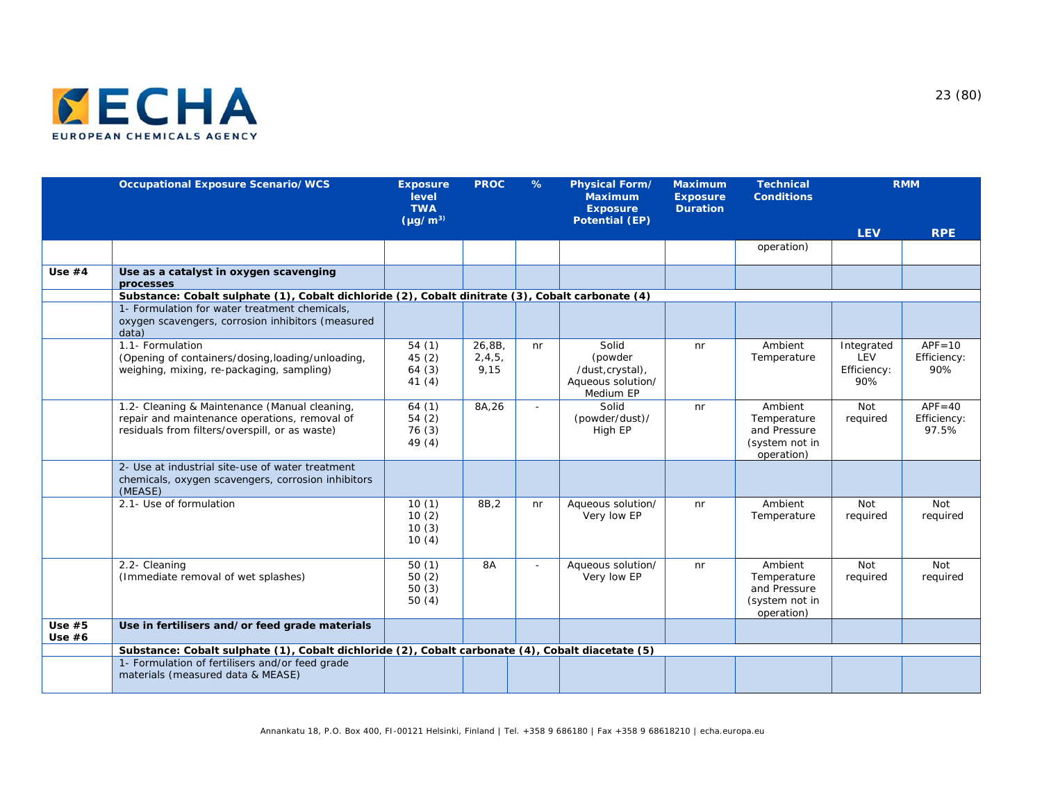| | Occupational Exposure Scenario/ WCS | Exposure level TWA (µg/ m3) | PROC | % | Physical Form/ Maximum Exposure Potential (EP) | Maximum Exposure Duration | Technical Conditions | RMM | |
|---|---|---|---|---|---|---|---|---|---|
| | | | | | | | | LEV | RPE |
| | | | | | | | operation) | | |
| **Use #4** | **Use as a catalyst in oxygen scavenging processes** | | | | | | | | |
| | **Substance: Cobalt sulphate (1), Cobalt dichloride (2), Cobalt dinitrate (3), Cobalt carbonate (4)** | | | | | | | | |
| | 1- Formulation for water treatment chemicals, oxygen scavengers, corrosion inhibitors (measured data) | | | | | | | | |
| | 1.1- Formulation (Opening of containers/dosing,loading/unloading, weighing, mixing, re-packaging, sampling) | 54 (1) 45 (2) 64 (3) 41 (4) | 26,8B, 2,4,5, 9,15 | nr | Solid (powder /dust,crystal), Aqueous solution/ Medium EP | nr | Ambient Temperature | Integrated LEV Efficiency: 90% | APF=10 Efficiency: 90% |
| | 1.2- Cleaning & Maintenance (Manual cleaning, repair and maintenance operations, removal of residuals from filters/overspill, or as waste) | 64 (1) 54 (2) 76 (3) 49 (4) | 8A,26 | - | Solid (powder/dust)/ High EP | nr | Ambient Temperature and Pressure (system not in operation) | Not required | APF=40 Efficiency: 97.5% |
| | 2- Use at industrial site-use of water treatment chemicals, oxygen scavengers, corrosion inhibitors (MEASE) | | | | | | | | |
| | 2.1- Use of formulation | 10 (1) 10 (2) 10 (3) 10 (4) | 8B,2 | nr | Aqueous solution/ Very low EP | nr | Ambient Temperature | Not required | Not required |
| | 2.2- Cleaning (Immediate removal of wet splashes) | 50 (1) 50 (2) 50 (3) 50 (4) | 8A | - | Aqueous solution/ Very low EP | nr | Ambient Temperature and Pressure (system not in operation) | Not required | Not required |
| **Use #5 Use #6** | **Use in fertilisers and/or feed grade materials** | | | | | | | | |
| | **Substance: Cobalt sulphate (1), Cobalt dichloride (2), Cobalt carbonate (4), Cobalt diacetate (5)** | | | | | | | | |
| | 1- Formulation of fertilisers and/or feed grade materials (measured data & MEASE) | | | | | | | | |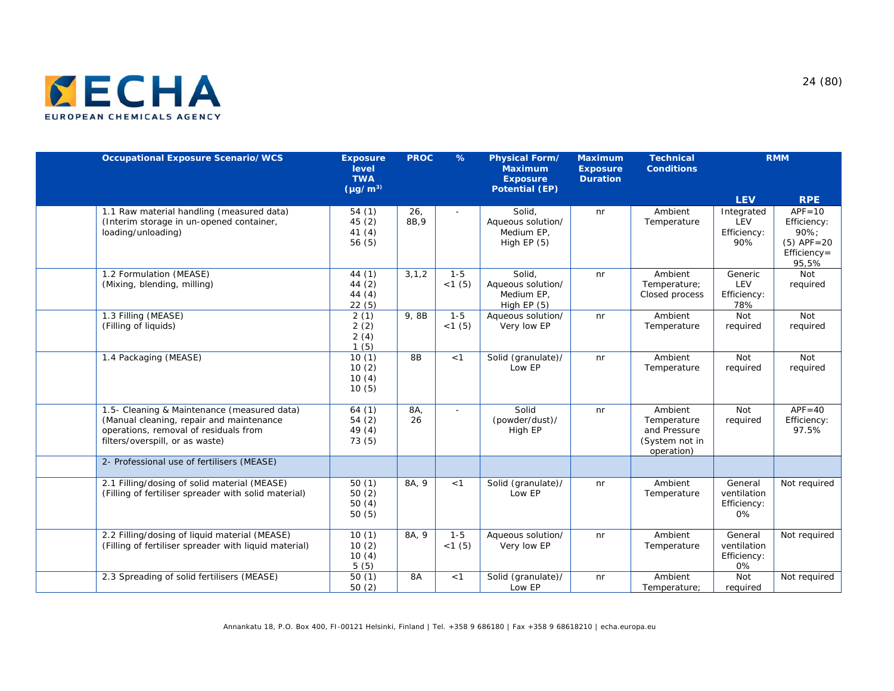| Occupational Exposure Scenario/ WCS | Exposure level TWA (μg/ m³) | PROC | % | Physical Form/ Maximum Exposure Potential (EP) | Maximum Exposure Duration | Technical Conditions | RMM | |
|---|---|---|---|---|---|---|---|---|
| | | | | | | | LEV | RPE |
| 1.1 Raw material handling (measured data) (Interim storage in un-opened container, loading/unloading) | 54 (1)<br>45 (2)<br>41 (4)<br>56 (5) | 26, 8B,9 | - | Solid, Aqueous solution/ Medium EP, High EP (5) | nr | Ambient Temperature | Integrated LEV Efficiency: 90% | APF=10 Efficiency: 90%; (5) APF=20 Efficiency= 95,5% |
| 1.2 Formulation (MEASE) (Mixing, blending, milling) | 44 (1)<br>44 (2)<br>44 (4)<br>22 (5) | 3,1,2 | 1-5<br><1 (5) | Solid, Aqueous solution/ Medium EP, High EP (5) | nr | Ambient Temperature; Closed process | Generic LEV Efficiency: 78% | Not required |
| 1.3 Filling (MEASE) (Filling of liquids) | 2 (1)<br>2 (2)<br>2 (4)<br>1 (5) | 9, 8B | 1-5<br><1 (5) | Aqueous solution/ Very low EP | nr | Ambient Temperature | Not required | Not required |
| 1.4 Packaging (MEASE) | 10 (1)<br>10 (2)<br>10 (4)<br>10 (5) | 8B | <1 | Solid (granulate)/ Low EP | nr | Ambient Temperature | Not required | Not required |
| 1.5- Cleaning & Maintenance (measured data) (Manual cleaning, repair and maintenance operations, removal of residuals from filters/overspill, or as waste) | 64 (1)<br>54 (2)<br>49 (4)<br>73 (5) | 8A, 26 | - | Solid (powder/dust)/ High EP | nr | Ambient Temperature and Pressure (System not in operation) | Not required | APF=40 Efficiency: 97.5% |
| 2- Professional use of fertilisers (MEASE) | | | | | | | | |
| 2.1 Filling/dosing of solid material (MEASE) (Filling of fertiliser spreader with solid material) | 50 (1)<br>50 (2)<br>50 (4)<br>50 (5) | 8A, 9 | <1 | Solid (granulate)/ Low EP | nr | Ambient Temperature | General ventilation Efficiency: 0% | Not required |
| 2.2 Filling/dosing of liquid material (MEASE) (Filling of fertiliser spreader with liquid material) | 10 (1)<br>10 (2)<br>10 (4)<br>5 (5) | 8A, 9 | 1-5<br><1 (5) | Aqueous solution/ Very low EP | nr | Ambient Temperature | General ventilation Efficiency: 0% | Not required |
| 2.3 Spreading of solid fertilisers (MEASE) | 50 (1)<br>50 (2) | 8A | <1 | Solid (granulate)/ Low EP | nr | Ambient Temperature; | Not required | Not required |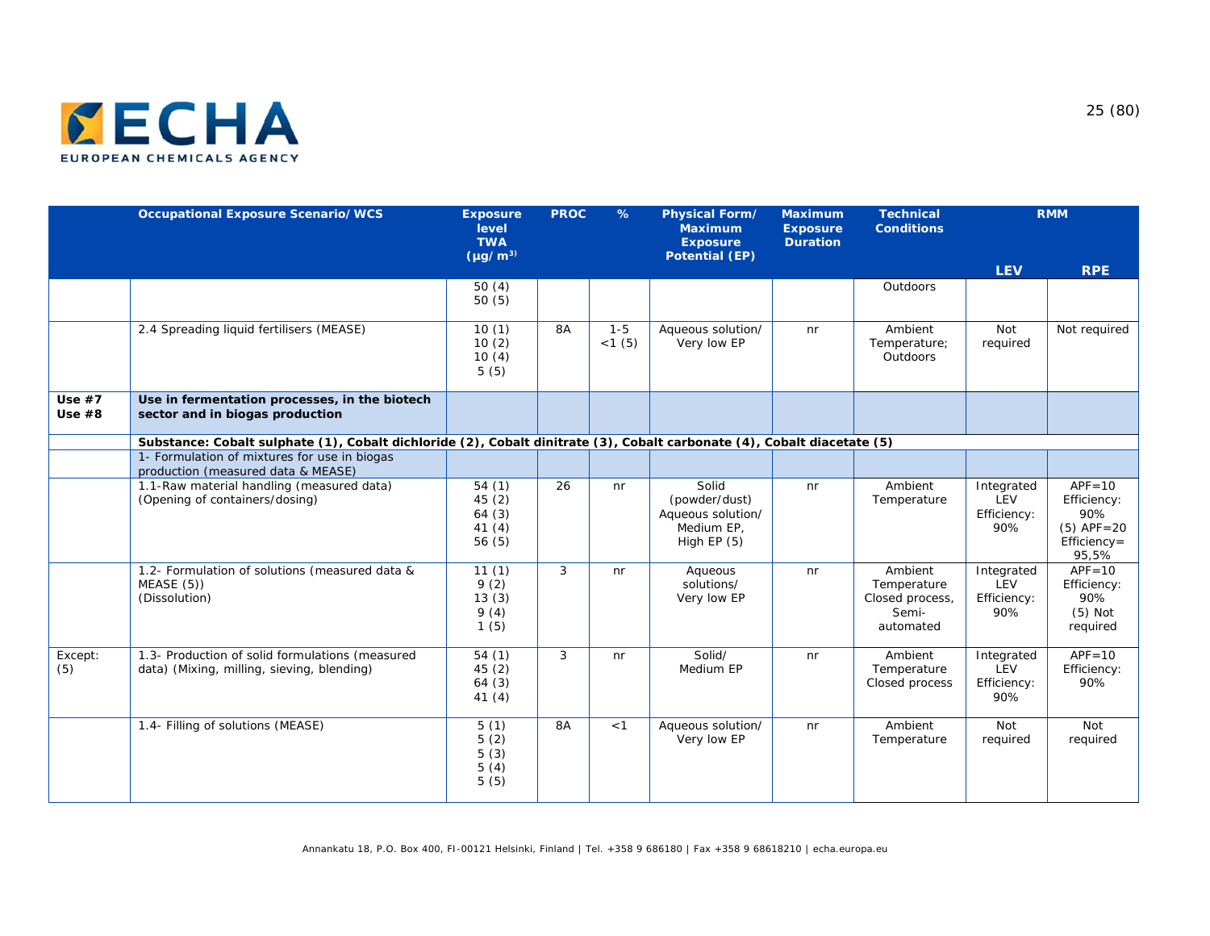| | Occupational Exposure Scenario/WCS | Exposure level TWA (µg/m³) | PROC | % | Physical Form/ Maximum Exposure Potential (EP) | Maximum Exposure Duration | Technical Conditions | RMM | |
|---|---|---|---|---|---|---|---|---|---|
| | | | | | | | | LEV | RPE |
| | | 50 (4)<br>50 (5) | | | | | Outdoors | | |
| | 2.4 Spreading liquid fertilisers (MEASE) | 10 (1)<br>10 (2)<br>10 (4)<br>5 (5) | 8A | 1-5<br><1 (5) | Aqueous solution/ Very low EP | nr | Ambient Temperature; Outdoors | Not required | Not required |
| **Use #7<br>Use #8** | **Use in fermentation processes, in the biotech sector and in biogas production** | | | | | | | | |
| | **Substance: Cobalt sulphate (1), Cobalt dichloride (2), Cobalt dinitrate (3), Cobalt carbonate (4), Cobalt diacetate (5)** | | | | | | | | |
| | 1- Formulation of mixtures for use in biogas production (measured data & MEASE) | | | | | | | | |
| | 1.1-Raw material handling (measured data) (Opening of containers/dosing) | 54 (1)<br>45 (2)<br>64 (3)<br>41 (4)<br>56 (5) | 26 | nr | Solid (powder/dust) Aqueous solution/ Medium EP, High EP (5) | nr | Ambient Temperature | Integrated LEV Efficiency: 90% | APF=10 Efficiency: 90%<br>(5) APF=20 Efficiency= 95,5% |
| | 1.2- Formulation of solutions (measured data & MEASE (5)) (Dissolution) | 11 (1)<br>9 (2)<br>13 (3)<br>9 (4)<br>1 (5) | 3 | nr | Aqueous solutions/ Very low EP | nr | Ambient Temperature Closed process, Semi-automated | Integrated LEV Efficiency: 90% | APF=10 Efficiency: 90%<br>(5) Not required |
| Except: (5) | 1.3- Production of solid formulations (measured data) (Mixing, milling, sieving, blending) | 54 (1)<br>45 (2)<br>64 (3)<br>41 (4) | 3 | nr | Solid/ Medium EP | nr | Ambient Temperature Closed process | Integrated LEV Efficiency: 90% | APF=10 Efficiency: 90% |
| | 1.4- Filling of solutions (MEASE) | 5 (1)<br>5 (2)<br>5 (3)<br>5 (4)<br>5 (5) | 8A | <1 | Aqueous solution/ Very low EP | nr | Ambient Temperature | Not required | Not required |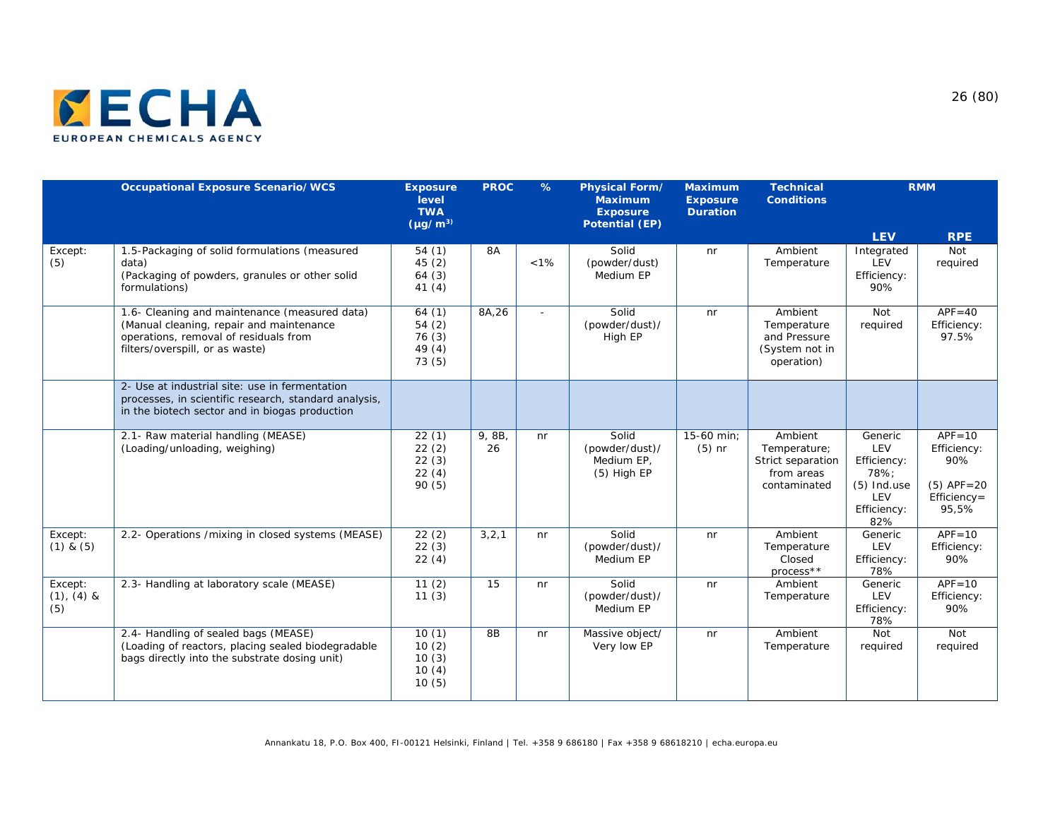| | Occupational Exposure Scenario/WCS | Exposure level TWA (µg/m³) | PROC | % | Physical Form/ Maximum Exposure Potential (EP) | Maximum Exposure Duration | Technical Conditions | RMM | |
|---|---|---|---|---|---|---|---|---|---|
| | | | | | | | | LEV | RPE |
| Except: (5) | 1.5-Packaging of solid formulations (measured data) (Packaging of powders, granules or other solid formulations) | 54 (1) 45 (2) 64 (3) 41 (4) | 8A | <1% | Solid (powder/dust) Medium EP | nr | Ambient Temperature | Integrated LEV Efficiency: 90% | Not required |
| | 1.6- Cleaning and maintenance (measured data) (Manual cleaning, repair and maintenance operations, removal of residuals from filters/overspill, or as waste) | 64 (1) 54 (2) 76 (3) 49 (4) 73 (5) | 8A,26 | - | Solid (powder/dust)/ High EP | nr | Ambient Temperature and Pressure (System not in operation) | Not required | APF=40 Efficiency: 97.5% |
| | 2- Use at industrial site: use in fermentation processes, in scientific research, standard analysis, in the biotech sector and in biogas production | | | | | | | | |
| | 2.1- Raw material handling (MEASE) (Loading/unloading, weighing) | 22 (1) 22 (2) 22 (3) 22 (4) 90 (5) | 9, 8B, 26 | nr | Solid (powder/dust)/ Medium EP, (5) High EP | 15-60 min; (5) nr | Ambient Temperature; Strict separation from areas contaminated | Generic LEV Efficiency: 78%; (5) Ind.use LEV Efficiency: 82% | APF=10 Efficiency: 90% (5) APF=20 Efficiency= 95,5% |
| Except: (1) & (5) | 2.2- Operations /mixing in closed systems (MEASE) | 22 (2) 22 (3) 22 (4) | 3,2,1 | nr | Solid (powder/dust)/ Medium EP | nr | Ambient Temperature Closed process** | Generic LEV Efficiency: 78% | APF=10 Efficiency: 90% |
| Except: (1), (4) & (5) | 2.3- Handling at laboratory scale (MEASE) | 11 (2) 11 (3) | 15 | nr | Solid (powder/dust)/ Medium EP | nr | Ambient Temperature | Generic LEV Efficiency: 78% | APF=10 Efficiency: 90% |
| | 2.4- Handling of sealed bags (MEASE) (Loading of reactors, placing sealed biodegradable bags directly into the substrate dosing unit) | 10 (1) 10 (2) 10 (3) 10 (4) 10 (5) | 8B | nr | Massive object/ Very low EP | nr | Ambient Temperature | Not required | Not required |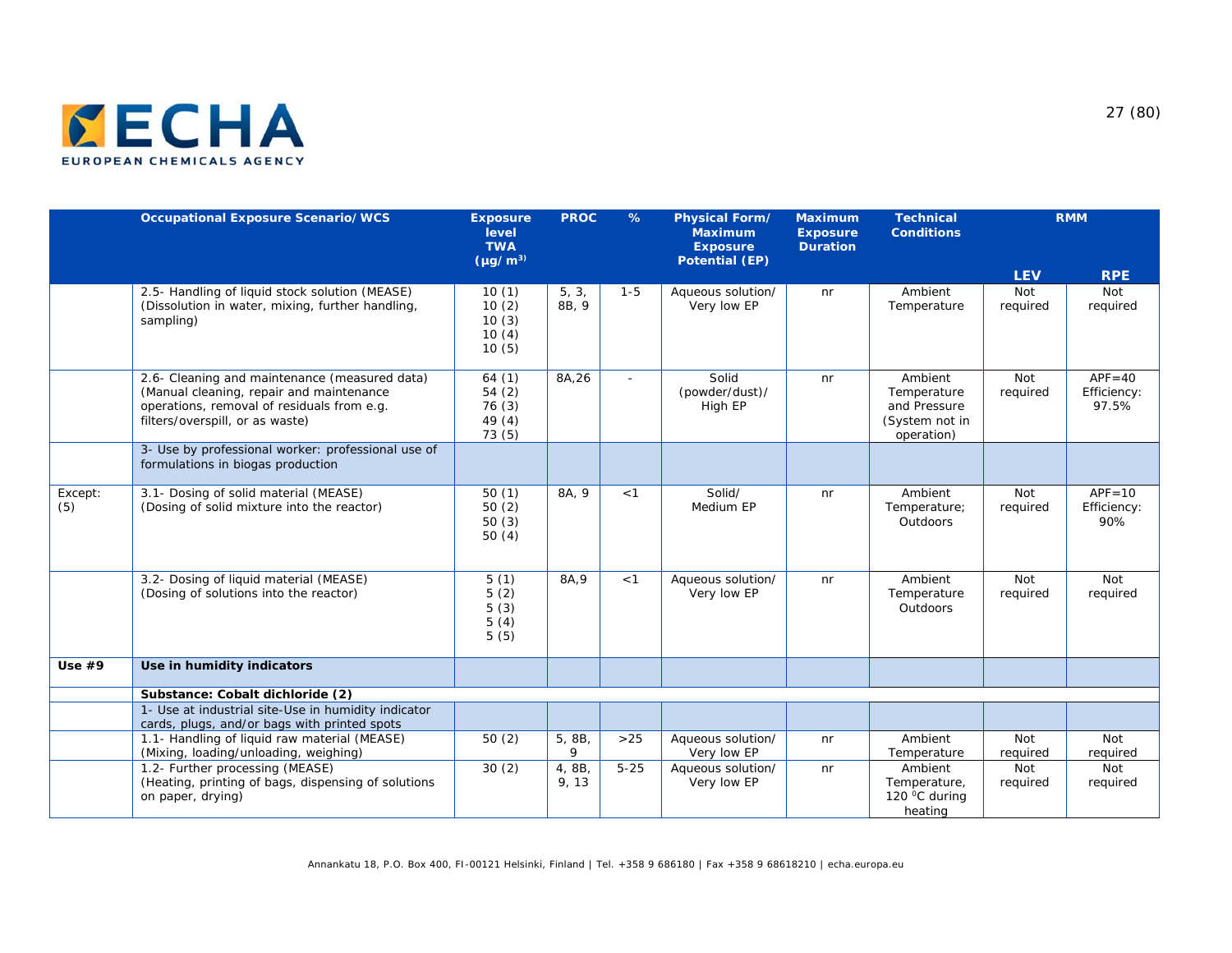| | Occupational Exposure Scenario/ WCS | Exposure level TWA (µg/ m³) | PROC | % | Physical Form/ Maximum Exposure Potential (EP) | Maximum Exposure Duration | Technical Conditions | RMM | |
|---|---|---|---|---|---|---|---|---|---|
| | | | | | | | | LEV | RPE |
| | 2.5- Handling of liquid stock solution (MEASE) (Dissolution in water, mixing, further handling, sampling) | 10 (1)<br>10 (2)<br>10 (3)<br>10 (4)<br>10 (5) | 5, 3, 8B, 9 | 1-5 | Aqueous solution/ Very low EP | nr | Ambient Temperature | Not required | Not required |
| | 2.6- Cleaning and maintenance (measured data) (Manual cleaning, repair and maintenance operations, removal of residuals from e.g. filters/overspill, or as waste) | 64 (1)<br>54 (2)<br>76 (3)<br>49 (4)<br>73 (5) | 8A,26 | - | Solid (powder/dust)/ High EP | nr | Ambient Temperature and Pressure (System not in operation) | Not required | APF=40 Efficiency: 97.5% |
| | 3- Use by professional worker: professional use of formulations in biogas production | | | | | | | | |
| Except: (5) | 3.1- Dosing of solid material (MEASE) (Dosing of solid mixture into the reactor) | 50 (1)<br>50 (2)<br>50 (3)<br>50 (4) | 8A, 9 | <1 | Solid/ Medium EP | nr | Ambient Temperature; Outdoors | Not required | APF=10 Efficiency: 90% |
| | 3.2- Dosing of liquid material (MEASE) (Dosing of solutions into the reactor) | 5 (1)<br>5 (2)<br>5 (3)<br>5 (4)<br>5 (5) | 8A,9 | <1 | Aqueous solution/ Very low EP | nr | Ambient Temperature Outdoors | Not required | Not required |
| **Use #9** | **Use in humidity indicators** | | | | | | | | |
| | **Substance: Cobalt dichloride (2)** | | | | | | | | |
| | 1- Use at industrial site-Use in humidity indicator cards, plugs, and/or bags with printed spots | | | | | | | | |
| | 1.1- Handling of liquid raw material (MEASE) (Mixing, loading/unloading, weighing) | 50 (2) | 5, 8B, 9 | >25 | Aqueous solution/ Very low EP | nr | Ambient Temperature | Not required | Not required |
| | 1.2- Further processing (MEASE) (Heating, printing of bags, dispensing of solutions on paper, drying) | 30 (2) | 4, 8B, 9, 13 | 5-25 | Aqueous solution/ Very low EP | nr | Ambient Temperature, 120 °C during heating | Not required | Not required |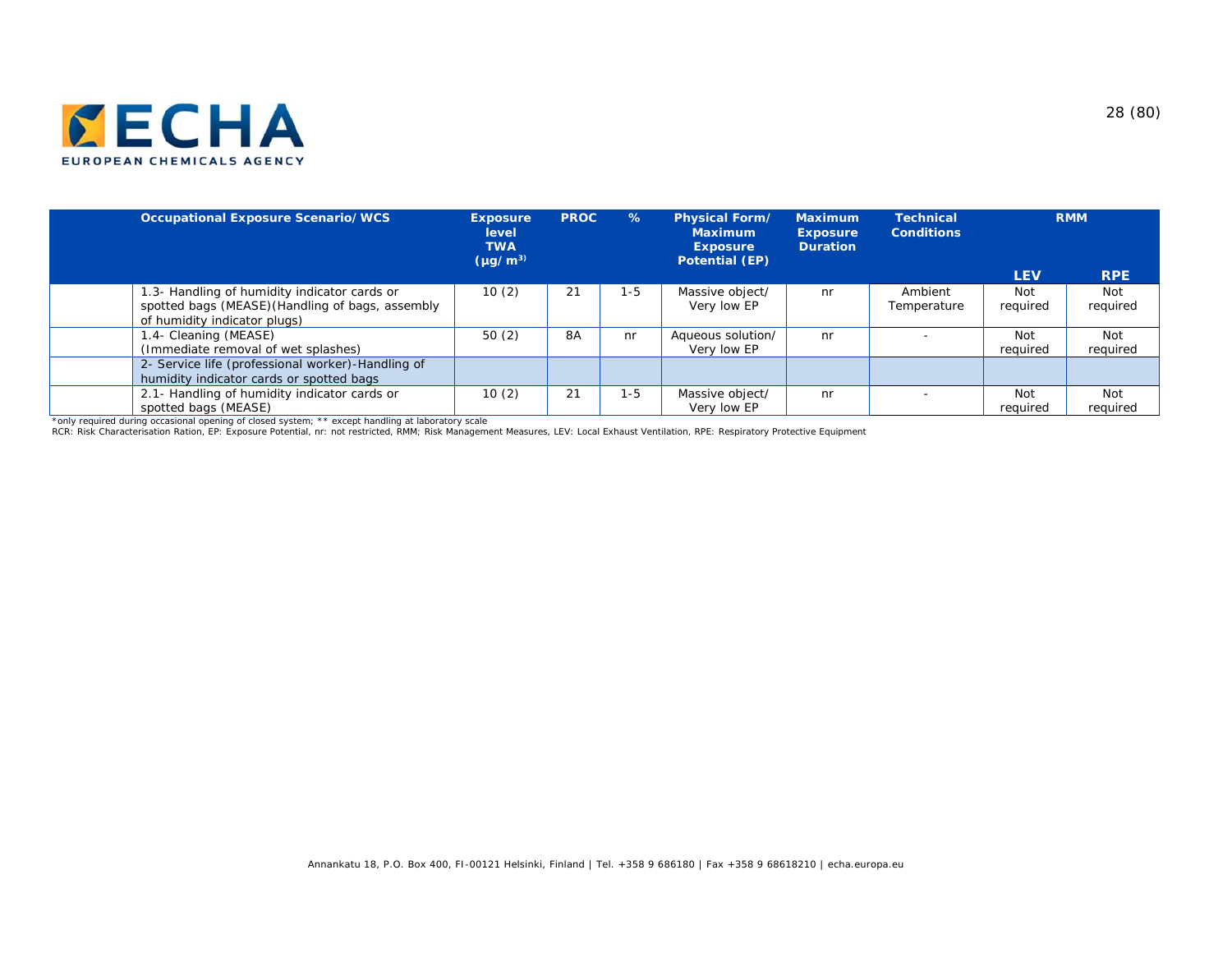| | Occupational Exposure Scenario/WCS | Exposure level TWA (µg/m³) | PROC | % | Physical Form/ Maximum Exposure Potential (EP) | Maximum Exposure Duration | Technical Conditions | RMM | |
|---|---|---|---|---|---|---|---|---|---|
| | | | | | | | | LEV | RPE |
| | 1.3- Handling of humidity indicator cards or spotted bags (MEASE)(Handling of bags, assembly of humidity indicator plugs) | 10 (2) | 21 | 1-5 | Massive object/ Very low EP | nr | Ambient Temperature | Not required | Not required |
| | 1.4- Cleaning (MEASE) (Immediate removal of wet splashes) | 50 (2) | 8A | nr | Aqueous solution/ Very low EP | nr | - | Not required | Not required |
| | 2- Service life (professional worker)-Handling of humidity indicator cards or spotted bags | | | | | | | | |
| | 2.1- Handling of humidity indicator cards or spotted bags (MEASE) | 10 (2) | 21 | 1-5 | Massive object/ Very low EP | nr | - | Not required | Not required |

*only required during occasional opening of closed system; ** except handling at laboratory scale

RCR: Risk Characterisation Ration, EP: Exposure Potential, nr: not restricted, RMM; Risk Management Measures, LEV: Local Exhaust Ventilation, RPE: Respiratory Protective Equipment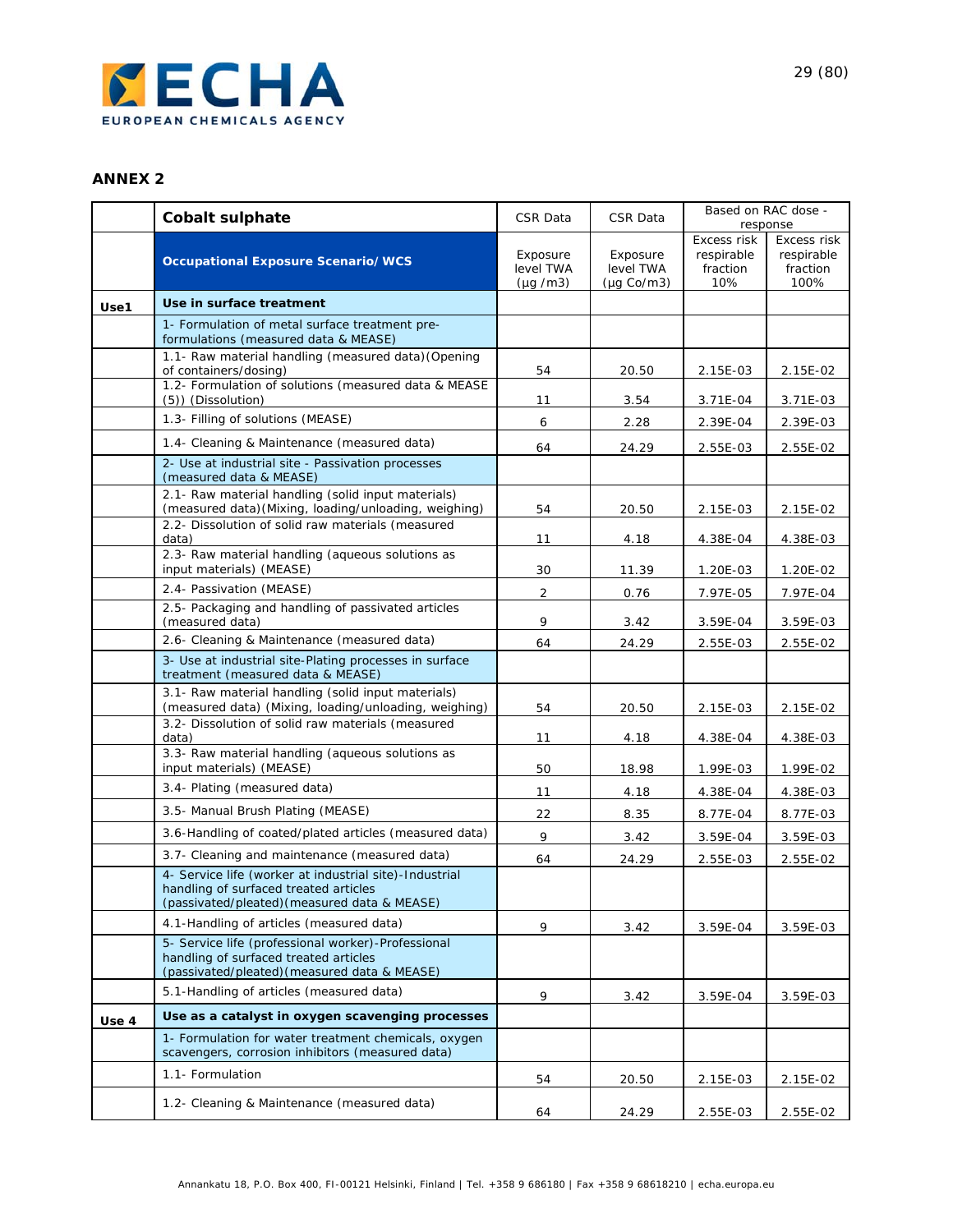## ANNEX 2

| | Cobalt sulphate | CSR Data | CSR Data | Based on RAC dose - response | |
|---|---|---|---|---|---|
| | **Occupational Exposure Scenario/ WCS** | Exposure level TWA (μg /m3) | Exposure level TWA (μg Co/m3) | Excess risk respirable fraction 10% | Excess risk respirable fraction 100% |
| **Use1** | **Use in surface treatment** | | | | |
| | 1- Formulation of metal surface treatment pre-formulations (measured data & MEASE) | | | | |
| | 1.1- Raw material handling (measured data)(Opening of containers/dosing) | 54 | 20.50 | 2.15E-03 | 2.15E-02 |
| | 1.2- Formulation of solutions (measured data & MEASE (5)) (Dissolution) | 11 | 3.54 | 3.71E-04 | 3.71E-03 |
| | 1.3- Filling of solutions (MEASE) | 6 | 2.28 | 2.39E-04 | 2.39E-03 |
| | 1.4- Cleaning & Maintenance (measured data) | 64 | 24.29 | 2.55E-03 | 2.55E-02 |
| | 2- Use at industrial site - Passivation processes (measured data & MEASE) | | | | |
| | 2.1- Raw material handling (solid input materials) (measured data)(Mixing, loading/unloading, weighing) | 54 | 20.50 | 2.15E-03 | 2.15E-02 |
| | 2.2- Dissolution of solid raw materials (measured data) | 11 | 4.18 | 4.38E-04 | 4.38E-03 |
| | 2.3- Raw material handling (aqueous solutions as input materials) (MEASE) | 30 | 11.39 | 1.20E-03 | 1.20E-02 |
| | 2.4- Passivation (MEASE) | 2 | 0.76 | 7.97E-05 | 7.97E-04 |
| | 2.5- Packaging and handling of passivated articles (measured data) | 9 | 3.42 | 3.59E-04 | 3.59E-03 |
| | 2.6- Cleaning & Maintenance (measured data) | 64 | 24.29 | 2.55E-03 | 2.55E-02 |
| | 3- Use at industrial site-Plating processes in surface treatment (measured data & MEASE) | | | | |
| | 3.1- Raw material handling (solid input materials) (measured data) (Mixing, loading/unloading, weighing) | 54 | 20.50 | 2.15E-03 | 2.15E-02 |
| | 3.2- Dissolution of solid raw materials (measured data) | 11 | 4.18 | 4.38E-04 | 4.38E-03 |
| | 3.3- Raw material handling (aqueous solutions as input materials) (MEASE) | 50 | 18.98 | 1.99E-03 | 1.99E-02 |
| | 3.4- Plating (measured data) | 11 | 4.18 | 4.38E-04 | 4.38E-03 |
| | 3.5- Manual Brush Plating (MEASE) | 22 | 8.35 | 8.77E-04 | 8.77E-03 |
| | 3.6-Handling of coated/plated articles (measured data) | 9 | 3.42 | 3.59E-04 | 3.59E-03 |
| | 3.7- Cleaning and maintenance (measured data) | 64 | 24.29 | 2.55E-03 | 2.55E-02 |
| | 4- Service life (worker at industrial site)-Industrial handling of surfaced treated articles (passivated/pleated)(measured data & MEASE) | | | | |
| | 4.1-Handling of articles (measured data) | 9 | 3.42 | 3.59E-04 | 3.59E-03 |
| | 5- Service life (professional worker)-Professional handling of surfaced treated articles (passivated/pleated)(measured data & MEASE) | | | | |
| | 5.1-Handling of articles (measured data) | 9 | 3.42 | 3.59E-04 | 3.59E-03 |
| **Use 4** | **Use as a catalyst in oxygen scavenging processes** | | | | |
| | 1- Formulation for water treatment chemicals, oxygen scavengers, corrosion inhibitors (measured data) | | | | |
| | 1.1- Formulation | 54 | 20.50 | 2.15E-03 | 2.15E-02 |
| | 1.2- Cleaning & Maintenance (measured data) | 64 | 24.29 | 2.55E-03 | 2.55E-02 |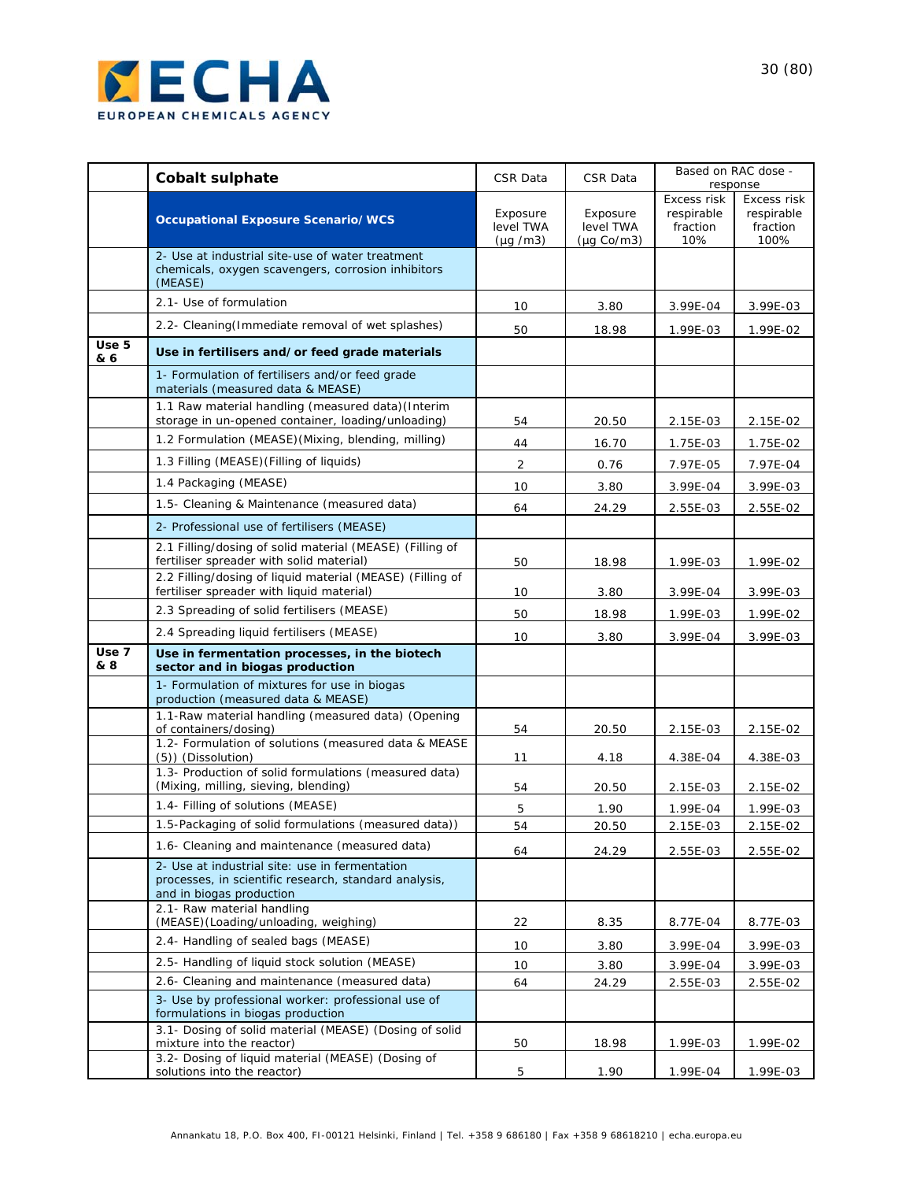| | **Cobalt sulphate** | CSR Data | CSR Data | Based on RAC dose - response | |
|---|---|---|---|---|---|
| | **Occupational Exposure Scenario/WCS** | Exposure level TWA (µg /m3) | Exposure level TWA (µg Co/m3) | Excess risk respirable fraction 10% | Excess risk respirable fraction 100% |
| | 2- Use at industrial site-use of water treatment chemicals, oxygen scavengers, corrosion inhibitors (MEASE) | | | | |
| | 2.1- Use of formulation | 10 | 3.80 | 3.99E-04 | 3.99E-03 |
| | 2.2- Cleaning(Immediate removal of wet splashes) | 50 | 18.98 | 1.99E-03 | 1.99E-02 |
| **Use 5 & 6** | **Use in fertilisers and/or feed grade materials** | | | | |
| | 1- Formulation of fertilisers and/or feed grade materials (measured data & MEASE) | | | | |
| | 1.1 Raw material handling (measured data)(Interim storage in un-opened container, loading/unloading) | 54 | 20.50 | 2.15E-03 | 2.15E-02 |
| | 1.2 Formulation (MEASE)(Mixing, blending, milling) | 44 | 16.70 | 1.75E-03 | 1.75E-02 |
| | 1.3 Filling (MEASE)(Filling of liquids) | 2 | 0.76 | 7.97E-05 | 7.97E-04 |
| | 1.4 Packaging (MEASE) | 10 | 3.80 | 3.99E-04 | 3.99E-03 |
| | 1.5- Cleaning & Maintenance (measured data) | 64 | 24.29 | 2.55E-03 | 2.55E-02 |
| | 2- Professional use of fertilisers (MEASE) | | | | |
| | 2.1 Filling/dosing of solid material (MEASE) (Filling of fertiliser spreader with solid material) | 50 | 18.98 | 1.99E-03 | 1.99E-02 |
| | 2.2 Filling/dosing of liquid material (MEASE) (Filling of fertiliser spreader with liquid material) | 10 | 3.80 | 3.99E-04 | 3.99E-03 |
| | 2.3 Spreading of solid fertilisers (MEASE) | 50 | 18.98 | 1.99E-03 | 1.99E-02 |
| | 2.4 Spreading liquid fertilisers (MEASE) | 10 | 3.80 | 3.99E-04 | 3.99E-03 |
| **Use 7 & 8** | **Use in fermentation processes, in the biotech sector and in biogas production** | | | | |
| | 1- Formulation of mixtures for use in biogas production (measured data & MEASE) | | | | |
| | 1.1-Raw material handling (measured data) (Opening of containers/dosing) | 54 | 20.50 | 2.15E-03 | 2.15E-02 |
| | 1.2- Formulation of solutions (measured data & MEASE (5)) (Dissolution) | 11 | 4.18 | 4.38E-04 | 4.38E-03 |
| | 1.3- Production of solid formulations (measured data) (Mixing, milling, sieving, blending) | 54 | 20.50 | 2.15E-03 | 2.15E-02 |
| | 1.4- Filling of solutions (MEASE) | 5 | 1.90 | 1.99E-04 | 1.99E-03 |
| | 1.5-Packaging of solid formulations (measured data)) | 54 | 20.50 | 2.15E-03 | 2.15E-02 |
| | 1.6- Cleaning and maintenance (measured data) | 64 | 24.29 | 2.55E-03 | 2.55E-02 |
| | 2- Use at industrial site: use in fermentation processes, in scientific research, standard analysis, and in biogas production | | | | |
| | 2.1- Raw material handling (MEASE)(Loading/unloading, weighing) | 22 | 8.35 | 8.77E-04 | 8.77E-03 |
| | 2.4- Handling of sealed bags (MEASE) | 10 | 3.80 | 3.99E-04 | 3.99E-03 |
| | 2.5- Handling of liquid stock solution (MEASE) | 10 | 3.80 | 3.99E-04 | 3.99E-03 |
| | 2.6- Cleaning and maintenance (measured data) | 64 | 24.29 | 2.55E-03 | 2.55E-02 |
| | 3- Use by professional worker: professional use of formulations in biogas production | | | | |
| | 3.1- Dosing of solid material (MEASE) (Dosing of solid mixture into the reactor) | 50 | 18.98 | 1.99E-03 | 1.99E-02 |
| | 3.2- Dosing of liquid material (MEASE) (Dosing of solutions into the reactor) | 5 | 1.90 | 1.99E-04 | 1.99E-03 |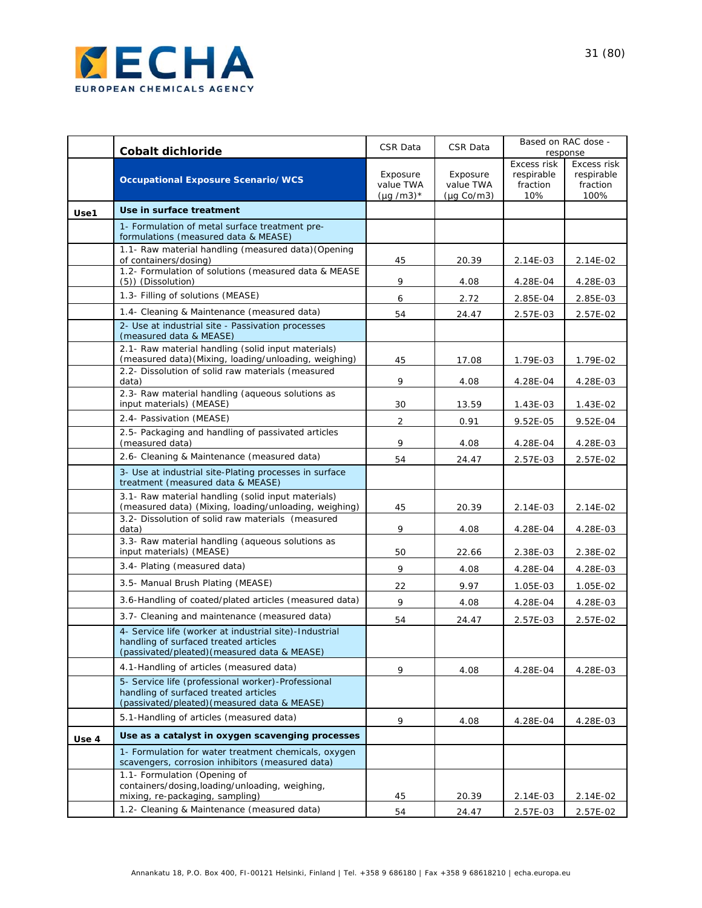| | Cobalt dichloride | CSR Data | CSR Data | Based on RAC dose - response | |
|---|---|---|---|---|---|
| | **Occupational Exposure Scenario/WCS** | Exposure value TWA (µg /m3)* | Exposure value TWA (µg Co/m3) | Excess risk respirable fraction 10% | Excess risk respirable fraction 100% |
| **Use1** | **Use in surface treatment** | | | | |
| | 1- Formulation of metal surface treatment pre-formulations (measured data & MEASE) | | | | |
| | 1.1- Raw material handling (measured data)(Opening of containers/dosing) | 45 | 20.39 | 2.14E-03 | 2.14E-02 |
| | 1.2- Formulation of solutions (measured data & MEASE (5)) (Dissolution) | 9 | 4.08 | 4.28E-04 | 4.28E-03 |
| | 1.3- Filling of solutions (MEASE) | 6 | 2.72 | 2.85E-04 | 2.85E-03 |
| | 1.4- Cleaning & Maintenance (measured data) | 54 | 24.47 | 2.57E-03 | 2.57E-02 |
| | 2- Use at industrial site - Passivation processes (measured data & MEASE) | | | | |
| | 2.1- Raw material handling (solid input materials) (measured data)(Mixing, loading/unloading, weighing) | 45 | 17.08 | 1.79E-03 | 1.79E-02 |
| | 2.2- Dissolution of solid raw materials (measured data) | 9 | 4.08 | 4.28E-04 | 4.28E-03 |
| | 2.3- Raw material handling (aqueous solutions as input materials) (MEASE) | 30 | 13.59 | 1.43E-03 | 1.43E-02 |
| | 2.4- Passivation (MEASE) | 2 | 0.91 | 9.52E-05 | 9.52E-04 |
| | 2.5- Packaging and handling of passivated articles (measured data) | 9 | 4.08 | 4.28E-04 | 4.28E-03 |
| | 2.6- Cleaning & Maintenance (measured data) | 54 | 24.47 | 2.57E-03 | 2.57E-02 |
| | 3- Use at industrial site-Plating processes in surface treatment (measured data & MEASE) | | | | |
| | 3.1- Raw material handling (solid input materials) (measured data) (Mixing, loading/unloading, weighing) | 45 | 20.39 | 2.14E-03 | 2.14E-02 |
| | 3.2- Dissolution of solid raw materials (measured data) | 9 | 4.08 | 4.28E-04 | 4.28E-03 |
| | 3.3- Raw material handling (aqueous solutions as input materials) (MEASE) | 50 | 22.66 | 2.38E-03 | 2.38E-02 |
| | 3.4- Plating (measured data) | 9 | 4.08 | 4.28E-04 | 4.28E-03 |
| | 3.5- Manual Brush Plating (MEASE) | 22 | 9.97 | 1.05E-03 | 1.05E-02 |
| | 3.6-Handling of coated/plated articles (measured data) | 9 | 4.08 | 4.28E-04 | 4.28E-03 |
| | 3.7- Cleaning and maintenance (measured data) | 54 | 24.47 | 2.57E-03 | 2.57E-02 |
| | 4- Service life (worker at industrial site)-Industrial handling of surfaced treated articles (passivated/pleated)(measured data & MEASE) | | | | |
| | 4.1-Handling of articles (measured data) | 9 | 4.08 | 4.28E-04 | 4.28E-03 |
| | 5- Service life (professional worker)-Professional handling of surfaced treated articles (passivated/pleated)(measured data & MEASE) | | | | |
| | 5.1-Handling of articles (measured data) | 9 | 4.08 | 4.28E-04 | 4.28E-03 |
| **Use 4** | **Use as a catalyst in oxygen scavenging processes** | | | | |
| | 1- Formulation for water treatment chemicals, oxygen scavengers, corrosion inhibitors (measured data) | | | | |
| | 1.1- Formulation (Opening of containers/dosing,loading/unloading, weighing, mixing, re-packaging, sampling) | 45 | 20.39 | 2.14E-03 | 2.14E-02 |
| | 1.2- Cleaning & Maintenance (measured data) | 54 | 24.47 | 2.57E-03 | 2.57E-02 |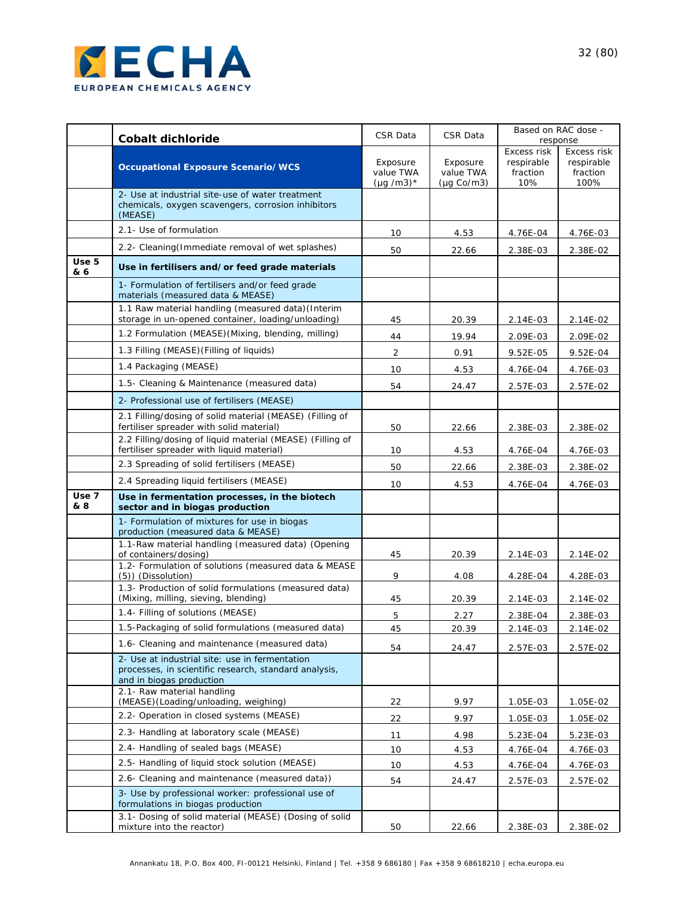| | Cobalt dichloride | CSR Data | CSR Data | Based on RAC dose - response | |
|---|---|---|---|---|---|
| | **Occupational Exposure Scenario/WCS** | Exposure value TWA (µg /m3)* | Exposure value TWA (µg Co/m3) | Excess risk respirable fraction 10% | Excess risk respirable fraction 100% |
| | 2- Use at industrial site-use of water treatment chemicals, oxygen scavengers, corrosion inhibitors (MEASE) | | | | |
| | 2.1- Use of formulation | 10 | 4.53 | 4.76E-04 | 4.76E-03 |
| | 2.2- Cleaning(Immediate removal of wet splashes) | 50 | 22.66 | 2.38E-03 | 2.38E-02 |
| **Use 5 & 6** | **Use in fertilisers and/or feed grade materials** | | | | |
| | 1- Formulation of fertilisers and/or feed grade materials (measured data & MEASE) | | | | |
| | 1.1 Raw material handling (measured data)(Interim storage in un-opened container, loading/unloading) | 45 | 20.39 | 2.14E-03 | 2.14E-02 |
| | 1.2 Formulation (MEASE)(Mixing, blending, milling) | 44 | 19.94 | 2.09E-03 | 2.09E-02 |
| | 1.3 Filling (MEASE)(Filling of liquids) | 2 | 0.91 | 9.52E-05 | 9.52E-04 |
| | 1.4 Packaging (MEASE) | 10 | 4.53 | 4.76E-04 | 4.76E-03 |
| | 1.5- Cleaning & Maintenance (measured data) | 54 | 24.47 | 2.57E-03 | 2.57E-02 |
| | 2- Professional use of fertilisers (MEASE) | | | | |
| | 2.1 Filling/dosing of solid material (MEASE) (Filling of fertiliser spreader with solid material) | 50 | 22.66 | 2.38E-03 | 2.38E-02 |
| | 2.2 Filling/dosing of liquid material (MEASE) (Filling of fertiliser spreader with liquid material) | 10 | 4.53 | 4.76E-04 | 4.76E-03 |
| | 2.3 Spreading of solid fertilisers (MEASE) | 50 | 22.66 | 2.38E-03 | 2.38E-02 |
| | 2.4 Spreading liquid fertilisers (MEASE) | 10 | 4.53 | 4.76E-04 | 4.76E-03 |
| **Use 7 & 8** | **Use in fermentation processes, in the biotech sector and in biogas production** | | | | |
| | 1- Formulation of mixtures for use in biogas production (measured data & MEASE) | | | | |
| | 1.1-Raw material handling (measured data) (Opening of containers/dosing) | 45 | 20.39 | 2.14E-03 | 2.14E-02 |
| | 1.2- Formulation of solutions (measured data & MEASE (5)) (Dissolution) | 9 | 4.08 | 4.28E-04 | 4.28E-03 |
| | 1.3- Production of solid formulations (measured data) (Mixing, milling, sieving, blending) | 45 | 20.39 | 2.14E-03 | 2.14E-02 |
| | 1.4- Filling of solutions (MEASE) | 5 | 2.27 | 2.38E-04 | 2.38E-03 |
| | 1.5-Packaging of solid formulations (measured data) | 45 | 20.39 | 2.14E-03 | 2.14E-02 |
| | 1.6- Cleaning and maintenance (measured data) | 54 | 24.47 | 2.57E-03 | 2.57E-02 |
| | 2- Use at industrial site: use in fermentation processes, in scientific research, standard analysis, and in biogas production | | | | |
| | 2.1- Raw material handling (MEASE)(Loading/unloading, weighing) | 22 | 9.97 | 1.05E-03 | 1.05E-02 |
| | 2.2- Operation in closed systems (MEASE) | 22 | 9.97 | 1.05E-03 | 1.05E-02 |
| | 2.3- Handling at laboratory scale (MEASE) | 11 | 4.98 | 5.23E-04 | 5.23E-03 |
| | 2.4- Handling of sealed bags (MEASE) | 10 | 4.53 | 4.76E-04 | 4.76E-03 |
| | 2.5- Handling of liquid stock solution (MEASE) | 10 | 4.53 | 4.76E-04 | 4.76E-03 |
| | 2.6- Cleaning and maintenance (measured data)) | 54 | 24.47 | 2.57E-03 | 2.57E-02 |
| | 3- Use by professional worker: professional use of formulations in biogas production | | | | |
| | 3.1- Dosing of solid material (MEASE) (Dosing of solid mixture into the reactor) | 50 | 22.66 | 2.38E-03 | 2.38E-02 |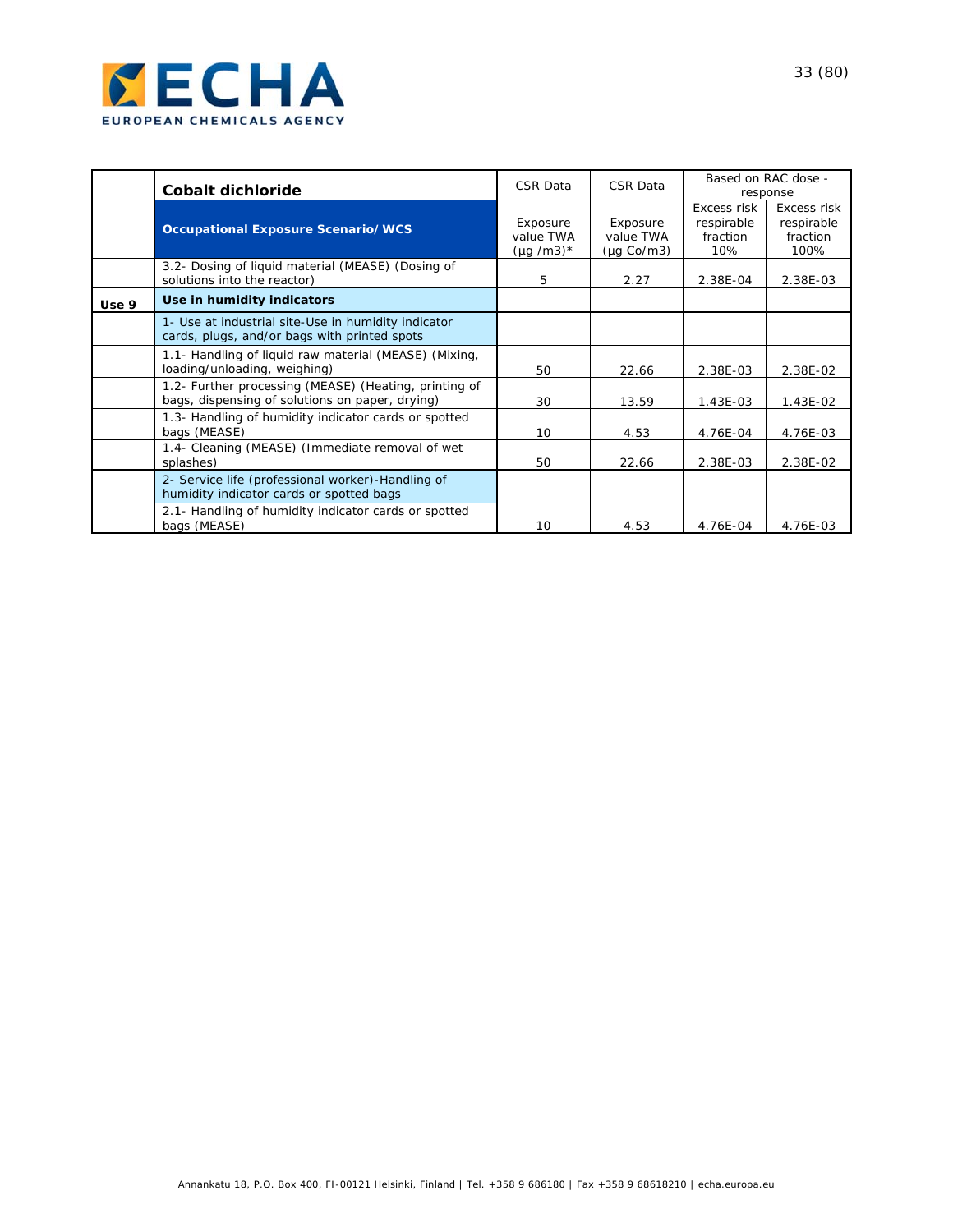| | **Cobalt dichloride** | CSR Data | CSR Data | Based on RAC dose - response | |
|---|---|---|---|---|---|
| | **Occupational Exposure Scenario/WCS** | Exposure value TWA (µg /m3)* | Exposure value TWA (µg Co/m3) | Excess risk respirable fraction 10% | Excess risk respirable fraction 100% |
| | 3.2- Dosing of liquid material (MEASE) (Dosing of solutions into the reactor) | 5 | 2.27 | 2.38E-04 | 2.38E-03 |
| **Use 9** | **Use in humidity indicators** | | | | |
| | 1- Use at industrial site-Use in humidity indicator cards, plugs, and/or bags with printed spots | | | | |
| | 1.1- Handling of liquid raw material (MEASE) (Mixing, loading/unloading, weighing) | 50 | 22.66 | 2.38E-03 | 2.38E-02 |
| | 1.2- Further processing (MEASE) (Heating, printing of bags, dispensing of solutions on paper, drying) | 30 | 13.59 | 1.43E-03 | 1.43E-02 |
| | 1.3- Handling of humidity indicator cards or spotted bags (MEASE) | 10 | 4.53 | 4.76E-04 | 4.76E-03 |
| | 1.4- Cleaning (MEASE) (Immediate removal of wet splashes) | 50 | 22.66 | 2.38E-03 | 2.38E-02 |
| | 2- Service life (professional worker)-Handling of humidity indicator cards or spotted bags | | | | |
| | 2.1- Handling of humidity indicator cards or spotted bags (MEASE) | 10 | 4.53 | 4.76E-04 | 4.76E-03 |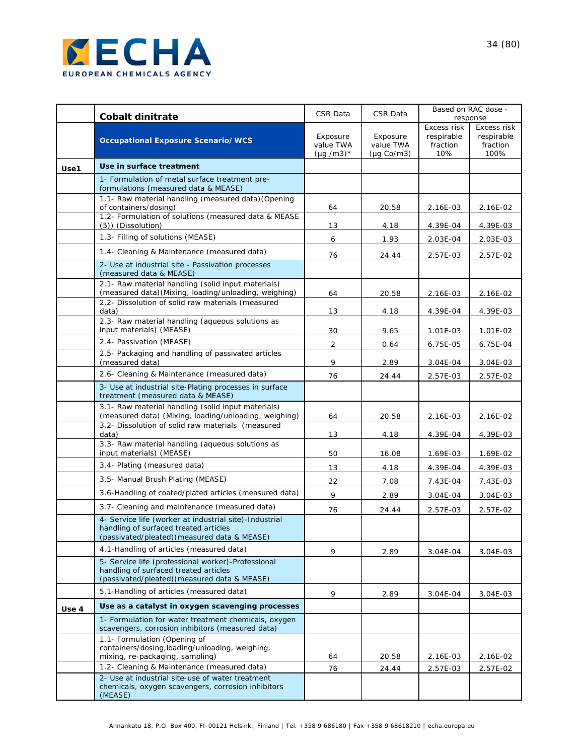|  | **Cobalt dinitrate** | CSR Data | CSR Data | Based on RAC dose - response |  |
|---|---|---|---|---|---|
|  | **Occupational Exposure Scenario/WCS** | Exposure value TWA (µg /m3)* | Exposure value TWA (µg Co/m3) | Excess risk respirable fraction 10% | Excess risk respirable fraction 100% |
| **Use1** | **Use in surface treatment** |  |  |  |  |
|  | 1- Formulation of metal surface treatment pre-formulations (measured data & MEASE) |  |  |  |  |
|  | 1.1- Raw material handling (measured data)(Opening of containers/dosing) | 64 | 20.58 | 2.16E-03 | 2.16E-02 |
|  | 1.2- Formulation of solutions (measured data & MEASE (5)) (Dissolution) | 13 | 4.18 | 4.39E-04 | 4.39E-03 |
|  | 1.3- Filling of solutions (MEASE) | 6 | 1.93 | 2.03E-04 | 2.03E-03 |
|  | 1.4- Cleaning & Maintenance (measured data) | 76 | 24.44 | 2.57E-03 | 2.57E-02 |
|  | 2- Use at industrial site - Passivation processes (measured data & MEASE) |  |  |  |  |
|  | 2.1- Raw material handling (solid input materials) (measured data)(Mixing, loading/unloading, weighing) | 64 | 20.58 | 2.16E-03 | 2.16E-02 |
|  | 2.2- Dissolution of solid raw materials (measured data) | 13 | 4.18 | 4.39E-04 | 4.39E-03 |
|  | 2.3- Raw material handling (aqueous solutions as input materials) (MEASE) | 30 | 9.65 | 1.01E-03 | 1.01E-02 |
|  | 2.4- Passivation (MEASE) | 2 | 0.64 | 6.75E-05 | 6.75E-04 |
|  | 2.5- Packaging and handling of passivated articles (measured data) | 9 | 2.89 | 3.04E-04 | 3.04E-03 |
|  | 2.6- Cleaning & Maintenance (measured data) | 76 | 24.44 | 2.57E-03 | 2.57E-02 |
|  | 3- Use at industrial site-Plating processes in surface treatment (measured data & MEASE) |  |  |  |  |
|  | 3.1- Raw material handling (solid input materials) (measured data) (Mixing, loading/unloading, weighing) | 64 | 20.58 | 2.16E-03 | 2.16E-02 |
|  | 3.2- Dissolution of solid raw materials (measured data) | 13 | 4.18 | 4.39E-04 | 4.39E-03 |
|  | 3.3- Raw material handling (aqueous solutions as input materials) (MEASE) | 50 | 16.08 | 1.69E-03 | 1.69E-02 |
|  | 3.4- Plating (measured data) | 13 | 4.18 | 4.39E-04 | 4.39E-03 |
|  | 3.5- Manual Brush Plating (MEASE) | 22 | 7.08 | 7.43E-04 | 7.43E-03 |
|  | 3.6-Handling of coated/plated articles (measured data) | 9 | 2.89 | 3.04E-04 | 3.04E-03 |
|  | 3.7- Cleaning and maintenance (measured data) | 76 | 24.44 | 2.57E-03 | 2.57E-02 |
|  | 4- Service life (worker at industrial site)-Industrial handling of surfaced treated articles (passivated/pleated)(measured data & MEASE) |  |  |  |  |
|  | 4.1-Handling of articles (measured data) | 9 | 2.89 | 3.04E-04 | 3.04E-03 |
|  | 5- Service life (professional worker)-Professional handling of surfaced treated articles (passivated/pleated)(measured data & MEASE) |  |  |  |  |
|  | 5.1-Handling of articles (measured data) | 9 | 2.89 | 3.04E-04 | 3.04E-03 |
| **Use 4** | **Use as a catalyst in oxygen scavenging processes** |  |  |  |  |
|  | 1- Formulation for water treatment chemicals, oxygen scavengers, corrosion inhibitors (measured data) |  |  |  |  |
|  | 1.1- Formulation (Opening of containers/dosing,loading/unloading, weighing, mixing, re-packaging, sampling) | 64 | 20.58 | 2.16E-03 | 2.16E-02 |
|  | 1.2- Cleaning & Maintenance (measured data) | 76 | 24.44 | 2.57E-03 | 2.57E-02 |
|  | 2- Use at industrial site-use of water treatment chemicals, oxygen scavengers, corrosion inhibitors (MEASE) |  |  |  |  |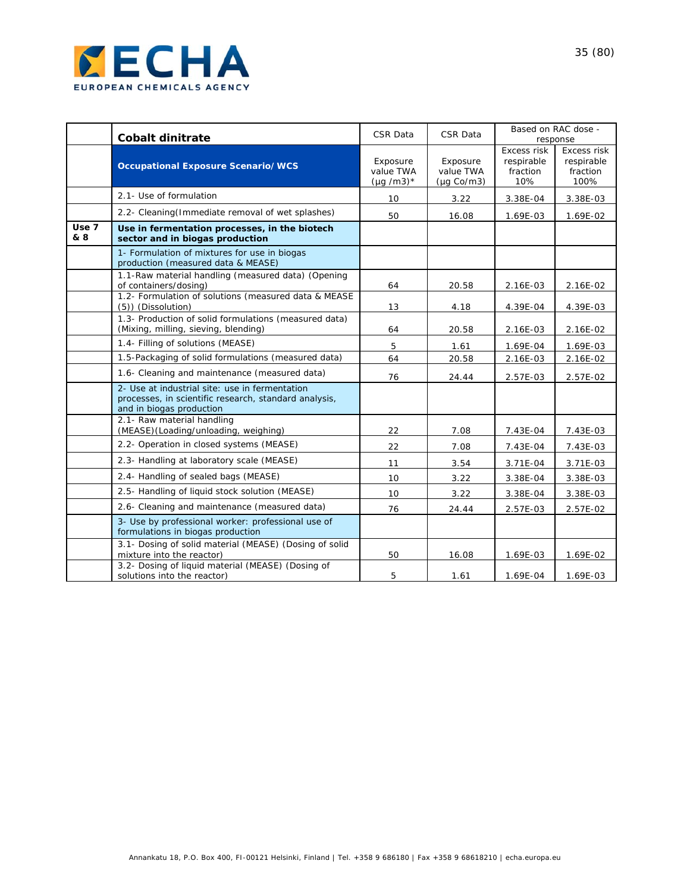| | **Cobalt dinitrate** | CSR Data | CSR Data | Based on RAC dose - response | |
|---|---|---|---|---|---|
| | **Occupational Exposure Scenario/WCS** | Exposure value TWA (µg /m3)* | Exposure value TWA (µg Co/m3) | Excess risk respirable fraction 10% | Excess risk respirable fraction 100% |
| | 2.1- Use of formulation | 10 | 3.22 | 3.38E-04 | 3.38E-03 |
| | 2.2- Cleaning(Immediate removal of wet splashes) | 50 | 16.08 | 1.69E-03 | 1.69E-02 |
| **Use 7 & 8** | **Use in fermentation processes, in the biotech sector and in biogas production** | | | | |
| | 1- Formulation of mixtures for use in biogas production (measured data & MEASE) | | | | |
| | 1.1-Raw material handling (measured data) (Opening of containers/dosing) | 64 | 20.58 | 2.16E-03 | 2.16E-02 |
| | 1.2- Formulation of solutions (measured data & MEASE (5)) (Dissolution) | 13 | 4.18 | 4.39E-04 | 4.39E-03 |
| | 1.3- Production of solid formulations (measured data) (Mixing, milling, sieving, blending) | 64 | 20.58 | 2.16E-03 | 2.16E-02 |
| | 1.4- Filling of solutions (MEASE) | 5 | 1.61 | 1.69E-04 | 1.69E-03 |
| | 1.5-Packaging of solid formulations (measured data) | 64 | 20.58 | 2.16E-03 | 2.16E-02 |
| | 1.6- Cleaning and maintenance (measured data) | 76 | 24.44 | 2.57E-03 | 2.57E-02 |
| | 2- Use at industrial site: use in fermentation processes, in scientific research, standard analysis, and in biogas production | | | | |
| | 2.1- Raw material handling (MEASE)(Loading/unloading, weighing) | 22 | 7.08 | 7.43E-04 | 7.43E-03 |
| | 2.2- Operation in closed systems (MEASE) | 22 | 7.08 | 7.43E-04 | 7.43E-03 |
| | 2.3- Handling at laboratory scale (MEASE) | 11 | 3.54 | 3.71E-04 | 3.71E-03 |
| | 2.4- Handling of sealed bags (MEASE) | 10 | 3.22 | 3.38E-04 | 3.38E-03 |
| | 2.5- Handling of liquid stock solution (MEASE) | 10 | 3.22 | 3.38E-04 | 3.38E-03 |
| | 2.6- Cleaning and maintenance (measured data) | 76 | 24.44 | 2.57E-03 | 2.57E-02 |
| | 3- Use by professional worker: professional use of formulations in biogas production | | | | |
| | 3.1- Dosing of solid material (MEASE) (Dosing of solid mixture into the reactor) | 50 | 16.08 | 1.69E-03 | 1.69E-02 |
| | 3.2- Dosing of liquid material (MEASE) (Dosing of solutions into the reactor) | 5 | 1.61 | 1.69E-04 | 1.69E-03 |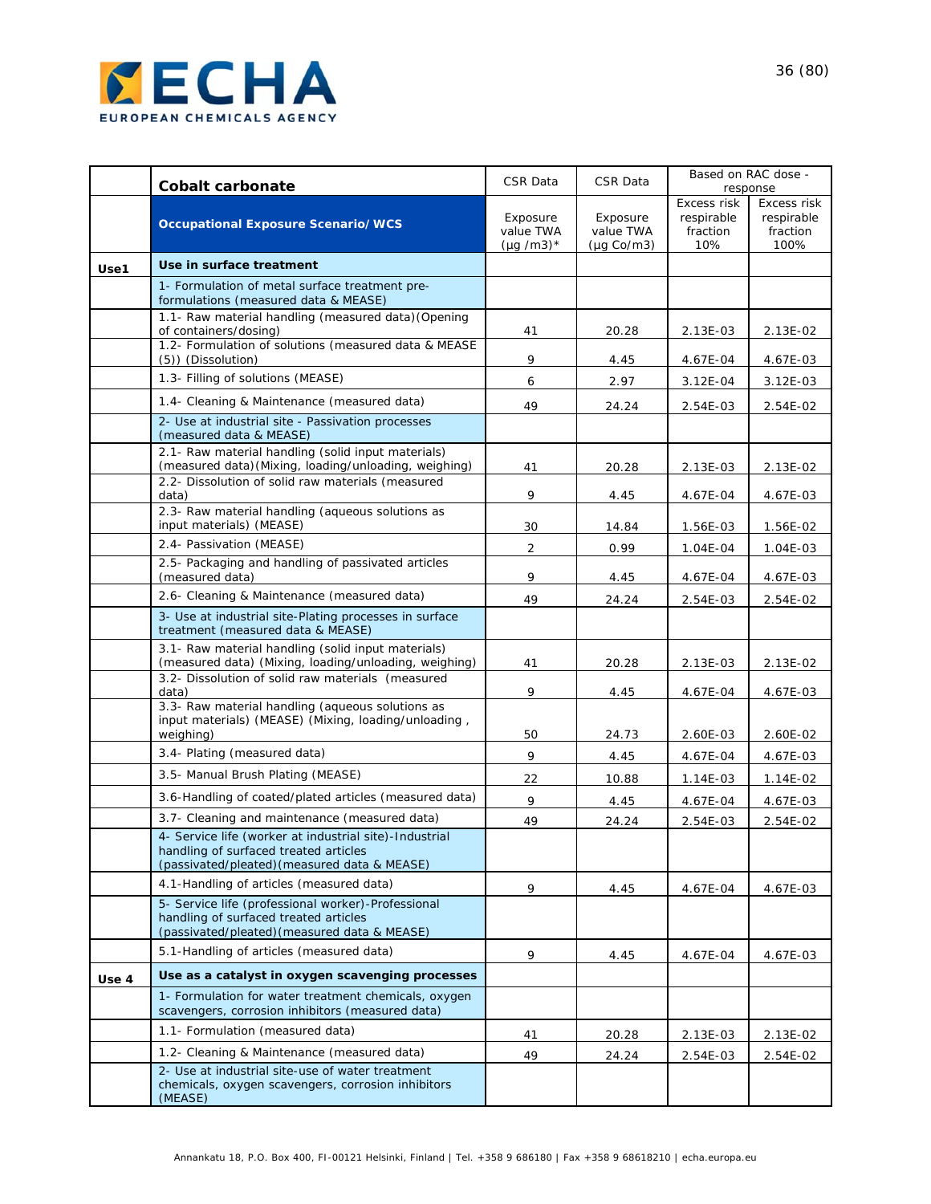| | **Cobalt carbonate** | CSR Data | CSR Data | Based on RAC dose - response | |
|---|---|---|---|---|---|
| | **Occupational Exposure Scenario/WCS** | Exposure value TWA (µg /m3)* | Exposure value TWA (µg Co/m3) | Excess risk respirable fraction 10% | Excess risk respirable fraction 100% |
| **Use1** | **Use in surface treatment** | | | | |
| | 1- Formulation of metal surface treatment pre-formulations (measured data & MEASE) | | | | |
| | 1.1- Raw material handling (measured data)(Opening of containers/dosing) | 41 | 20.28 | 2.13E-03 | 2.13E-02 |
| | 1.2- Formulation of solutions (measured data & MEASE (5)) (Dissolution) | 9 | 4.45 | 4.67E-04 | 4.67E-03 |
| | 1.3- Filling of solutions (MEASE) | 6 | 2.97 | 3.12E-04 | 3.12E-03 |
| | 1.4- Cleaning & Maintenance (measured data) | 49 | 24.24 | 2.54E-03 | 2.54E-02 |
| | 2- Use at industrial site - Passivation processes (measured data & MEASE) | | | | |
| | 2.1- Raw material handling (solid input materials) (measured data)(Mixing, loading/unloading, weighing) | 41 | 20.28 | 2.13E-03 | 2.13E-02 |
| | 2.2- Dissolution of solid raw materials (measured data) | 9 | 4.45 | 4.67E-04 | 4.67E-03 |
| | 2.3- Raw material handling (aqueous solutions as input materials) (MEASE) | 30 | 14.84 | 1.56E-03 | 1.56E-02 |
| | 2.4- Passivation (MEASE) | 2 | 0.99 | 1.04E-04 | 1.04E-03 |
| | 2.5- Packaging and handling of passivated articles (measured data) | 9 | 4.45 | 4.67E-04 | 4.67E-03 |
| | 2.6- Cleaning & Maintenance (measured data) | 49 | 24.24 | 2.54E-03 | 2.54E-02 |
| | 3- Use at industrial site-Plating processes in surface treatment (measured data & MEASE) | | | | |
| | 3.1- Raw material handling (solid input materials) (measured data) (Mixing, loading/unloading, weighing) | 41 | 20.28 | 2.13E-03 | 2.13E-02 |
| | 3.2- Dissolution of solid raw materials (measured data) | 9 | 4.45 | 4.67E-04 | 4.67E-03 |
| | 3.3- Raw material handling (aqueous solutions as input materials) (MEASE) (Mixing, loading/unloading , weighing) | 50 | 24.73 | 2.60E-03 | 2.60E-02 |
| | 3.4- Plating (measured data) | 9 | 4.45 | 4.67E-04 | 4.67E-03 |
| | 3.5- Manual Brush Plating (MEASE) | 22 | 10.88 | 1.14E-03 | 1.14E-02 |
| | 3.6-Handling of coated/plated articles (measured data) | 9 | 4.45 | 4.67E-04 | 4.67E-03 |
| | 3.7- Cleaning and maintenance (measured data) | 49 | 24.24 | 2.54E-03 | 2.54E-02 |
| | 4- Service life (worker at industrial site)-Industrial handling of surfaced treated articles (passivated/pleated)(measured data & MEASE) | | | | |
| | 4.1-Handling of articles (measured data) | 9 | 4.45 | 4.67E-04 | 4.67E-03 |
| | 5- Service life (professional worker)-Professional handling of surfaced treated articles (passivated/pleated)(measured data & MEASE) | | | | |
| | 5.1-Handling of articles (measured data) | 9 | 4.45 | 4.67E-04 | 4.67E-03 |
| **Use 4** | **Use as a catalyst in oxygen scavenging processes** | | | | |
| | 1- Formulation for water treatment chemicals, oxygen scavengers, corrosion inhibitors (measured data) | | | | |
| | 1.1- Formulation (measured data) | 41 | 20.28 | 2.13E-03 | 2.13E-02 |
| | 1.2- Cleaning & Maintenance (measured data) | 49 | 24.24 | 2.54E-03 | 2.54E-02 |
| | 2- Use at industrial site-use of water treatment chemicals, oxygen scavengers, corrosion inhibitors (MEASE) | | | | |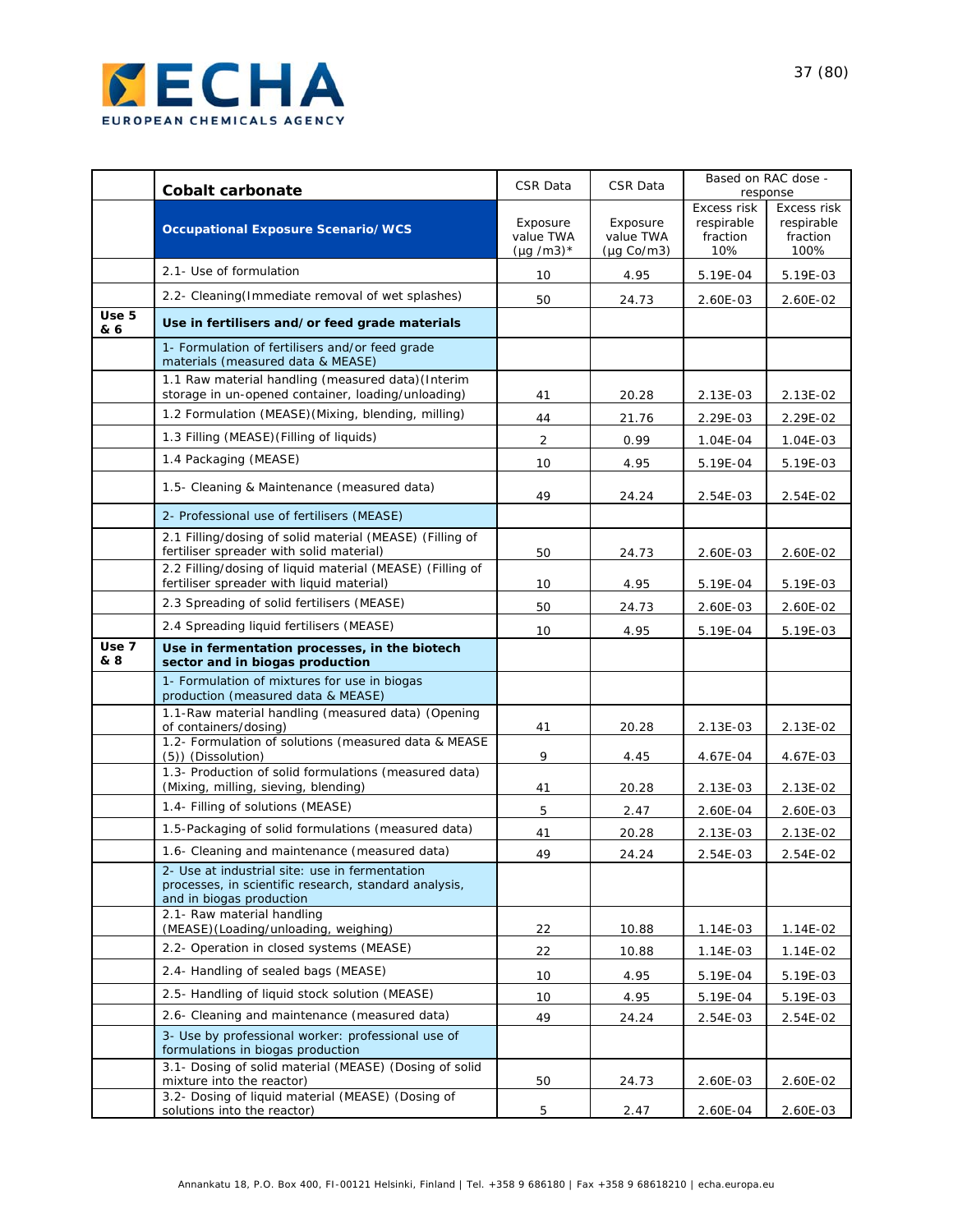| | **Cobalt carbonate** | CSR Data | CSR Data | Based on RAC dose - response | |
|---|---|---|---|---|---|
| | **Occupational Exposure Scenario/WCS** | Exposure value TWA (µg /m3)* | Exposure value TWA (µg Co/m3) | Excess risk respirable fraction 10% | Excess risk respirable fraction 100% |
| | 2.1- Use of formulation | 10 | 4.95 | 5.19E-04 | 5.19E-03 |
| | 2.2- Cleaning(Immediate removal of wet splashes) | 50 | 24.73 | 2.60E-03 | 2.60E-02 |
| **Use 5 & 6** | **Use in fertilisers and/or feed grade materials** | | | | |
| | 1- Formulation of fertilisers and/or feed grade materials (measured data & MEASE) | | | | |
| | 1.1 Raw material handling (measured data)(Interim storage in un-opened container, loading/unloading) | 41 | 20.28 | 2.13E-03 | 2.13E-02 |
| | 1.2 Formulation (MEASE)(Mixing, blending, milling) | 44 | 21.76 | 2.29E-03 | 2.29E-02 |
| | 1.3 Filling (MEASE)(Filling of liquids) | 2 | 0.99 | 1.04E-04 | 1.04E-03 |
| | 1.4 Packaging (MEASE) | 10 | 4.95 | 5.19E-04 | 5.19E-03 |
| | 1.5- Cleaning & Maintenance (measured data) | 49 | 24.24 | 2.54E-03 | 2.54E-02 |
| | 2- Professional use of fertilisers (MEASE) | | | | |
| | 2.1 Filling/dosing of solid material (MEASE) (Filling of fertiliser spreader with solid material) | 50 | 24.73 | 2.60E-03 | 2.60E-02 |
| | 2.2 Filling/dosing of liquid material (MEASE) (Filling of fertiliser spreader with liquid material) | 10 | 4.95 | 5.19E-04 | 5.19E-03 |
| | 2.3 Spreading of solid fertilisers (MEASE) | 50 | 24.73 | 2.60E-03 | 2.60E-02 |
| | 2.4 Spreading liquid fertilisers (MEASE) | 10 | 4.95 | 5.19E-04 | 5.19E-03 |
| **Use 7 & 8** | **Use in fermentation processes, in the biotech sector and in biogas production** | | | | |
| | 1- Formulation of mixtures for use in biogas production (measured data & MEASE) | | | | |
| | 1.1-Raw material handling (measured data) (Opening of containers/dosing) | 41 | 20.28 | 2.13E-03 | 2.13E-02 |
| | 1.2- Formulation of solutions (measured data & MEASE (5)) (Dissolution) | 9 | 4.45 | 4.67E-04 | 4.67E-03 |
| | 1.3- Production of solid formulations (measured data) (Mixing, milling, sieving, blending) | 41 | 20.28 | 2.13E-03 | 2.13E-02 |
| | 1.4- Filling of solutions (MEASE) | 5 | 2.47 | 2.60E-04 | 2.60E-03 |
| | 1.5-Packaging of solid formulations (measured data) | 41 | 20.28 | 2.13E-03 | 2.13E-02 |
| | 1.6- Cleaning and maintenance (measured data) | 49 | 24.24 | 2.54E-03 | 2.54E-02 |
| | 2- Use at industrial site: use in fermentation processes, in scientific research, standard analysis, and in biogas production | | | | |
| | 2.1- Raw material handling (MEASE)(Loading/unloading, weighing) | 22 | 10.88 | 1.14E-03 | 1.14E-02 |
| | 2.2- Operation in closed systems (MEASE) | 22 | 10.88 | 1.14E-03 | 1.14E-02 |
| | 2.4- Handling of sealed bags (MEASE) | 10 | 4.95 | 5.19E-04 | 5.19E-03 |
| | 2.5- Handling of liquid stock solution (MEASE) | 10 | 4.95 | 5.19E-04 | 5.19E-03 |
| | 2.6- Cleaning and maintenance (measured data) | 49 | 24.24 | 2.54E-03 | 2.54E-02 |
| | 3- Use by professional worker: professional use of formulations in biogas production | | | | |
| | 3.1- Dosing of solid material (MEASE) (Dosing of solid mixture into the reactor) | 50 | 24.73 | 2.60E-03 | 2.60E-02 |
| | 3.2- Dosing of liquid material (MEASE) (Dosing of solutions into the reactor) | 5 | 2.47 | 2.60E-04 | 2.60E-03 |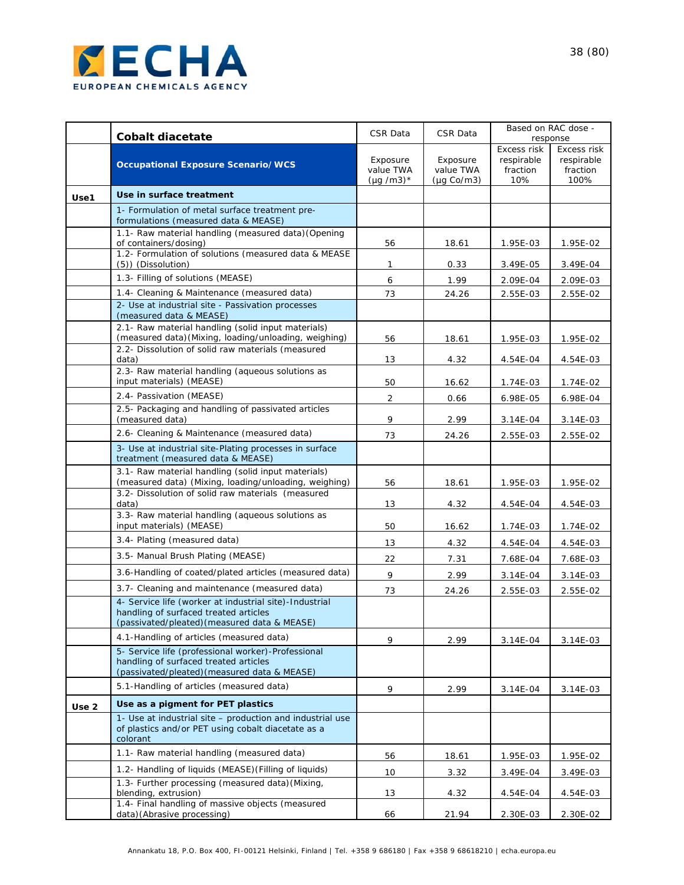| | **Cobalt diacetate** | CSR Data | CSR Data | Based on RAC dose - response | |
|---|---|---|---|---|---|
| | **Occupational Exposure Scenario/WCS** | Exposure value TWA (µg /m3)* | Exposure value TWA (µg Co/m3) | Excess risk respirable fraction 10% | Excess risk respirable fraction 100% |
| **Use1** | **Use in surface treatment** | | | | |
| | 1- Formulation of metal surface treatment pre-formulations (measured data & MEASE) | | | | |
| | 1.1- Raw material handling (measured data)(Opening of containers/dosing) | 56 | 18.61 | 1.95E-03 | 1.95E-02 |
| | 1.2- Formulation of solutions (measured data & MEASE (5)) (Dissolution) | 1 | 0.33 | 3.49E-05 | 3.49E-04 |
| | 1.3- Filling of solutions (MEASE) | 6 | 1.99 | 2.09E-04 | 2.09E-03 |
| | 1.4- Cleaning & Maintenance (measured data) | 73 | 24.26 | 2.55E-03 | 2.55E-02 |
| | 2- Use at industrial site - Passivation processes (measured data & MEASE) | | | | |
| | 2.1- Raw material handling (solid input materials) (measured data)(Mixing, loading/unloading, weighing) | 56 | 18.61 | 1.95E-03 | 1.95E-02 |
| | 2.2- Dissolution of solid raw materials (measured data) | 13 | 4.32 | 4.54E-04 | 4.54E-03 |
| | 2.3- Raw material handling (aqueous solutions as input materials) (MEASE) | 50 | 16.62 | 1.74E-03 | 1.74E-02 |
| | 2.4- Passivation (MEASE) | 2 | 0.66 | 6.98E-05 | 6.98E-04 |
| | 2.5- Packaging and handling of passivated articles (measured data) | 9 | 2.99 | 3.14E-04 | 3.14E-03 |
| | 2.6- Cleaning & Maintenance (measured data) | 73 | 24.26 | 2.55E-03 | 2.55E-02 |
| | 3- Use at industrial site-Plating processes in surface treatment (measured data & MEASE) | | | | |
| | 3.1- Raw material handling (solid input materials) (measured data) (Mixing, loading/unloading, weighing) | 56 | 18.61 | 1.95E-03 | 1.95E-02 |
| | 3.2- Dissolution of solid raw materials (measured data) | 13 | 4.32 | 4.54E-04 | 4.54E-03 |
| | 3.3- Raw material handling (aqueous solutions as input materials) (MEASE) | 50 | 16.62 | 1.74E-03 | 1.74E-02 |
| | 3.4- Plating (measured data) | 13 | 4.32 | 4.54E-04 | 4.54E-03 |
| | 3.5- Manual Brush Plating (MEASE) | 22 | 7.31 | 7.68E-04 | 7.68E-03 |
| | 3.6-Handling of coated/plated articles (measured data) | 9 | 2.99 | 3.14E-04 | 3.14E-03 |
| | 3.7- Cleaning and maintenance (measured data) | 73 | 24.26 | 2.55E-03 | 2.55E-02 |
| | 4- Service life (worker at industrial site)-Industrial handling of surfaced treated articles (passivated/pleated)(measured data & MEASE) | | | | |
| | 4.1-Handling of articles (measured data) | 9 | 2.99 | 3.14E-04 | 3.14E-03 |
| | 5- Service life (professional worker)-Professional handling of surfaced treated articles (passivated/pleated)(measured data & MEASE) | | | | |
| | 5.1-Handling of articles (measured data) | 9 | 2.99 | 3.14E-04 | 3.14E-03 |
| **Use 2** | **Use as a pigment for PET plastics** | | | | |
| | 1- Use at industrial site – production and industrial use of plastics and/or PET using cobalt diacetate as a colorant | | | | |
| | 1.1- Raw material handling (measured data) | 56 | 18.61 | 1.95E-03 | 1.95E-02 |
| | 1.2- Handling of liquids (MEASE)(Filling of liquids) | 10 | 3.32 | 3.49E-04 | 3.49E-03 |
| | 1.3- Further processing (measured data)(Mixing, blending, extrusion) | 13 | 4.32 | 4.54E-04 | 4.54E-03 |
| | 1.4- Final handling of massive objects (measured data)(Abrasive processing) | 66 | 21.94 | 2.30E-03 | 2.30E-02 |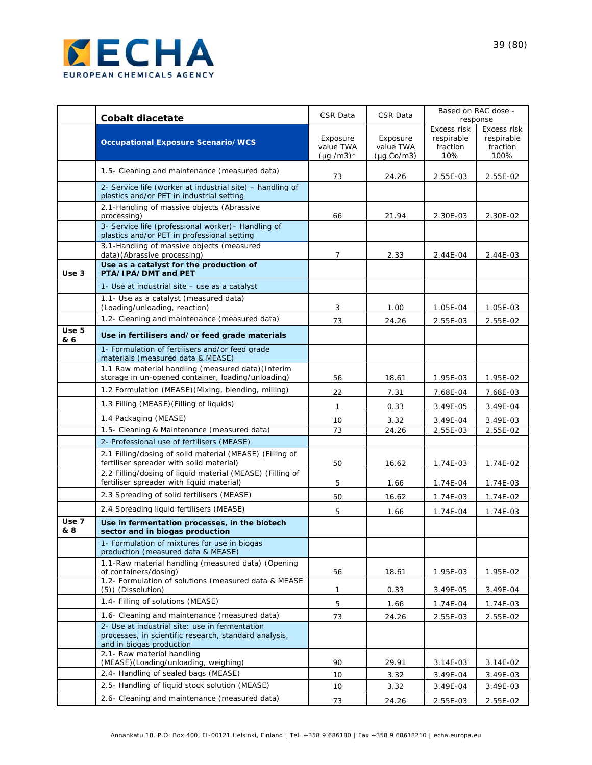| | **Cobalt diacetate** | CSR Data | CSR Data | Based on RAC dose - response | |
|---|---|---|---|---|---|
| | **Occupational Exposure Scenario/WCS** | Exposure value TWA (µg /m3)* | Exposure value TWA (µg Co/m3) | Excess risk respirable fraction 10% | Excess risk respirable fraction 100% |
| | 1.5- Cleaning and maintenance (measured data) | 73 | 24.26 | 2.55E-03 | 2.55E-02 |
| | 2- Service life (worker at industrial site) – handling of plastics and/or PET in industrial setting | | | | |
| | 2.1-Handling of massive objects (Abrassive processing) | 66 | 21.94 | 2.30E-03 | 2.30E-02 |
| | 3- Service life (professional worker)– Handling of plastics and/or PET in professional setting | | | | |
| | 3.1-Handling of massive objects (measured data)(Abrassive processing) | 7 | 2.33 | 2.44E-04 | 2.44E-03 |
| **Use 3** | **Use as a catalyst for the production of PTA/IPA/DMT and PET** | | | | |
| | 1- Use at industrial site – use as a catalyst | | | | |
| | 1.1- Use as a catalyst (measured data) (Loading/unloading, reaction) | 3 | 1.00 | 1.05E-04 | 1.05E-03 |
| | 1.2- Cleaning and maintenance (measured data) | 73 | 24.26 | 2.55E-03 | 2.55E-02 |
| **Use 5 & 6** | **Use in fertilisers and/or feed grade materials** | | | | |
| | 1- Formulation of fertilisers and/or feed grade materials (measured data & MEASE) | | | | |
| | 1.1 Raw material handling (measured data)(Interim storage in un-opened container, loading/unloading) | 56 | 18.61 | 1.95E-03 | 1.95E-02 |
| | 1.2 Formulation (MEASE)(Mixing, blending, milling) | 22 | 7.31 | 7.68E-04 | 7.68E-03 |
| | 1.3 Filling (MEASE)(Filling of liquids) | 1 | 0.33 | 3.49E-05 | 3.49E-04 |
| | 1.4 Packaging (MEASE) | 10 | 3.32 | 3.49E-04 | 3.49E-03 |
| | 1.5- Cleaning & Maintenance (measured data) | 73 | 24.26 | 2.55E-03 | 2.55E-02 |
| | 2- Professional use of fertilisers (MEASE) | | | | |
| | 2.1 Filling/dosing of solid material (MEASE) (Filling of fertiliser spreader with solid material) | 50 | 16.62 | 1.74E-03 | 1.74E-02 |
| | 2.2 Filling/dosing of liquid material (MEASE) (Filling of fertiliser spreader with liquid material) | 5 | 1.66 | 1.74E-04 | 1.74E-03 |
| | 2.3 Spreading of solid fertilisers (MEASE) | 50 | 16.62 | 1.74E-03 | 1.74E-02 |
| | 2.4 Spreading liquid fertilisers (MEASE) | 5 | 1.66 | 1.74E-04 | 1.74E-03 |
| **Use 7 & 8** | **Use in fermentation processes, in the biotech sector and in biogas production** | | | | |
| | 1- Formulation of mixtures for use in biogas production (measured data & MEASE) | | | | |
| | 1.1-Raw material handling (measured data) (Opening of containers/dosing) | 56 | 18.61 | 1.95E-03 | 1.95E-02 |
| | 1.2- Formulation of solutions (measured data & MEASE (5)) (Dissolution) | 1 | 0.33 | 3.49E-05 | 3.49E-04 |
| | 1.4- Filling of solutions (MEASE) | 5 | 1.66 | 1.74E-04 | 1.74E-03 |
| | 1.6- Cleaning and maintenance (measured data) | 73 | 24.26 | 2.55E-03 | 2.55E-02 |
| | 2- Use at industrial site: use in fermentation processes, in scientific research, standard analysis, and in biogas production | | | | |
| | 2.1- Raw material handling (MEASE)(Loading/unloading, weighing) | 90 | 29.91 | 3.14E-03 | 3.14E-02 |
| | 2.4- Handling of sealed bags (MEASE) | 10 | 3.32 | 3.49E-04 | 3.49E-03 |
| | 2.5- Handling of liquid stock solution (MEASE) | 10 | 3.32 | 3.49E-04 | 3.49E-03 |
| | 2.6- Cleaning and maintenance (measured data) | 73 | 24.26 | 2.55E-03 | 2.55E-02 |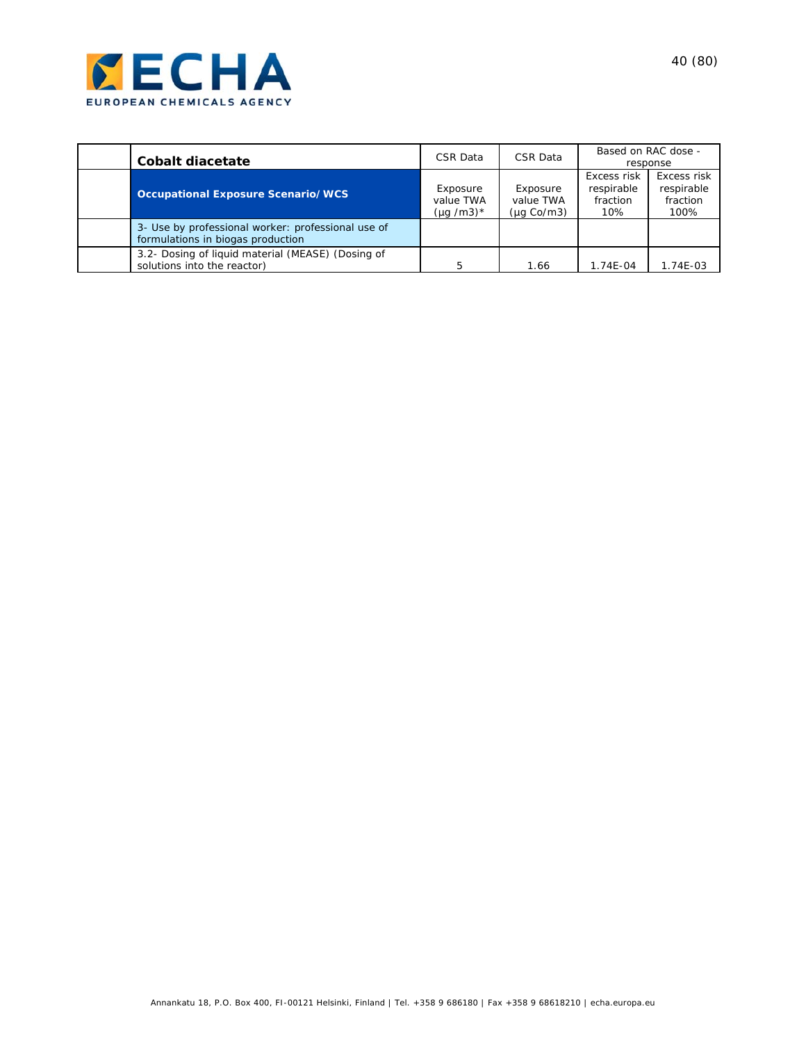| | Cobalt diacetate | CSR Data | CSR Data | Based on RAC dose - response | |
|---|---|---|---|---|---|
| | **Occupational Exposure Scenario/WCS** | Exposure value TWA (µg /m3)* | Exposure value TWA (µg Co/m3) | Excess risk respirable fraction 10% | Excess risk respirable fraction 100% |
| | 3- Use by professional worker: professional use of formulations in biogas production | | | | |
| | 3.2- Dosing of liquid material (MEASE) (Dosing of solutions into the reactor) | 5 | 1.66 | 1.74E-04 | 1.74E-03 |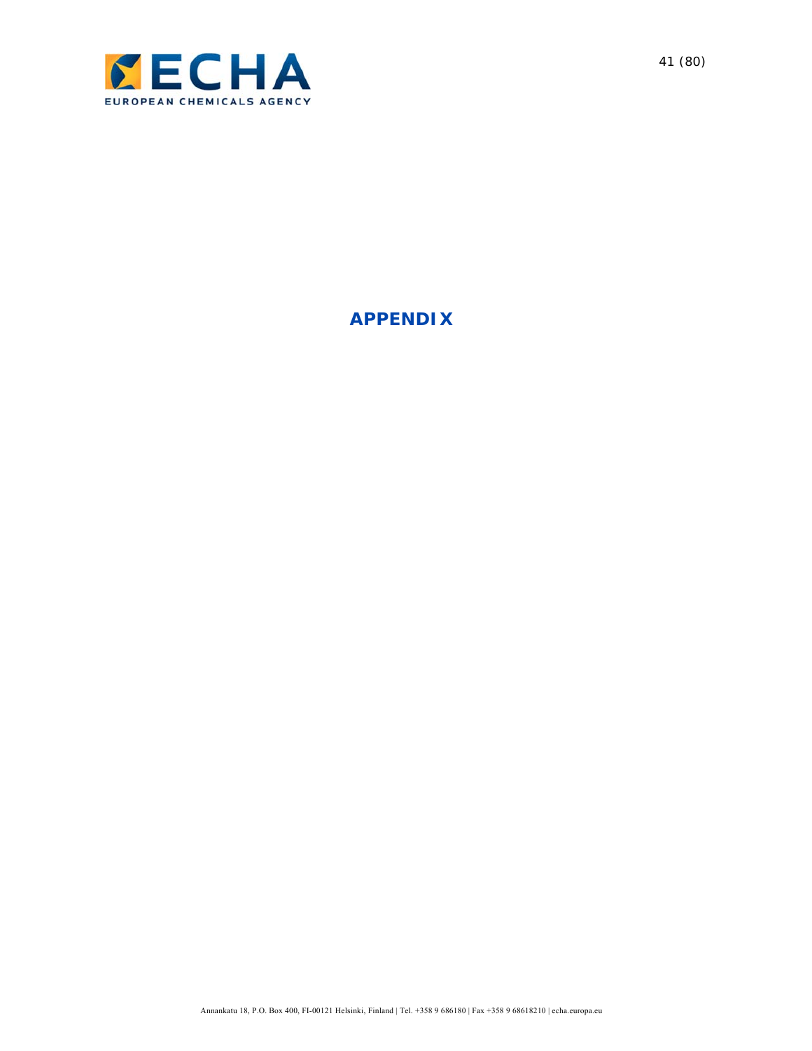# APPENDIX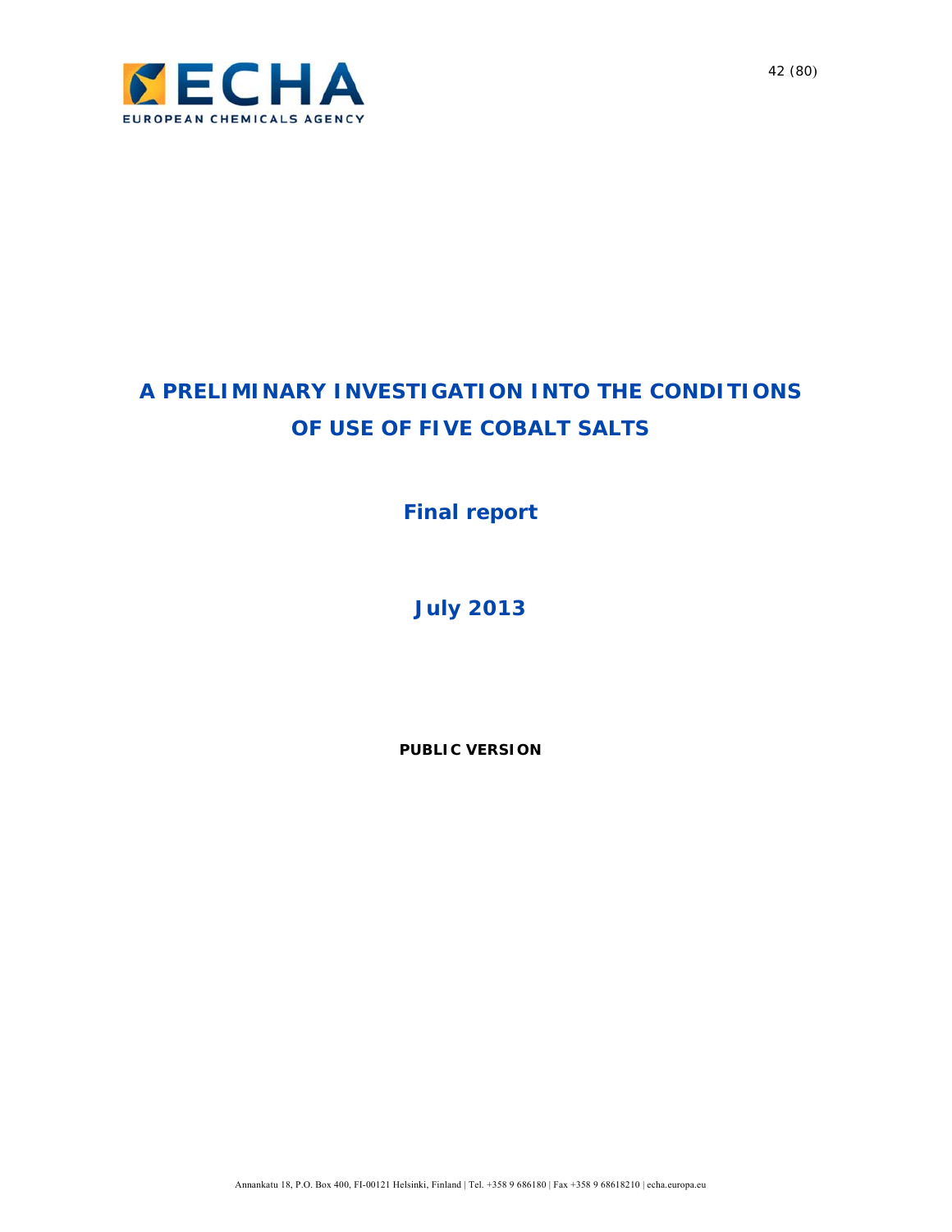# A PRELIMINARY INVESTIGATION INTO THE CONDITIONS OF USE OF FIVE COBALT SALTS

## Final report

## July 2013

**PUBLIC VERSION**

Annankatu 18, P.O. Box 400, FI-00121 Helsinki, Finland | Tel. +358 9 686180 | Fax +358 9 68618210 | echa.europa.eu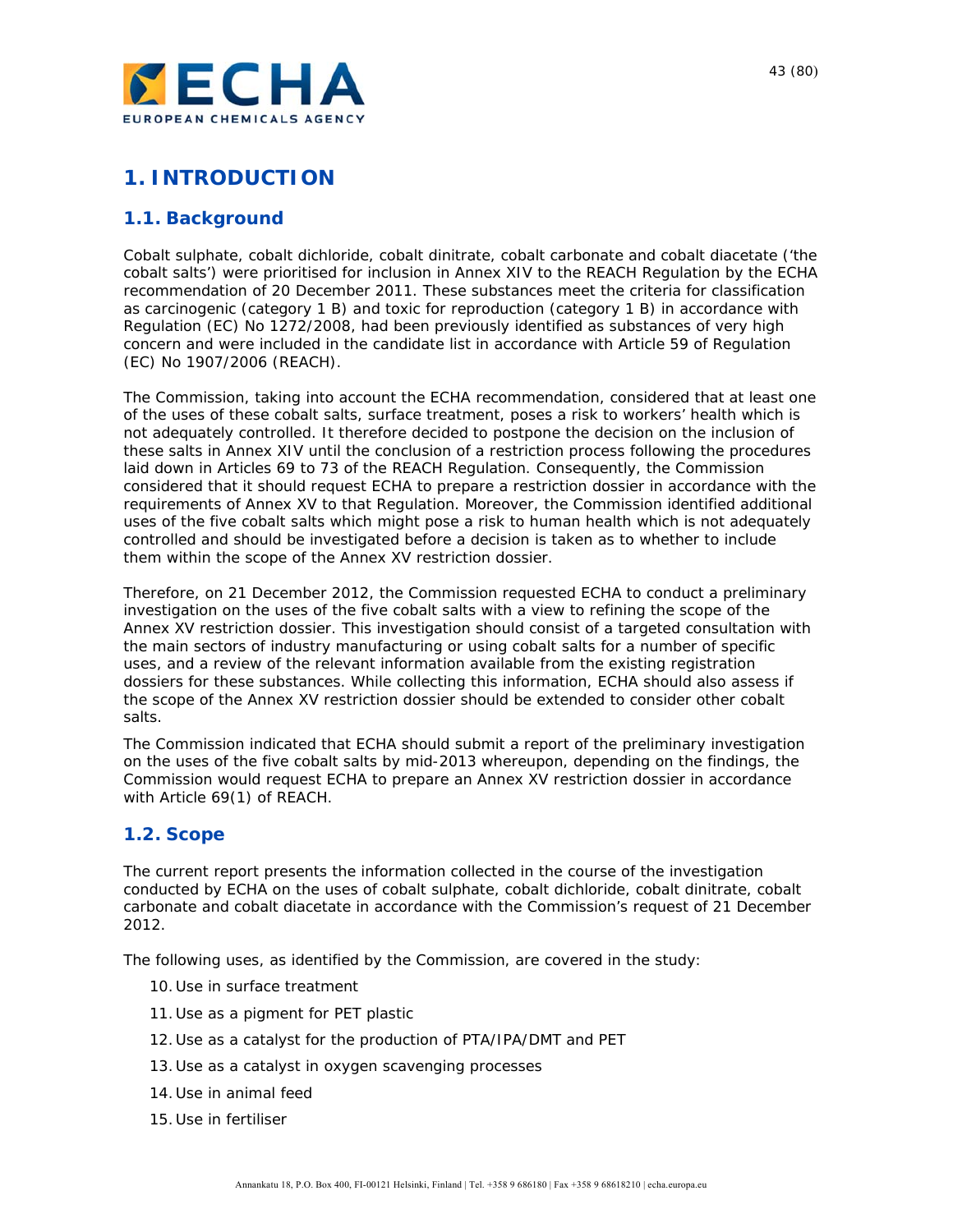# 1. INTRODUCTION

## 1.1. Background

Cobalt sulphate, cobalt dichloride, cobalt dinitrate, cobalt carbonate and cobalt diacetate ('the cobalt salts') were prioritised for inclusion in Annex XIV to the REACH Regulation by the ECHA recommendation of 20 December 2011. These substances meet the criteria for classification as carcinogenic (category 1 B) and toxic for reproduction (category 1 B) in accordance with Regulation (EC) No 1272/2008, had been previously identified as substances of very high concern and were included in the candidate list in accordance with Article 59 of Regulation (EC) No 1907/2006 (REACH).

The Commission, taking into account the ECHA recommendation, considered that at least one of the uses of these cobalt salts, surface treatment, poses a risk to workers' health which is not adequately controlled. It therefore decided to postpone the decision on the inclusion of these salts in Annex XIV until the conclusion of a restriction process following the procedures laid down in Articles 69 to 73 of the REACH Regulation. Consequently, the Commission considered that it should request ECHA to prepare a restriction dossier in accordance with the requirements of Annex XV to that Regulation. Moreover, the Commission identified additional uses of the five cobalt salts which might pose a risk to human health which is not adequately controlled and should be investigated before a decision is taken as to whether to include them within the scope of the Annex XV restriction dossier.

Therefore, on 21 December 2012, the Commission requested ECHA to conduct a preliminary investigation on the uses of the five cobalt salts with a view to refining the scope of the Annex XV restriction dossier. This investigation should consist of a targeted consultation with the main sectors of industry manufacturing or using cobalt salts for a number of specific uses, and a review of the relevant information available from the existing registration dossiers for these substances. While collecting this information, ECHA should also assess if the scope of the Annex XV restriction dossier should be extended to consider other cobalt salts.

The Commission indicated that ECHA should submit a report of the preliminary investigation on the uses of the five cobalt salts by mid-2013 whereupon, depending on the findings, the Commission would request ECHA to prepare an Annex XV restriction dossier in accordance with Article 69(1) of REACH.

## 1.2. Scope

The current report presents the information collected in the course of the investigation conducted by ECHA on the uses of cobalt sulphate, cobalt dichloride, cobalt dinitrate, cobalt carbonate and cobalt diacetate in accordance with the Commission's request of 21 December 2012.

The following uses, as identified by the Commission, are covered in the study:

10. Use in surface treatment
11. Use as a pigment for PET plastic
12. Use as a catalyst for the production of PTA/IPA/DMT and PET
13. Use as a catalyst in oxygen scavenging processes
14. Use in animal feed
15. Use in fertiliser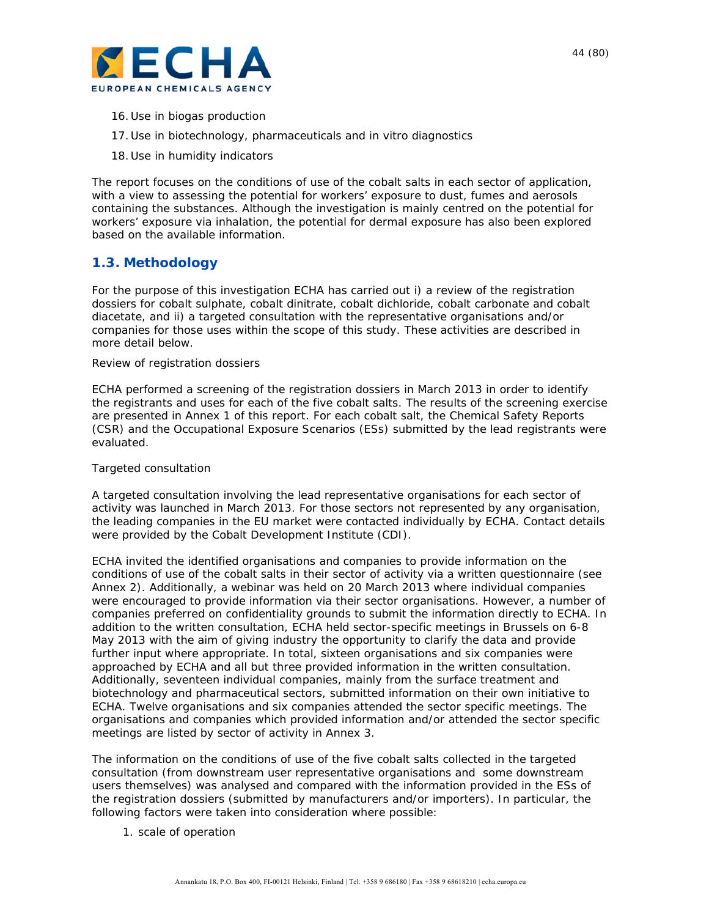16. Use in biogas production
17. Use in biotechnology, pharmaceuticals and in vitro diagnostics
18. Use in humidity indicators

The report focuses on the conditions of use of the cobalt salts in each sector of application, with a view to assessing the potential for workers' exposure to dust, fumes and aerosols containing the substances. Although the investigation is mainly centred on the potential for workers' exposure via inhalation, the potential for dermal exposure has also been explored based on the available information.

## 1.3. Methodology

For the purpose of this investigation ECHA has carried out i) a review of the registration dossiers for cobalt sulphate, cobalt dinitrate, cobalt dichloride, cobalt carbonate and cobalt diacetate, and ii) a targeted consultation with the representative organisations and/or companies for those uses within the scope of this study. These activities are described in more detail below.

Review of registration dossiers

ECHA performed a screening of the registration dossiers in March 2013 in order to identify the registrants and uses for each of the five cobalt salts. The results of the screening exercise are presented in Annex 1 of this report. For each cobalt salt, the Chemical Safety Reports (CSR) and the Occupational Exposure Scenarios (ESs) submitted by the lead registrants were evaluated.

Targeted consultation

A targeted consultation involving the lead representative organisations for each sector of activity was launched in March 2013. For those sectors not represented by any organisation, the leading companies in the EU market were contacted individually by ECHA. Contact details were provided by the Cobalt Development Institute (CDI).

ECHA invited the identified organisations and companies to provide information on the conditions of use of the cobalt salts in their sector of activity via a written questionnaire (see Annex 2). Additionally, a webinar was held on 20 March 2013 where individual companies were encouraged to provide information via their sector organisations. However, a number of companies preferred on confidentiality grounds to submit the information directly to ECHA. In addition to the written consultation, ECHA held sector-specific meetings in Brussels on 6-8 May 2013 with the aim of giving industry the opportunity to clarify the data and provide further input where appropriate. In total, sixteen organisations and six companies were approached by ECHA and all but three provided information in the written consultation. Additionally, seventeen individual companies, mainly from the surface treatment and biotechnology and pharmaceutical sectors, submitted information on their own initiative to ECHA. Twelve organisations and six companies attended the sector specific meetings. The organisations and companies which provided information and/or attended the sector specific meetings are listed by sector of activity in Annex 3.

The information on the conditions of use of the five cobalt salts collected in the targeted consultation (from downstream user representative organisations and some downstream users themselves) was analysed and compared with the information provided in the ESs of the registration dossiers (submitted by manufacturers and/or importers). In particular, the following factors were taken into consideration where possible:

1. scale of operation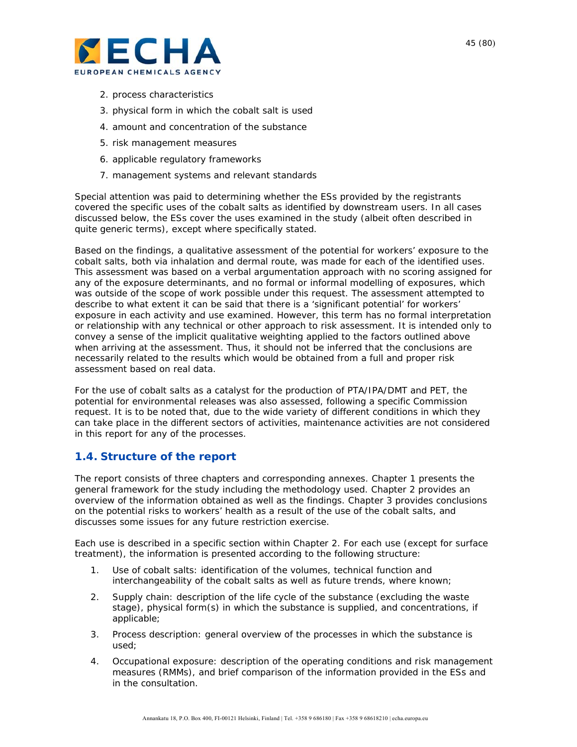2. process characteristics
3. physical form in which the cobalt salt is used
4. amount and concentration of the substance
5. risk management measures
6. applicable regulatory frameworks
7. management systems and relevant standards

Special attention was paid to determining whether the ESs provided by the registrants covered the specific uses of the cobalt salts as identified by downstream users. In all cases discussed below, the ESs cover the uses examined in the study (albeit often described in quite generic terms), except where specifically stated.

Based on the findings, a qualitative assessment of the potential for workers' exposure to the cobalt salts, both via inhalation and dermal route, was made for each of the identified uses. This assessment was based on a verbal argumentation approach with no scoring assigned for any of the exposure determinants, and no formal or informal modelling of exposures, which was outside of the scope of work possible under this request. The assessment attempted to describe to what extent it can be said that there is a 'significant potential' for workers' exposure in each activity and use examined. However, this term has no formal interpretation or relationship with any technical or other approach to risk assessment. It is intended only to convey a sense of the implicit qualitative weighting applied to the factors outlined above when arriving at the assessment. Thus, it should not be inferred that the conclusions are necessarily related to the results which would be obtained from a full and proper risk assessment based on real data.

For the use of cobalt salts as a catalyst for the production of PTA/IPA/DMT and PET, the potential for environmental releases was also assessed, following a specific Commission request. It is to be noted that, due to the wide variety of different conditions in which they can take place in the different sectors of activities, maintenance activities are not considered in this report for any of the processes.

## 1.4. Structure of the report

The report consists of three chapters and corresponding annexes. Chapter 1 presents the general framework for the study including the methodology used. Chapter 2 provides an overview of the information obtained as well as the findings. Chapter 3 provides conclusions on the potential risks to workers' health as a result of the use of the cobalt salts, and discusses some issues for any future restriction exercise.

Each use is described in a specific section within Chapter 2. For each use (except for surface treatment), the information is presented according to the following structure:

1. Use of cobalt salts: identification of the volumes, technical function and interchangeability of the cobalt salts as well as future trends, where known;
2. Supply chain: description of the life cycle of the substance (excluding the waste stage), physical form(s) in which the substance is supplied, and concentrations, if applicable;
3. Process description: general overview of the processes in which the substance is used;
4. Occupational exposure: description of the operating conditions and risk management measures (RMMs), and brief comparison of the information provided in the ESs and in the consultation.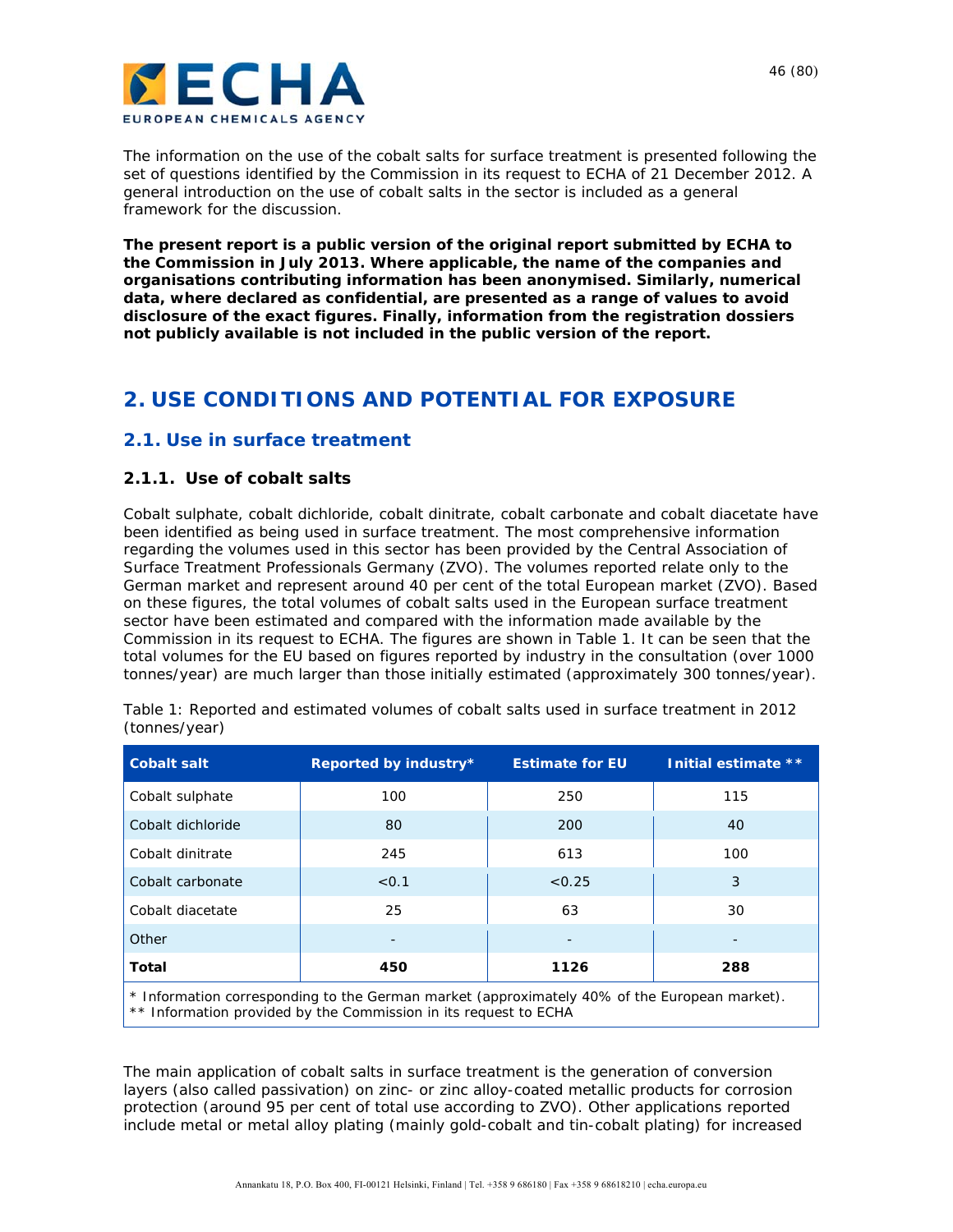The information on the use of the cobalt salts for surface treatment is presented following the set of questions identified by the Commission in its request to ECHA of 21 December 2012. A general introduction on the use of cobalt salts in the sector is included as a general framework for the discussion.

**The present report is a public version of the original report submitted by ECHA to the Commission in July 2013. Where applicable, the name of the companies and organisations contributing information has been anonymised. Similarly, numerical data, where declared as confidential, are presented as a range of values to avoid disclosure of the exact figures. Finally, information from the registration dossiers not publicly available is not included in the public version of the report.**

# 2. USE CONDITIONS AND POTENTIAL FOR EXPOSURE

## 2.1. Use in surface treatment

### 2.1.1. Use of cobalt salts

Cobalt sulphate, cobalt dichloride, cobalt dinitrate, cobalt carbonate and cobalt diacetate have been identified as being used in surface treatment. The most comprehensive information regarding the volumes used in this sector has been provided by the Central Association of Surface Treatment Professionals Germany (ZVO). The volumes reported relate only to the German market and represent around 40 per cent of the total European market (ZVO). Based on these figures, the total volumes of cobalt salts used in the European surface treatment sector have been estimated and compared with the information made available by the Commission in its request to ECHA. The figures are shown in Table 1. It can be seen that the total volumes for the EU based on figures reported by industry in the consultation (over 1000 tonnes/year) are much larger than those initially estimated (approximately 300 tonnes/year).

Table 1: Reported and estimated volumes of cobalt salts used in surface treatment in 2012 (tonnes/year)

| Cobalt salt | Reported by industry* | Estimate for EU | Initial estimate ** |
|---|---|---|---|
| Cobalt sulphate | 100 | 250 | 115 |
| Cobalt dichloride | 80 | 200 | 40 |
| Cobalt dinitrate | 245 | 613 | 100 |
| Cobalt carbonate | <0.1 | <0.25 | 3 |
| Cobalt diacetate | 25 | 63 | 30 |
| Other | - | - | - |
| **Total** | **450** | **1126** | **288** |

\* Information corresponding to the German market (approximately 40% of the European market).
\*\* Information provided by the Commission in its request to ECHA

The main application of cobalt salts in surface treatment is the generation of conversion layers (also called passivation) on zinc- or zinc alloy-coated metallic products for corrosion protection (around 95 per cent of total use according to ZVO). Other applications reported include metal or metal alloy plating (mainly gold-cobalt and tin-cobalt plating) for increased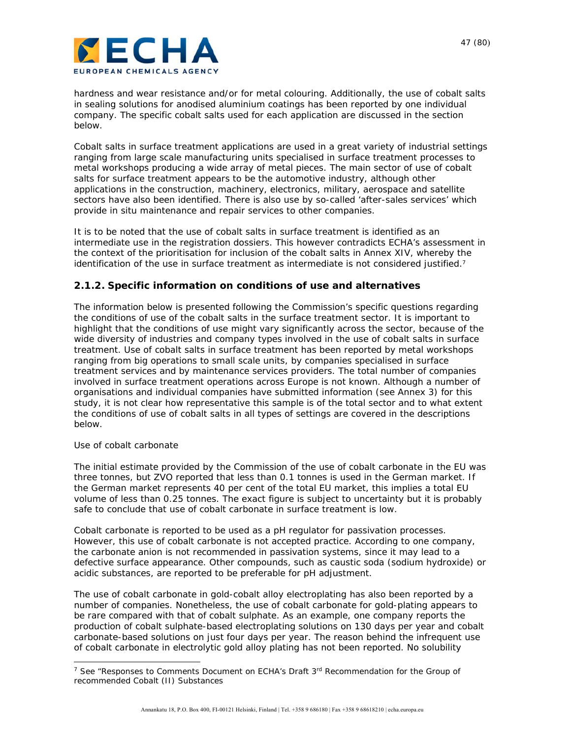hardness and wear resistance and/or for metal colouring. Additionally, the use of cobalt salts in sealing solutions for anodised aluminium coatings has been reported by one individual company. The specific cobalt salts used for each application are discussed in the section below.

Cobalt salts in surface treatment applications are used in a great variety of industrial settings ranging from large scale manufacturing units specialised in surface treatment processes to metal workshops producing a wide array of metal pieces. The main sector of use of cobalt salts for surface treatment appears to be the automotive industry, although other applications in the construction, machinery, electronics, military, aerospace and satellite sectors have also been identified. There is also use by so-called 'after-sales services' which provide in situ maintenance and repair services to other companies.

It is to be noted that the use of cobalt salts in surface treatment is identified as an intermediate use in the registration dossiers. This however contradicts ECHA's assessment in the context of the prioritisation for inclusion of the cobalt salts in Annex XIV, whereby the identification of the use in surface treatment as intermediate is not considered justified.[7]

### 2.1.2. Specific information on conditions of use and alternatives

The information below is presented following the Commission's specific questions regarding the conditions of use of the cobalt salts in the surface treatment sector. It is important to highlight that the conditions of use might vary significantly across the sector, because of the wide diversity of industries and company types involved in the use of cobalt salts in surface treatment. Use of cobalt salts in surface treatment has been reported by metal workshops ranging from big operations to small scale units, by companies specialised in surface treatment services and by maintenance services providers. The total number of companies involved in surface treatment operations across Europe is not known. Although a number of organisations and individual companies have submitted information (see Annex 3) for this study, it is not clear how representative this sample is of the total sector and to what extent the conditions of use of cobalt salts in all types of settings are covered in the descriptions below.

Use of cobalt carbonate

The initial estimate provided by the Commission of the use of cobalt carbonate in the EU was three tonnes, but ZVO reported that less than 0.1 tonnes is used in the German market. If the German market represents 40 per cent of the total EU market, this implies a total EU volume of less than 0.25 tonnes. The exact figure is subject to uncertainty but it is probably safe to conclude that use of cobalt carbonate in surface treatment is low.

Cobalt carbonate is reported to be used as a pH regulator for passivation processes. However, this use of cobalt carbonate is not accepted practice. According to one company, the carbonate anion is not recommended in passivation systems, since it may lead to a defective surface appearance. Other compounds, such as caustic soda (sodium hydroxide) or acidic substances, are reported to be preferable for pH adjustment.

The use of cobalt carbonate in gold-cobalt alloy electroplating has also been reported by a number of companies. Nonetheless, the use of cobalt carbonate for gold-plating appears to be rare compared with that of cobalt sulphate. As an example, one company reports the production of cobalt sulphate-based electroplating solutions on 130 days per year and cobalt carbonate-based solutions on just four days per year. The reason behind the infrequent use of cobalt carbonate in electrolytic gold alloy plating has not been reported. No solubility

---

[7] See "Responses to Comments Document on ECHA's Draft 3rd Recommendation for the Group of recommended Cobalt (II) Substances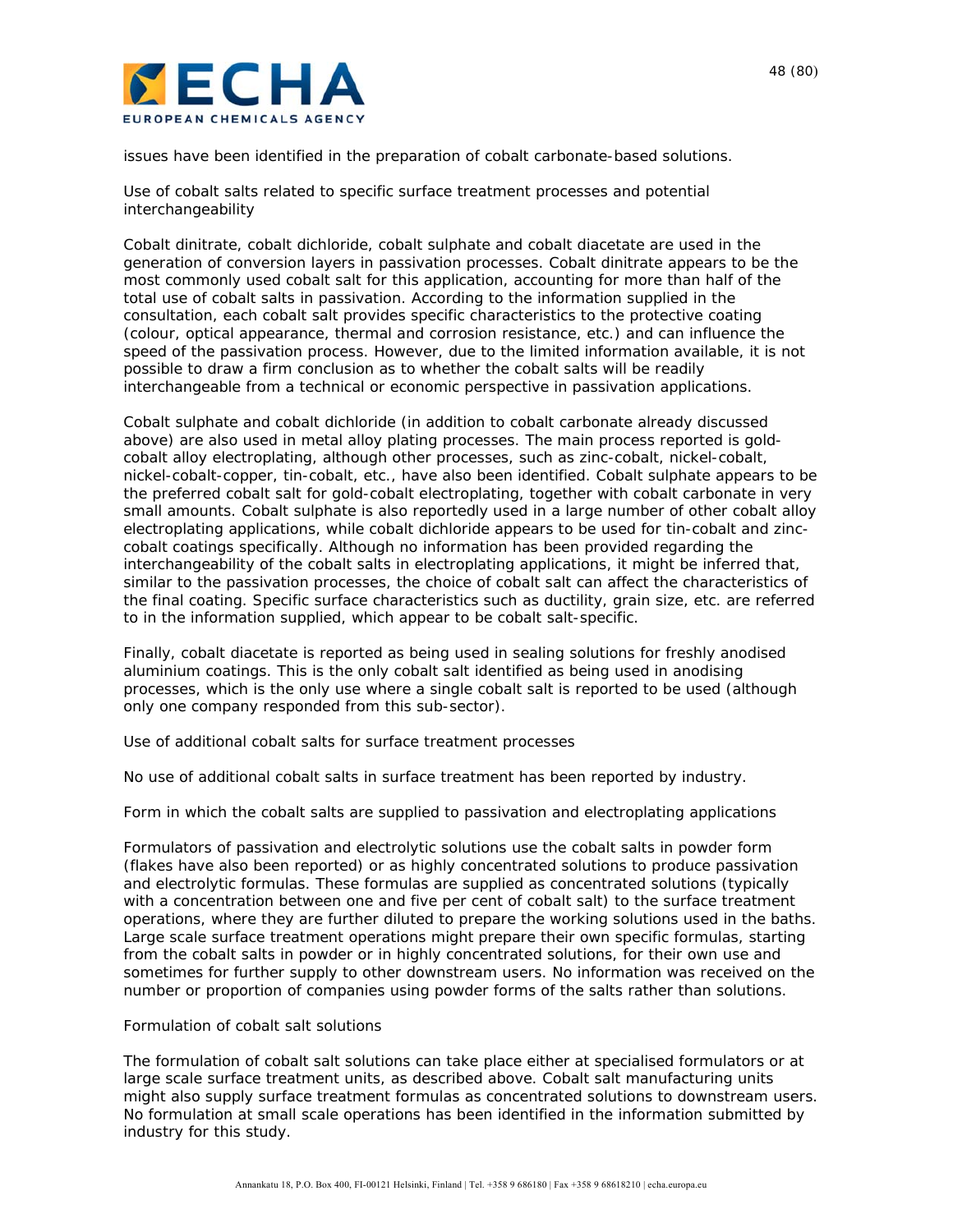issues have been identified in the preparation of cobalt carbonate-based solutions.

*Use of cobalt salts related to specific surface treatment processes and potential interchangeability*

Cobalt dinitrate, cobalt dichloride, cobalt sulphate and cobalt diacetate are used in the generation of conversion layers in passivation processes. Cobalt dinitrate appears to be the most commonly used cobalt salt for this application, accounting for more than half of the total use of cobalt salts in passivation. According to the information supplied in the consultation, each cobalt salt provides specific characteristics to the protective coating (colour, optical appearance, thermal and corrosion resistance, etc.) and can influence the speed of the passivation process. However, due to the limited information available, it is not possible to draw a firm conclusion as to whether the cobalt salts will be readily interchangeable from a technical or economic perspective in passivation applications.

Cobalt sulphate and cobalt dichloride (in addition to cobalt carbonate already discussed above) are also used in metal alloy plating processes. The main process reported is gold-cobalt alloy electroplating, although other processes, such as zinc-cobalt, nickel-cobalt, nickel-cobalt-copper, tin-cobalt, etc., have also been identified. Cobalt sulphate appears to be the preferred cobalt salt for gold-cobalt electroplating, together with cobalt carbonate in very small amounts. Cobalt sulphate is also reportedly used in a large number of other cobalt alloy electroplating applications, while cobalt dichloride appears to be used for tin-cobalt and zinc-cobalt coatings specifically. Although no information has been provided regarding the interchangeability of the cobalt salts in electroplating applications, it might be inferred that, similar to the passivation processes, the choice of cobalt salt can affect the characteristics of the final coating. Specific surface characteristics such as ductility, grain size, etc. are referred to in the information supplied, which appear to be cobalt salt-specific.

Finally, cobalt diacetate is reported as being used in sealing solutions for freshly anodised aluminium coatings. This is the only cobalt salt identified as being used in anodising processes, which is the only use where a single cobalt salt is reported to be used (although only one company responded from this sub-sector).

*Use of additional cobalt salts for surface treatment processes*

No use of additional cobalt salts in surface treatment has been reported by industry.

*Form in which the cobalt salts are supplied to passivation and electroplating applications*

Formulators of passivation and electrolytic solutions use the cobalt salts in powder form (flakes have also been reported) or as highly concentrated solutions to produce passivation and electrolytic formulas. These formulas are supplied as concentrated solutions (typically with a concentration between one and five per cent of cobalt salt) to the surface treatment operations, where they are further diluted to prepare the working solutions used in the baths. Large scale surface treatment operations might prepare their own specific formulas, starting from the cobalt salts in powder or in highly concentrated solutions, for their own use and sometimes for further supply to other downstream users. No information was received on the number or proportion of companies using powder forms of the salts rather than solutions.

*Formulation of cobalt salt solutions*

The formulation of cobalt salt solutions can take place either at specialised formulators or at large scale surface treatment units, as described above. Cobalt salt manufacturing units might also supply surface treatment formulas as concentrated solutions to downstream users. No formulation at small scale operations has been identified in the information submitted by industry for this study.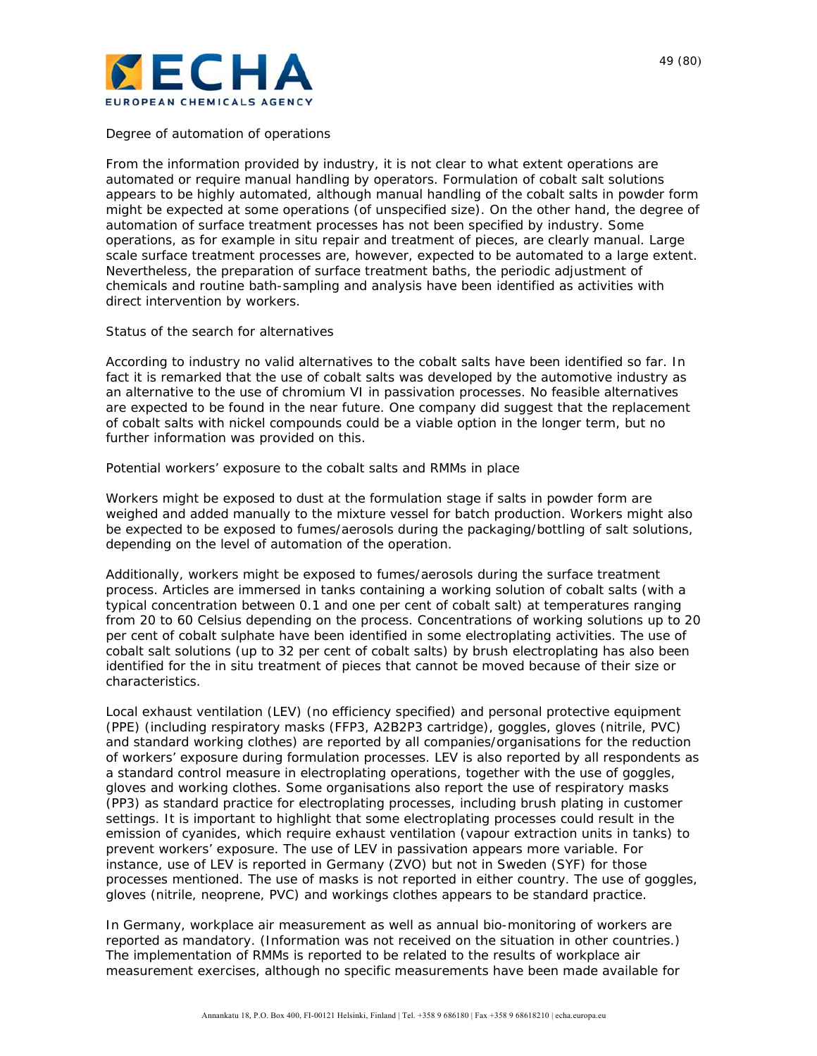Degree of automation of operations

From the information provided by industry, it is not clear to what extent operations are automated or require manual handling by operators. Formulation of cobalt salt solutions appears to be highly automated, although manual handling of the cobalt salts in powder form might be expected at some operations (of unspecified size). On the other hand, the degree of automation of surface treatment processes has not been specified by industry. Some operations, as for example in situ repair and treatment of pieces, are clearly manual. Large scale surface treatment processes are, however, expected to be automated to a large extent. Nevertheless, the preparation of surface treatment baths, the periodic adjustment of chemicals and routine bath-sampling and analysis have been identified as activities with direct intervention by workers.

Status of the search for alternatives

According to industry no valid alternatives to the cobalt salts have been identified so far. In fact it is remarked that the use of cobalt salts was developed by the automotive industry as an alternative to the use of chromium VI in passivation processes. No feasible alternatives are expected to be found in the near future. One company did suggest that the replacement of cobalt salts with nickel compounds could be a viable option in the longer term, but no further information was provided on this.

Potential workers' exposure to the cobalt salts and RMMs in place

Workers might be exposed to dust at the formulation stage if salts in powder form are weighed and added manually to the mixture vessel for batch production. Workers might also be expected to be exposed to fumes/aerosols during the packaging/bottling of salt solutions, depending on the level of automation of the operation.

Additionally, workers might be exposed to fumes/aerosols during the surface treatment process. Articles are immersed in tanks containing a working solution of cobalt salts (with a typical concentration between 0.1 and one per cent of cobalt salt) at temperatures ranging from 20 to 60 Celsius depending on the process. Concentrations of working solutions up to 20 per cent of cobalt sulphate have been identified in some electroplating activities. The use of cobalt salt solutions (up to 32 per cent of cobalt salts) by brush electroplating has also been identified for the in situ treatment of pieces that cannot be moved because of their size or characteristics.

Local exhaust ventilation (LEV) (no efficiency specified) and personal protective equipment (PPE) (including respiratory masks (FFP3, A2B2P3 cartridge), goggles, gloves (nitrile, PVC) and standard working clothes) are reported by all companies/organisations for the reduction of workers' exposure during formulation processes. LEV is also reported by all respondents as a standard control measure in electroplating operations, together with the use of goggles, gloves and working clothes. Some organisations also report the use of respiratory masks (PP3) as standard practice for electroplating processes, including brush plating in customer settings. It is important to highlight that some electroplating processes could result in the emission of cyanides, which require exhaust ventilation (vapour extraction units in tanks) to prevent workers' exposure. The use of LEV in passivation appears more variable. For instance, use of LEV is reported in Germany (ZVO) but not in Sweden (SYF) for those processes mentioned. The use of masks is not reported in either country. The use of goggles, gloves (nitrile, neoprene, PVC) and workings clothes appears to be standard practice.

In Germany, workplace air measurement as well as annual bio-monitoring of workers are reported as mandatory. (Information was not received on the situation in other countries.) The implementation of RMMs is reported to be related to the results of workplace air measurement exercises, although no specific measurements have been made available for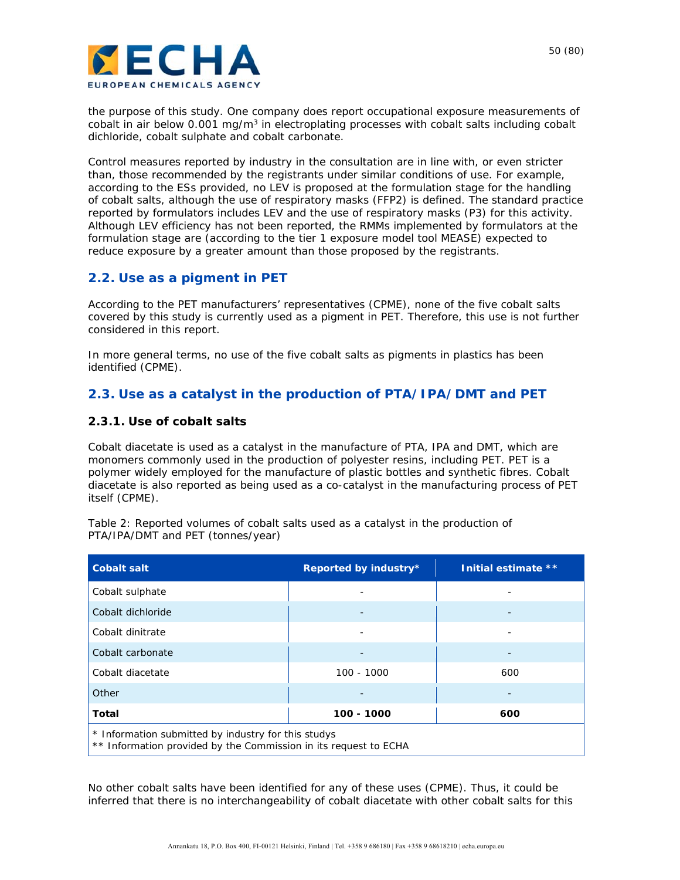the purpose of this study. One company does report occupational exposure measurements of cobalt in air below 0.001 mg/m$^3$ in electroplating processes with cobalt salts including cobalt dichloride, cobalt sulphate and cobalt carbonate.

Control measures reported by industry in the consultation are in line with, or even stricter than, those recommended by the registrants under similar conditions of use. For example, according to the ESs provided, no LEV is proposed at the formulation stage for the handling of cobalt salts, although the use of respiratory masks (FFP2) is defined. The standard practice reported by formulators includes LEV and the use of respiratory masks (P3) for this activity. Although LEV efficiency has not been reported, the RMMs implemented by formulators at the formulation stage are (according to the tier 1 exposure model tool MEASE) expected to reduce exposure by a greater amount than those proposed by the registrants.

## 2.2. Use as a pigment in PET

According to the PET manufacturers' representatives (CPME), none of the five cobalt salts covered by this study is currently used as a pigment in PET. Therefore, this use is not further considered in this report.

In more general terms, no use of the five cobalt salts as pigments in plastics has been identified (CPME).

## 2.3. Use as a catalyst in the production of PTA/IPA/DMT and PET

### 2.3.1. Use of cobalt salts

Cobalt diacetate is used as a catalyst in the manufacture of PTA, IPA and DMT, which are monomers commonly used in the production of polyester resins, including PET. PET is a polymer widely employed for the manufacture of plastic bottles and synthetic fibres. Cobalt diacetate is also reported as being used as a co-catalyst in the manufacturing process of PET itself (CPME).

Table 2: Reported volumes of cobalt salts used as a catalyst in the production of PTA/IPA/DMT and PET (tonnes/year)

| Cobalt salt | Reported by industry* | Initial estimate ** |
|---|---|---|
| Cobalt sulphate | - | - |
| Cobalt dichloride | - | - |
| Cobalt dinitrate | - | - |
| Cobalt carbonate | - | - |
| Cobalt diacetate | 100 - 1000 | 600 |
| Other | - | - |
| **Total** | **100 - 1000** | **600** |

\* Information submitted by industry for this studys
\*\* Information provided by the Commission in its request to ECHA

No other cobalt salts have been identified for any of these uses (CPME). Thus, it could be inferred that there is no interchangeability of cobalt diacetate with other cobalt salts for this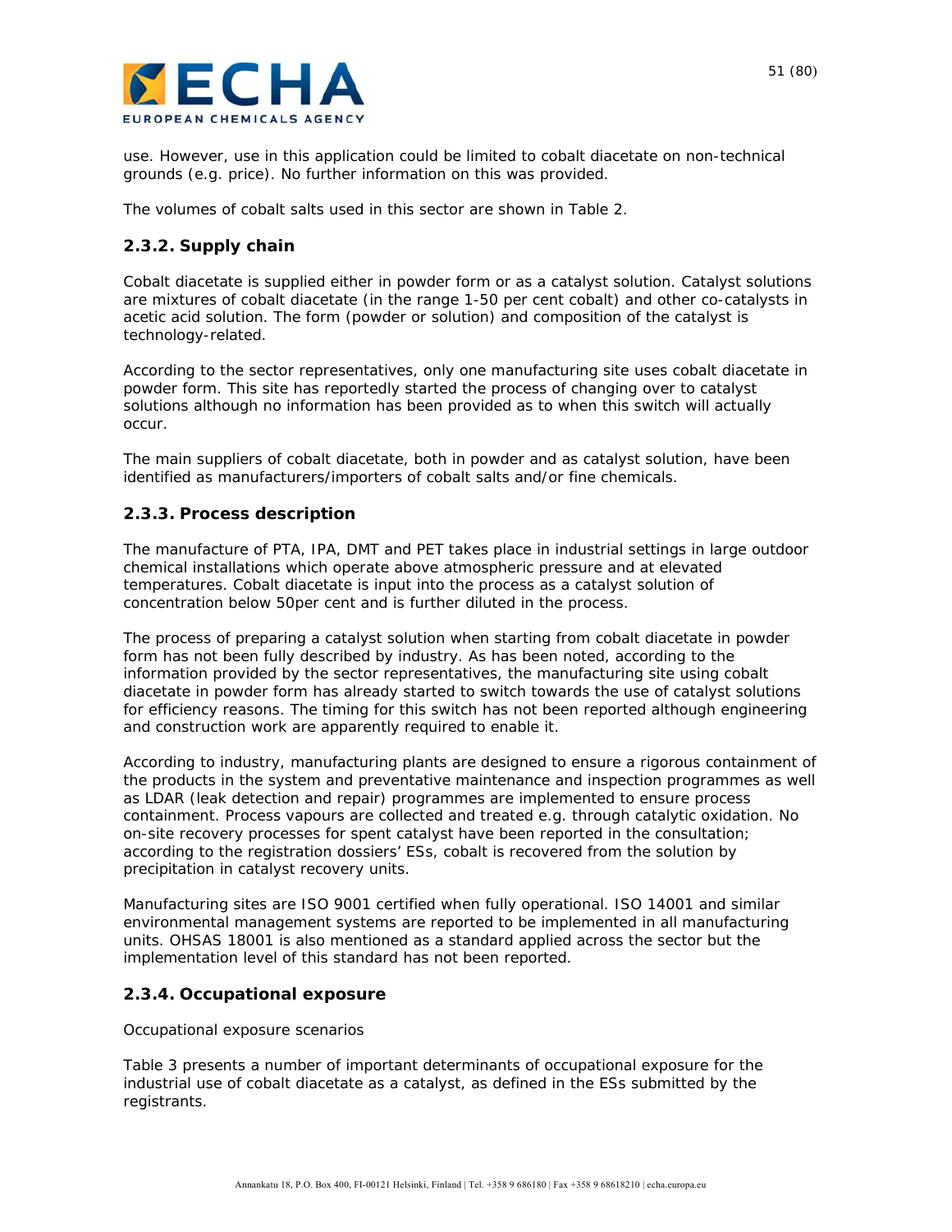use. However, use in this application could be limited to cobalt diacetate on non-technical grounds (e.g. price). No further information on this was provided.

The volumes of cobalt salts used in this sector are shown in Table 2.

### 2.3.2. Supply chain

Cobalt diacetate is supplied either in powder form or as a catalyst solution. Catalyst solutions are mixtures of cobalt diacetate (in the range 1-50 per cent cobalt) and other co-catalysts in acetic acid solution. The form (powder or solution) and composition of the catalyst is technology-related.

According to the sector representatives, only one manufacturing site uses cobalt diacetate in powder form. This site has reportedly started the process of changing over to catalyst solutions although no information has been provided as to when this switch will actually occur.

The main suppliers of cobalt diacetate, both in powder and as catalyst solution, have been identified as manufacturers/importers of cobalt salts and/or fine chemicals.

### 2.3.3. Process description

The manufacture of PTA, IPA, DMT and PET takes place in industrial settings in large outdoor chemical installations which operate above atmospheric pressure and at elevated temperatures. Cobalt diacetate is input into the process as a catalyst solution of concentration below 50per cent and is further diluted in the process.

The process of preparing a catalyst solution when starting from cobalt diacetate in powder form has not been fully described by industry. As has been noted, according to the information provided by the sector representatives, the manufacturing site using cobalt diacetate in powder form has already started to switch towards the use of catalyst solutions for efficiency reasons. The timing for this switch has not been reported although engineering and construction work are apparently required to enable it.

According to industry, manufacturing plants are designed to ensure a rigorous containment of the products in the system and preventative maintenance and inspection programmes as well as LDAR (leak detection and repair) programmes are implemented to ensure process containment. Process vapours are collected and treated e.g. through catalytic oxidation. No on-site recovery processes for spent catalyst have been reported in the consultation; according to the registration dossiers' ESs, cobalt is recovered from the solution by precipitation in catalyst recovery units.

Manufacturing sites are ISO 9001 certified when fully operational. ISO 14001 and similar environmental management systems are reported to be implemented in all manufacturing units. OHSAS 18001 is also mentioned as a standard applied across the sector but the implementation level of this standard has not been reported.

### 2.3.4. Occupational exposure

*Occupational exposure scenarios*

Table 3 presents a number of important determinants of occupational exposure for the industrial use of cobalt diacetate as a catalyst, as defined in the ESs submitted by the registrants.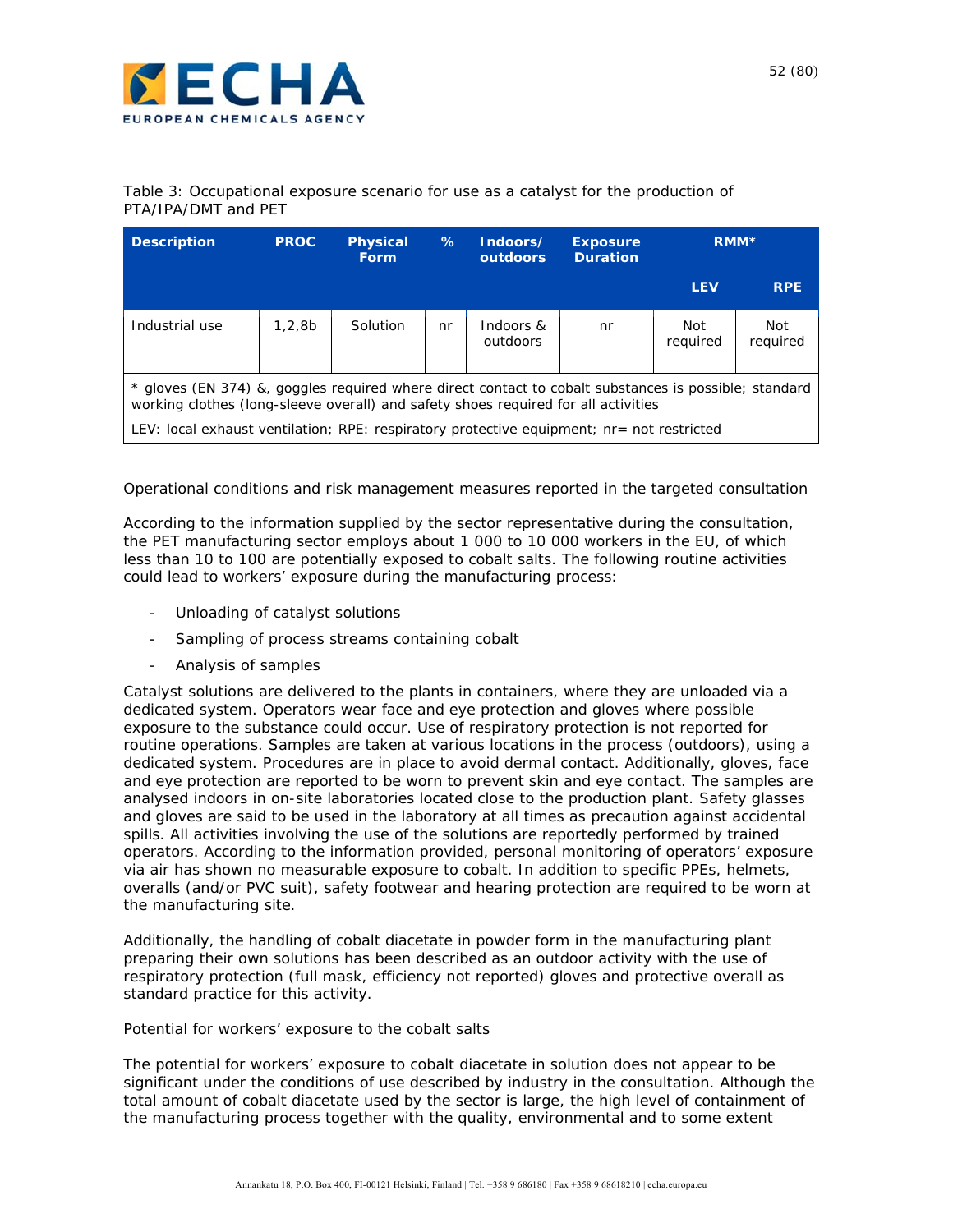Table 3: Occupational exposure scenario for use as a catalyst for the production of PTA/IPA/DMT and PET

| Description | PROC | Physical Form | % | Indoors/ outdoors | Exposure Duration | RMM* | |
|---|---|---|---|---|---|---|---|
| | | | | | | LEV | RPE |
| Industrial use | 1,2,8b | Solution | nr | Indoors & outdoors | nr | Not required | Not required |

\* gloves (EN 374) &, goggles required where direct contact to cobalt substances is possible; standard working clothes (long-sleeve overall) and safety shoes required for all activities

LEV: local exhaust ventilation; RPE: respiratory protective equipment; nr= not restricted

Operational conditions and risk management measures reported in the targeted consultation

According to the information supplied by the sector representative during the consultation, the PET manufacturing sector employs about 1 000 to 10 000 workers in the EU, of which less than 10 to 100 are potentially exposed to cobalt salts. The following routine activities could lead to workers' exposure during the manufacturing process:

- Unloading of catalyst solutions
- Sampling of process streams containing cobalt
- Analysis of samples

Catalyst solutions are delivered to the plants in containers, where they are unloaded via a dedicated system. Operators wear face and eye protection and gloves where possible exposure to the substance could occur. Use of respiratory protection is not reported for routine operations. Samples are taken at various locations in the process (outdoors), using a dedicated system. Procedures are in place to avoid dermal contact. Additionally, gloves, face and eye protection are reported to be worn to prevent skin and eye contact. The samples are analysed indoors in on-site laboratories located close to the production plant. Safety glasses and gloves are said to be used in the laboratory at all times as precaution against accidental spills. All activities involving the use of the solutions are reportedly performed by trained operators. According to the information provided, personal monitoring of operators' exposure via air has shown no measurable exposure to cobalt. In addition to specific PPEs, helmets, overalls (and/or PVC suit), safety footwear and hearing protection are required to be worn at the manufacturing site.

Additionally, the handling of cobalt diacetate in powder form in the manufacturing plant preparing their own solutions has been described as an outdoor activity with the use of respiratory protection (full mask, efficiency not reported) gloves and protective overall as standard practice for this activity.

Potential for workers' exposure to the cobalt salts

The potential for workers' exposure to cobalt diacetate in solution does not appear to be significant under the conditions of use described by industry in the consultation. Although the total amount of cobalt diacetate used by the sector is large, the high level of containment of the manufacturing process together with the quality, environmental and to some extent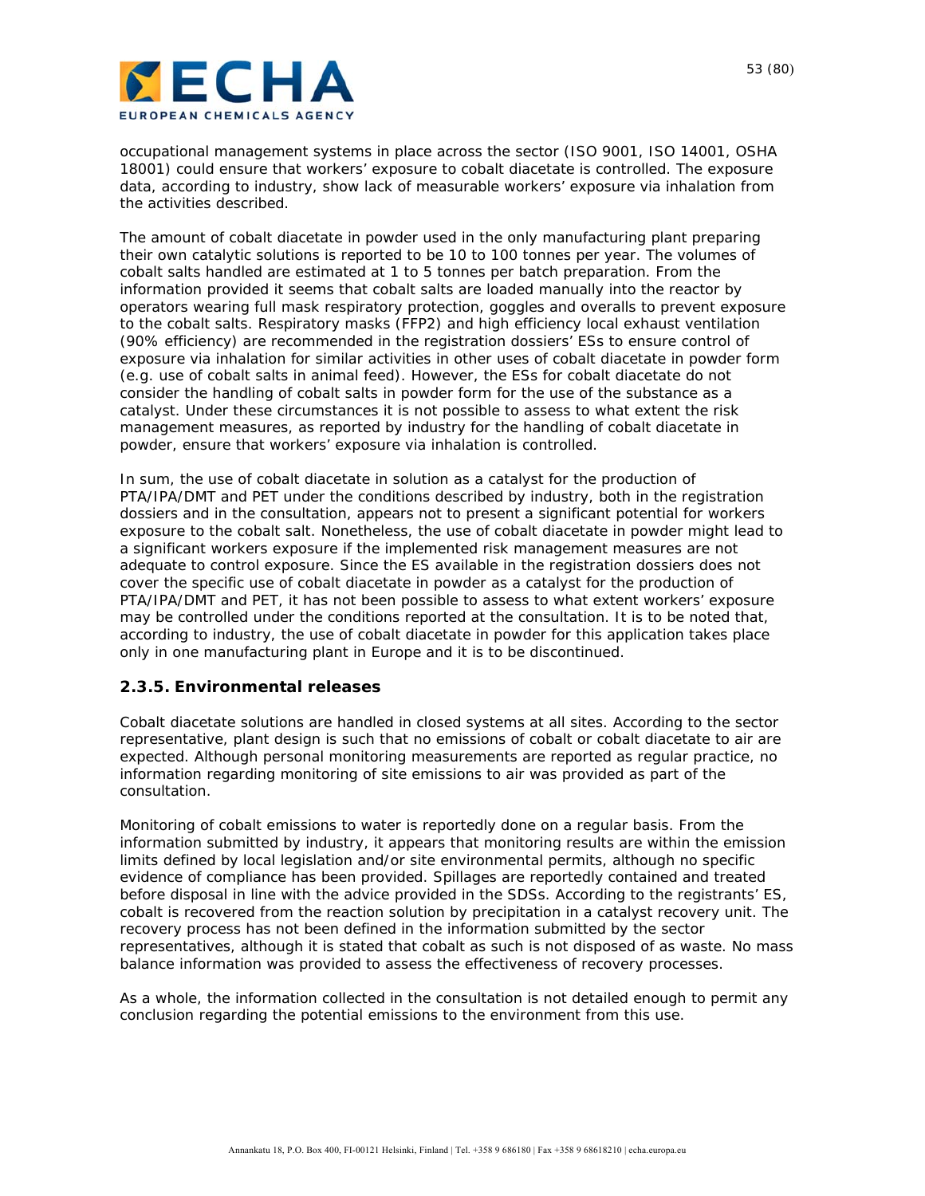occupational management systems in place across the sector (ISO 9001, ISO 14001, OSHA 18001) could ensure that workers' exposure to cobalt diacetate is controlled. The exposure data, according to industry, show lack of measurable workers' exposure via inhalation from the activities described.

The amount of cobalt diacetate in powder used in the only manufacturing plant preparing their own catalytic solutions is reported to be 10 to 100 tonnes per year. The volumes of cobalt salts handled are estimated at 1 to 5 tonnes per batch preparation. From the information provided it seems that cobalt salts are loaded manually into the reactor by operators wearing full mask respiratory protection, goggles and overalls to prevent exposure to the cobalt salts. Respiratory masks (FFP2) and high efficiency local exhaust ventilation (90% efficiency) are recommended in the registration dossiers' ESs to ensure control of exposure via inhalation for similar activities in other uses of cobalt diacetate in powder form (e.g. use of cobalt salts in animal feed). However, the ESs for cobalt diacetate do not consider the handling of cobalt salts in powder form for the use of the substance as a catalyst. Under these circumstances it is not possible to assess to what extent the risk management measures, as reported by industry for the handling of cobalt diacetate in powder, ensure that workers' exposure via inhalation is controlled.

In sum, the use of cobalt diacetate in solution as a catalyst for the production of PTA/IPA/DMT and PET under the conditions described by industry, both in the registration dossiers and in the consultation, appears not to present a significant potential for workers exposure to the cobalt salt. Nonetheless, the use of cobalt diacetate in powder might lead to a significant workers exposure if the implemented risk management measures are not adequate to control exposure. Since the ES available in the registration dossiers does not cover the specific use of cobalt diacetate in powder as a catalyst for the production of PTA/IPA/DMT and PET, it has not been possible to assess to what extent workers' exposure may be controlled under the conditions reported at the consultation. It is to be noted that, according to industry, the use of cobalt diacetate in powder for this application takes place only in one manufacturing plant in Europe and it is to be discontinued.

### 2.3.5. Environmental releases

Cobalt diacetate solutions are handled in closed systems at all sites. According to the sector representative, plant design is such that no emissions of cobalt or cobalt diacetate to air are expected. Although personal monitoring measurements are reported as regular practice, no information regarding monitoring of site emissions to air was provided as part of the consultation.

Monitoring of cobalt emissions to water is reportedly done on a regular basis. From the information submitted by industry, it appears that monitoring results are within the emission limits defined by local legislation and/or site environmental permits, although no specific evidence of compliance has been provided. Spillages are reportedly contained and treated before disposal in line with the advice provided in the SDSs. According to the registrants' ES, cobalt is recovered from the reaction solution by precipitation in a catalyst recovery unit. The recovery process has not been defined in the information submitted by the sector representatives, although it is stated that cobalt as such is not disposed of as waste. No mass balance information was provided to assess the effectiveness of recovery processes.

As a whole, the information collected in the consultation is not detailed enough to permit any conclusion regarding the potential emissions to the environment from this use.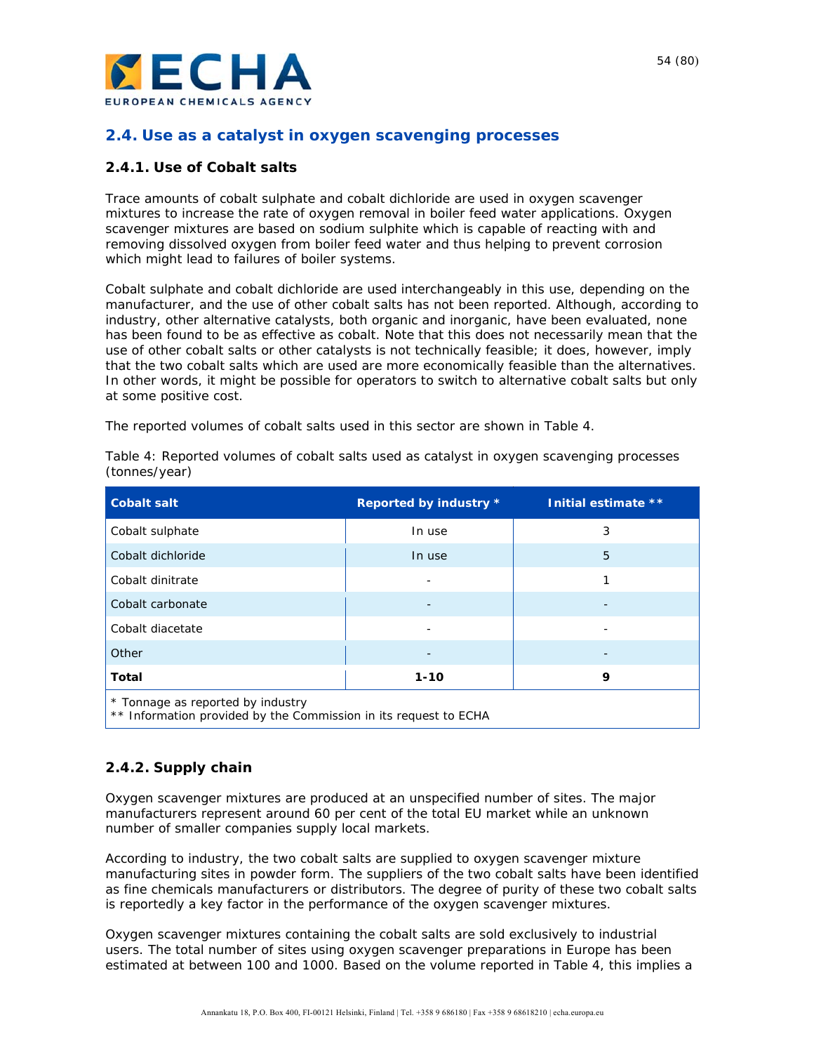## 2.4. Use as a catalyst in oxygen scavenging processes

### 2.4.1. Use of Cobalt salts

Trace amounts of cobalt sulphate and cobalt dichloride are used in oxygen scavenger mixtures to increase the rate of oxygen removal in boiler feed water applications. Oxygen scavenger mixtures are based on sodium sulphite which is capable of reacting with and removing dissolved oxygen from boiler feed water and thus helping to prevent corrosion which might lead to failures of boiler systems.

Cobalt sulphate and cobalt dichloride are used interchangeably in this use, depending on the manufacturer, and the use of other cobalt salts has not been reported. Although, according to industry, other alternative catalysts, both organic and inorganic, have been evaluated, none has been found to be as effective as cobalt. Note that this does not necessarily mean that the use of other cobalt salts or other catalysts is not technically feasible; it does, however, imply that the two cobalt salts which are used are more economically feasible than the alternatives. In other words, it might be possible for operators to switch to alternative cobalt salts but only at some positive cost.

The reported volumes of cobalt salts used in this sector are shown in Table 4.

Table 4: Reported volumes of cobalt salts used as catalyst in oxygen scavenging processes (tonnes/year)

| Cobalt salt | Reported by industry * | Initial estimate ** |
|---|---|---|
| Cobalt sulphate | In use | 3 |
| Cobalt dichloride | In use | 5 |
| Cobalt dinitrate | - | 1 |
| Cobalt carbonate | - | - |
| Cobalt diacetate | - | - |
| Other | - | - |
| **Total** | **1-10** | **9** |

\* Tonnage as reported by industry
** Information provided by the Commission in its request to ECHA

### 2.4.2. Supply chain

Oxygen scavenger mixtures are produced at an unspecified number of sites. The major manufacturers represent around 60 per cent of the total EU market while an unknown number of smaller companies supply local markets.

According to industry, the two cobalt salts are supplied to oxygen scavenger mixture manufacturing sites in powder form. The suppliers of the two cobalt salts have been identified as fine chemicals manufacturers or distributors. The degree of purity of these two cobalt salts is reportedly a key factor in the performance of the oxygen scavenger mixtures.

Oxygen scavenger mixtures containing the cobalt salts are sold exclusively to industrial users. The total number of sites using oxygen scavenger preparations in Europe has been estimated at between 100 and 1000. Based on the volume reported in Table 4, this implies a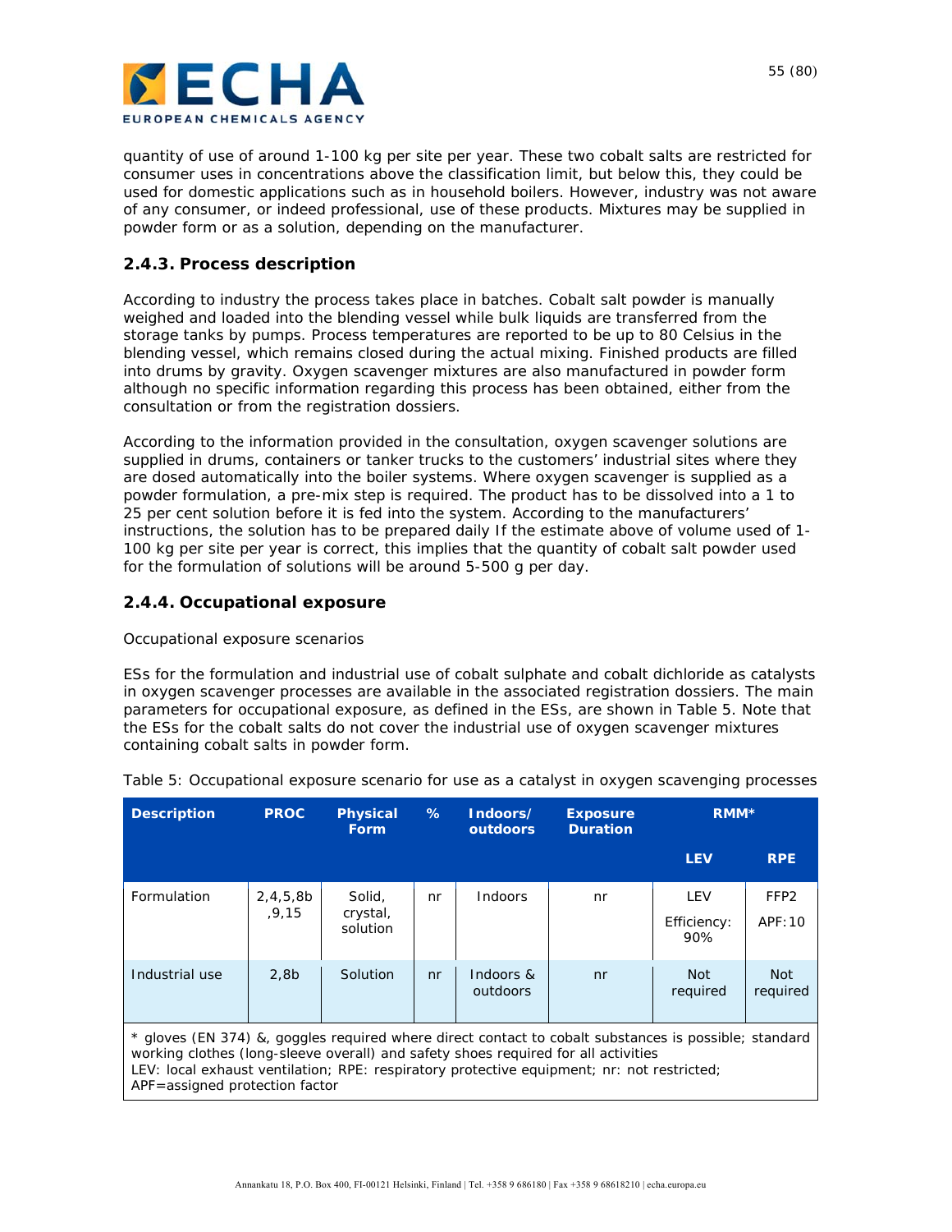quantity of use of around 1-100 kg per site per year. These two cobalt salts are restricted for consumer uses in concentrations above the classification limit, but below this, they could be used for domestic applications such as in household boilers. However, industry was not aware of any consumer, or indeed professional, use of these products. Mixtures may be supplied in powder form or as a solution, depending on the manufacturer.

### 2.4.3. Process description

According to industry the process takes place in batches. Cobalt salt powder is manually weighed and loaded into the blending vessel while bulk liquids are transferred from the storage tanks by pumps. Process temperatures are reported to be up to 80 Celsius in the blending vessel, which remains closed during the actual mixing. Finished products are filled into drums by gravity. Oxygen scavenger mixtures are also manufactured in powder form although no specific information regarding this process has been obtained, either from the consultation or from the registration dossiers.

According to the information provided in the consultation, oxygen scavenger solutions are supplied in drums, containers or tanker trucks to the customers' industrial sites where they are dosed automatically into the boiler systems. Where oxygen scavenger is supplied as a powder formulation, a pre-mix step is required. The product has to be dissolved into a 1 to 25 per cent solution before it is fed into the system. According to the manufacturers' instructions, the solution has to be prepared daily If the estimate above of volume used of 1-100 kg per site per year is correct, this implies that the quantity of cobalt salt powder used for the formulation of solutions will be around 5-500 g per day.

### 2.4.4. Occupational exposure

Occupational exposure scenarios

ESs for the formulation and industrial use of cobalt sulphate and cobalt dichloride as catalysts in oxygen scavenger processes are available in the associated registration dossiers. The main parameters for occupational exposure, as defined in the ESs, are shown in Table 5. Note that the ESs for the cobalt salts do not cover the industrial use of oxygen scavenger mixtures containing cobalt salts in powder form.

Table 5: Occupational exposure scenario for use as a catalyst in oxygen scavenging processes

| Description | PROC | Physical Form | % | Indoors/ outdoors | Exposure Duration | RMM* | |
|---|---|---|---|---|---|---|---|
| | | | | | | LEV | RPE |
| Formulation | 2,4,5,8b,9,15 | Solid, crystal, solution | nr | Indoors | nr | LEV<br>Efficiency: 90% | FFP2<br>APF:10 |
| Industrial use | 2,8b | Solution | nr | Indoors & outdoors | nr | Not required | Not required |

\* gloves (EN 374) &, goggles required where direct contact to cobalt substances is possible; standard working clothes (long-sleeve overall) and safety shoes required for all activities
LEV: local exhaust ventilation; RPE: respiratory protective equipment; nr: not restricted; APF=assigned protection factor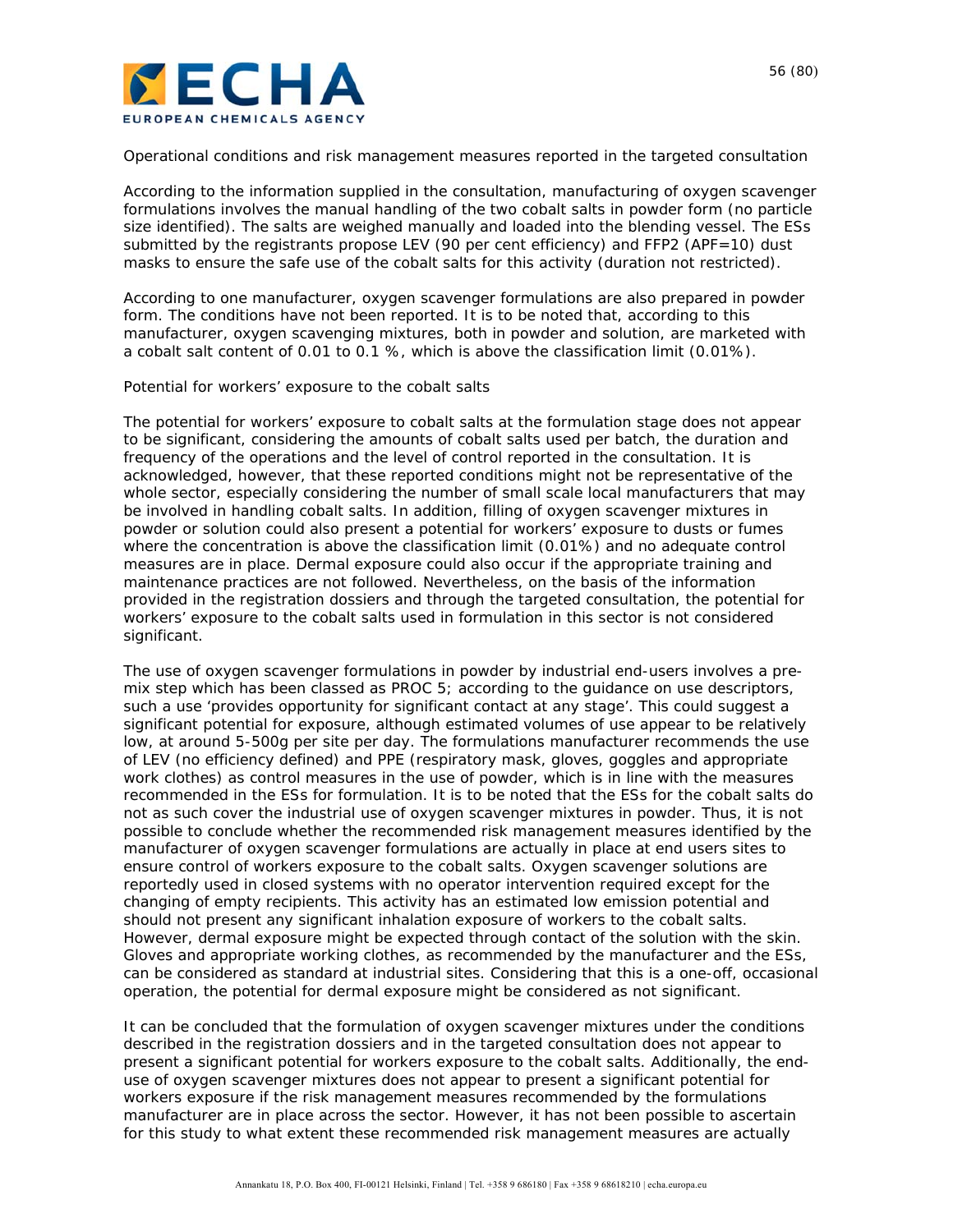Operational conditions and risk management measures reported in the targeted consultation

According to the information supplied in the consultation, manufacturing of oxygen scavenger formulations involves the manual handling of the two cobalt salts in powder form (no particle size identified). The salts are weighed manually and loaded into the blending vessel. The ESs submitted by the registrants propose LEV (90 per cent efficiency) and FFP2 (APF=10) dust masks to ensure the safe use of the cobalt salts for this activity (duration not restricted).

According to one manufacturer, oxygen scavenger formulations are also prepared in powder form. The conditions have not been reported. It is to be noted that, according to this manufacturer, oxygen scavenging mixtures, both in powder and solution, are marketed with a cobalt salt content of 0.01 to 0.1 %, which is above the classification limit (0.01%).

Potential for workers' exposure to the cobalt salts

The potential for workers' exposure to cobalt salts at the formulation stage does not appear to be significant, considering the amounts of cobalt salts used per batch, the duration and frequency of the operations and the level of control reported in the consultation. It is acknowledged, however, that these reported conditions might not be representative of the whole sector, especially considering the number of small scale local manufacturers that may be involved in handling cobalt salts. In addition, filling of oxygen scavenger mixtures in powder or solution could also present a potential for workers' exposure to dusts or fumes where the concentration is above the classification limit (0.01%) and no adequate control measures are in place. Dermal exposure could also occur if the appropriate training and maintenance practices are not followed. Nevertheless, on the basis of the information provided in the registration dossiers and through the targeted consultation, the potential for workers' exposure to the cobalt salts used in formulation in this sector is not considered significant.

The use of oxygen scavenger formulations in powder by industrial end-users involves a pre-mix step which has been classed as PROC 5; according to the guidance on use descriptors, such a use 'provides opportunity for significant contact at any stage'. This could suggest a significant potential for exposure, although estimated volumes of use appear to be relatively low, at around 5-500g per site per day. The formulations manufacturer recommends the use of LEV (no efficiency defined) and PPE (respiratory mask, gloves, goggles and appropriate work clothes) as control measures in the use of powder, which is in line with the measures recommended in the ESs for formulation. It is to be noted that the ESs for the cobalt salts do not as such cover the industrial use of oxygen scavenger mixtures in powder. Thus, it is not possible to conclude whether the recommended risk management measures identified by the manufacturer of oxygen scavenger formulations are actually in place at end users sites to ensure control of workers exposure to the cobalt salts. Oxygen scavenger solutions are reportedly used in closed systems with no operator intervention required except for the changing of empty recipients. This activity has an estimated low emission potential and should not present any significant inhalation exposure of workers to the cobalt salts. However, dermal exposure might be expected through contact of the solution with the skin. Gloves and appropriate working clothes, as recommended by the manufacturer and the ESs, can be considered as standard at industrial sites. Considering that this is a one-off, occasional operation, the potential for dermal exposure might be considered as not significant.

It can be concluded that the formulation of oxygen scavenger mixtures under the conditions described in the registration dossiers and in the targeted consultation does not appear to present a significant potential for workers exposure to the cobalt salts. Additionally, the end-use of oxygen scavenger mixtures does not appear to present a significant potential for workers exposure if the risk management measures recommended by the formulations manufacturer are in place across the sector. However, it has not been possible to ascertain for this study to what extent these recommended risk management measures are actually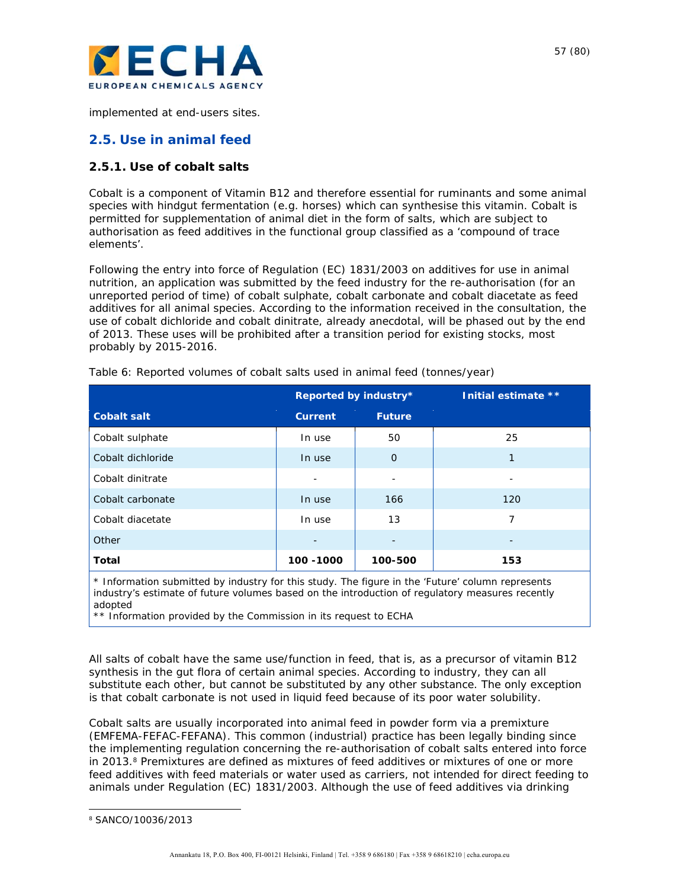implemented at end-users sites.

## 2.5. Use in animal feed

### 2.5.1. Use of cobalt salts

Cobalt is a component of Vitamin B12 and therefore essential for ruminants and some animal species with hindgut fermentation (e.g. horses) which can synthesise this vitamin. Cobalt is permitted for supplementation of animal diet in the form of salts, which are subject to authorisation as feed additives in the functional group classified as a 'compound of trace elements'.

Following the entry into force of Regulation (EC) 1831/2003 on additives for use in animal nutrition, an application was submitted by the feed industry for the re-authorisation (for an unreported period of time) of cobalt sulphate, cobalt carbonate and cobalt diacetate as feed additives for all animal species. According to the information received in the consultation, the use of cobalt dichloride and cobalt dinitrate, already anecdotal, will be phased out by the end of 2013. These uses will be prohibited after a transition period for existing stocks, most probably by 2015-2016.

Table 6: Reported volumes of cobalt salts used in animal feed (tonnes/year)

| Cobalt salt | Reported by industry* | | Initial estimate ** |
|---|---|---|---|
| | Current | Future | |
| Cobalt sulphate | In use | 50 | 25 |
| Cobalt dichloride | In use | 0 | 1 |
| Cobalt dinitrate | - | - | - |
| Cobalt carbonate | In use | 166 | 120 |
| Cobalt diacetate | In use | 13 | 7 |
| Other | - | - | - |
| **Total** | **100 -1000** | **100-500** | **153** |

\* Information submitted by industry for this study. The figure in the 'Future' column represents industry's estimate of future volumes based on the introduction of regulatory measures recently adopted

\*\* Information provided by the Commission in its request to ECHA

All salts of cobalt have the same use/function in feed, that is, as a precursor of vitamin B12 synthesis in the gut flora of certain animal species. According to industry, they can all substitute each other, but cannot be substituted by any other substance. The only exception is that cobalt carbonate is not used in liquid feed because of its poor water solubility.

Cobalt salts are usually incorporated into animal feed in powder form via a premixture (EMFEMA-FEFAC-FEFANA). This common (industrial) practice has been legally binding since the implementing regulation concerning the re-authorisation of cobalt salts entered into force in 2013.[8] Premixtures are defined as mixtures of feed additives or mixtures of one or more feed additives with feed materials or water used as carriers, not intended for direct feeding to animals under Regulation (EC) 1831/2003. Although the use of feed additives via drinking

[8] SANCO/10036/2013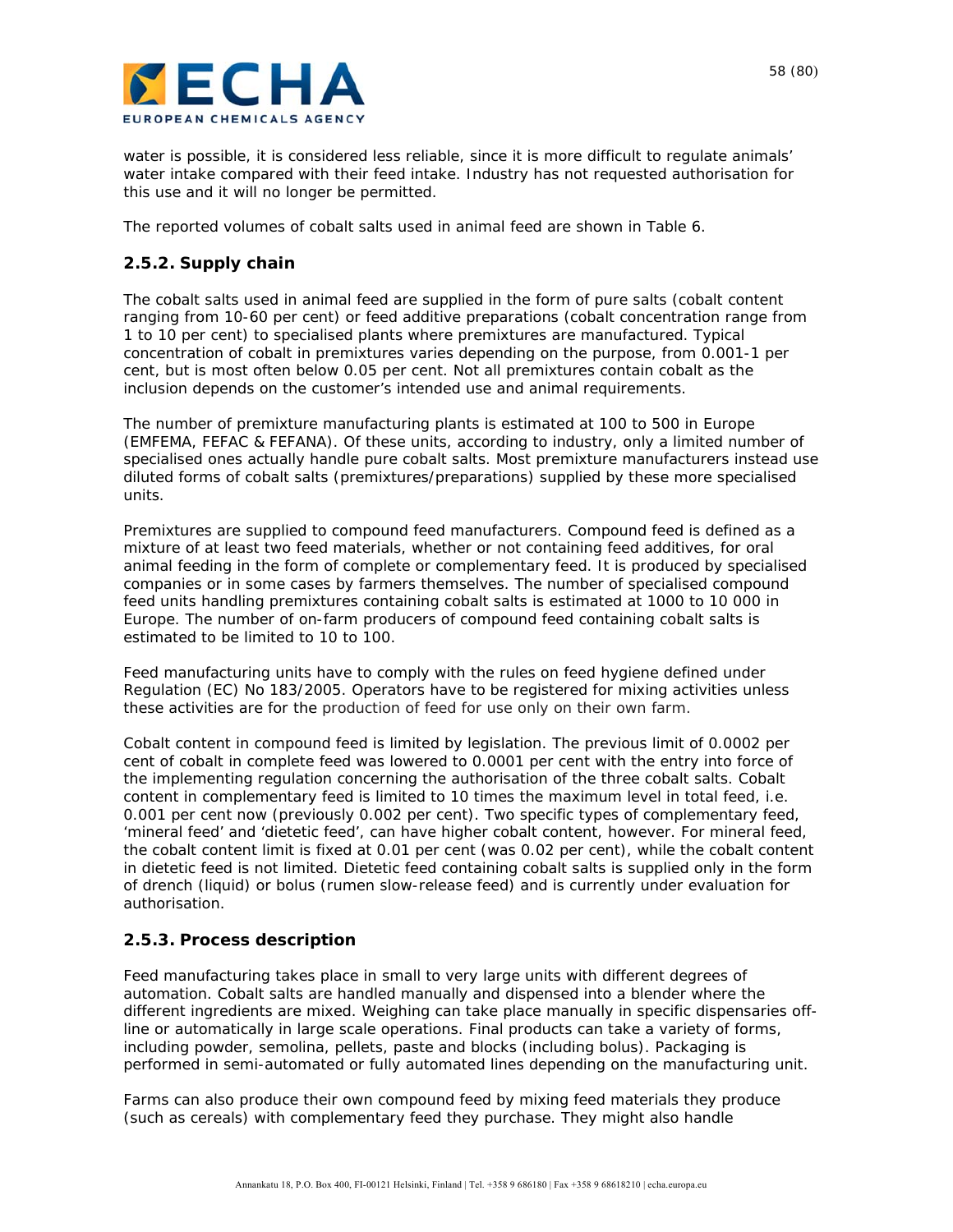water is possible, it is considered less reliable, since it is more difficult to regulate animals' water intake compared with their feed intake. Industry has not requested authorisation for this use and it will no longer be permitted.

The reported volumes of cobalt salts used in animal feed are shown in Table 6.

### 2.5.2. Supply chain

The cobalt salts used in animal feed are supplied in the form of pure salts (cobalt content ranging from 10-60 per cent) or feed additive preparations (cobalt concentration range from 1 to 10 per cent) to specialised plants where premixtures are manufactured. Typical concentration of cobalt in premixtures varies depending on the purpose, from 0.001-1 per cent, but is most often below 0.05 per cent. Not all premixtures contain cobalt as the inclusion depends on the customer's intended use and animal requirements.

The number of premixture manufacturing plants is estimated at 100 to 500 in Europe (EMFEMA, FEFAC & FEFANA). Of these units, according to industry, only a limited number of specialised ones actually handle pure cobalt salts. Most premixture manufacturers instead use diluted forms of cobalt salts (premixtures/preparations) supplied by these more specialised units.

Premixtures are supplied to compound feed manufacturers. Compound feed is defined as a mixture of at least two feed materials, whether or not containing feed additives, for oral animal feeding in the form of complete or complementary feed. It is produced by specialised companies or in some cases by farmers themselves. The number of specialised compound feed units handling premixtures containing cobalt salts is estimated at 1000 to 10 000 in Europe. The number of on-farm producers of compound feed containing cobalt salts is estimated to be limited to 10 to 100.

Feed manufacturing units have to comply with the rules on feed hygiene defined under Regulation (EC) No 183/2005. Operators have to be registered for mixing activities unless these activities are for the production of feed for use only on their own farm.

Cobalt content in compound feed is limited by legislation. The previous limit of 0.0002 per cent of cobalt in complete feed was lowered to 0.0001 per cent with the entry into force of the implementing regulation concerning the authorisation of the three cobalt salts. Cobalt content in complementary feed is limited to 10 times the maximum level in total feed, i.e. 0.001 per cent now (previously 0.002 per cent). Two specific types of complementary feed, 'mineral feed' and 'dietetic feed', can have higher cobalt content, however. For mineral feed, the cobalt content limit is fixed at 0.01 per cent (was 0.02 per cent), while the cobalt content in dietetic feed is not limited. Dietetic feed containing cobalt salts is supplied only in the form of drench (liquid) or bolus (rumen slow-release feed) and is currently under evaluation for authorisation.

### 2.5.3. Process description

Feed manufacturing takes place in small to very large units with different degrees of automation. Cobalt salts are handled manually and dispensed into a blender where the different ingredients are mixed. Weighing can take place manually in specific dispensaries off-line or automatically in large scale operations. Final products can take a variety of forms, including powder, semolina, pellets, paste and blocks (including bolus). Packaging is performed in semi-automated or fully automated lines depending on the manufacturing unit.

Farms can also produce their own compound feed by mixing feed materials they produce (such as cereals) with complementary feed they purchase. They might also handle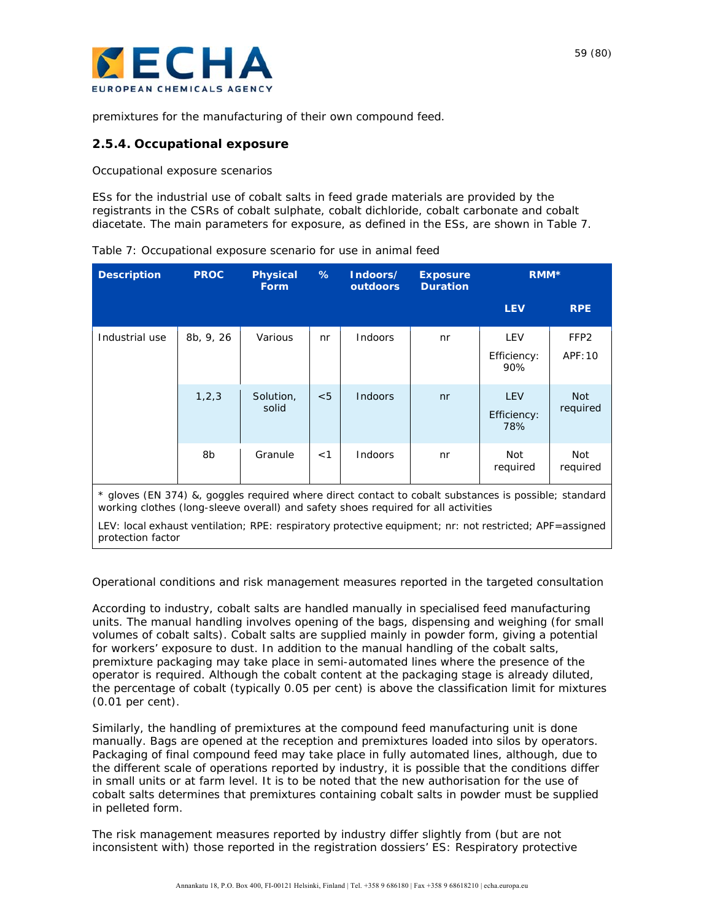premixtures for the manufacturing of their own compound feed.

### 2.5.4. Occupational exposure

Occupational exposure scenarios

ESs for the industrial use of cobalt salts in feed grade materials are provided by the registrants in the CSRs of cobalt sulphate, cobalt dichloride, cobalt carbonate and cobalt diacetate. The main parameters for exposure, as defined in the ESs, are shown in Table 7.

Table 7: Occupational exposure scenario for use in animal feed

| Description | PROC | Physical Form | % | Indoors/ outdoors | Exposure Duration | RMM* | |
|---|---|---|---|---|---|---|---|
| | | | | | | LEV | RPE |
| Industrial use | 8b, 9, 26 | Various | nr | Indoors | nr | LEV Efficiency: 90% | FFP2 APF:10 |
| | 1,2,3 | Solution, solid | <5 | Indoors | nr | LEV Efficiency: 78% | Not required |
| | 8b | Granule | <1 | Indoors | nr | Not required | Not required |

\* gloves (EN 374) &, goggles required where direct contact to cobalt substances is possible; standard working clothes (long-sleeve overall) and safety shoes required for all activities

LEV: local exhaust ventilation; RPE: respiratory protective equipment; nr: not restricted; APF=assigned protection factor

Operational conditions and risk management measures reported in the targeted consultation

According to industry, cobalt salts are handled manually in specialised feed manufacturing units. The manual handling involves opening of the bags, dispensing and weighing (for small volumes of cobalt salts). Cobalt salts are supplied mainly in powder form, giving a potential for workers' exposure to dust. In addition to the manual handling of the cobalt salts, premixture packaging may take place in semi-automated lines where the presence of the operator is required. Although the cobalt content at the packaging stage is already diluted, the percentage of cobalt (typically 0.05 per cent) is above the classification limit for mixtures (0.01 per cent).

Similarly, the handling of premixtures at the compound feed manufacturing unit is done manually. Bags are opened at the reception and premixtures loaded into silos by operators. Packaging of final compound feed may take place in fully automated lines, although, due to the different scale of operations reported by industry, it is possible that the conditions differ in small units or at farm level. It is to be noted that the new authorisation for the use of cobalt salts determines that premixtures containing cobalt salts in powder must be supplied in pelleted form.

The risk management measures reported by industry differ slightly from (but are not inconsistent with) those reported in the registration dossiers' ES: Respiratory protective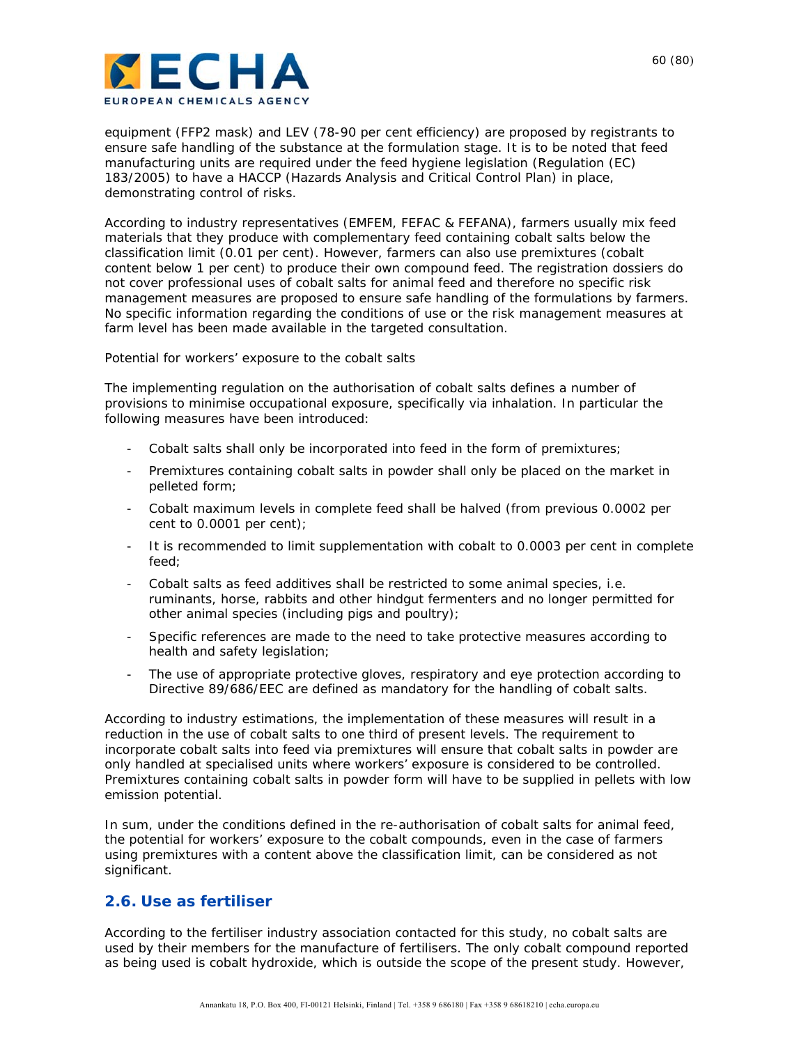equipment (FFP2 mask) and LEV (78-90 per cent efficiency) are proposed by registrants to ensure safe handling of the substance at the formulation stage. It is to be noted that feed manufacturing units are required under the feed hygiene legislation (Regulation (EC) 183/2005) to have a HACCP (Hazards Analysis and Critical Control Plan) in place, demonstrating control of risks.

According to industry representatives (EMFEM, FEFAC & FEFANA), farmers usually mix feed materials that they produce with complementary feed containing cobalt salts below the classification limit (0.01 per cent). However, farmers can also use premixtures (cobalt content below 1 per cent) to produce their own compound feed. The registration dossiers do not cover professional uses of cobalt salts for animal feed and therefore no specific risk management measures are proposed to ensure safe handling of the formulations by farmers. No specific information regarding the conditions of use or the risk management measures at farm level has been made available in the targeted consultation.

*Potential for workers' exposure to the cobalt salts*

The implementing regulation on the authorisation of cobalt salts defines a number of provisions to minimise occupational exposure, specifically via inhalation. In particular the following measures have been introduced:

- Cobalt salts shall only be incorporated into feed in the form of premixtures;
- Premixtures containing cobalt salts in powder shall only be placed on the market in pelleted form;
- Cobalt maximum levels in complete feed shall be halved (from previous 0.0002 per cent to 0.0001 per cent);
- It is recommended to limit supplementation with cobalt to 0.0003 per cent in complete feed;
- Cobalt salts as feed additives shall be restricted to some animal species, i.e. ruminants, horse, rabbits and other hindgut fermenters and no longer permitted for other animal species (including pigs and poultry);
- Specific references are made to the need to take protective measures according to health and safety legislation;
- The use of appropriate protective gloves, respiratory and eye protection according to Directive 89/686/EEC are defined as mandatory for the handling of cobalt salts.

According to industry estimations, the implementation of these measures will result in a reduction in the use of cobalt salts to one third of present levels. The requirement to incorporate cobalt salts into feed via premixtures will ensure that cobalt salts in powder are only handled at specialised units where workers' exposure is considered to be controlled. Premixtures containing cobalt salts in powder form will have to be supplied in pellets with low emission potential.

In sum, under the conditions defined in the re-authorisation of cobalt salts for animal feed, the potential for workers' exposure to the cobalt compounds, even in the case of farmers using premixtures with a content above the classification limit, can be considered as not significant.

## 2.6. Use as fertiliser

According to the fertiliser industry association contacted for this study, no cobalt salts are used by their members for the manufacture of fertilisers. The only cobalt compound reported as being used is cobalt hydroxide, which is outside the scope of the present study. However,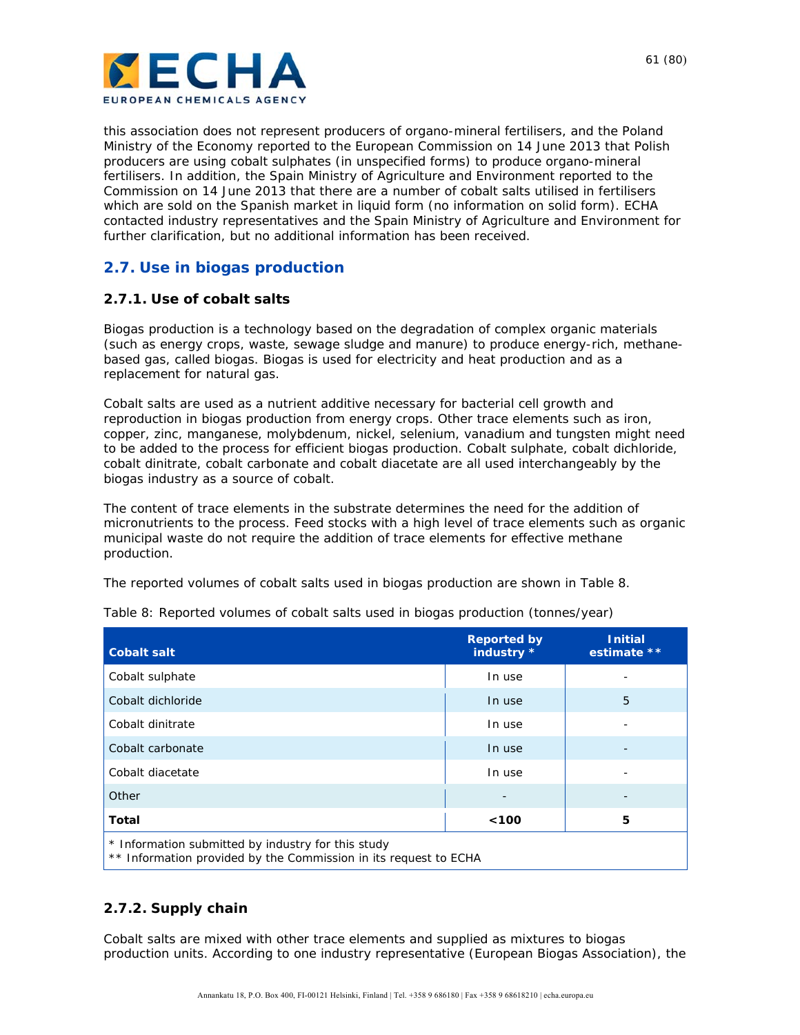this association does not represent producers of organo-mineral fertilisers, and the Poland Ministry of the Economy reported to the European Commission on 14 June 2013 that Polish producers are using cobalt sulphates (in unspecified forms) to produce organo-mineral fertilisers. In addition, the Spain Ministry of Agriculture and Environment reported to the Commission on 14 June 2013 that there are a number of cobalt salts utilised in fertilisers which are sold on the Spanish market in liquid form (no information on solid form). ECHA contacted industry representatives and the Spain Ministry of Agriculture and Environment for further clarification, but no additional information has been received.

## 2.7. Use in biogas production

### 2.7.1. Use of cobalt salts

Biogas production is a technology based on the degradation of complex organic materials (such as energy crops, waste, sewage sludge and manure) to produce energy-rich, methane-based gas, called biogas. Biogas is used for electricity and heat production and as a replacement for natural gas.

Cobalt salts are used as a nutrient additive necessary for bacterial cell growth and reproduction in biogas production from energy crops. Other trace elements such as iron, copper, zinc, manganese, molybdenum, nickel, selenium, vanadium and tungsten might need to be added to the process for efficient biogas production. Cobalt sulphate, cobalt dichloride, cobalt dinitrate, cobalt carbonate and cobalt diacetate are all used interchangeably by the biogas industry as a source of cobalt.

The content of trace elements in the substrate determines the need for the addition of micronutrients to the process. Feed stocks with a high level of trace elements such as organic municipal waste do not require the addition of trace elements for effective methane production.

The reported volumes of cobalt salts used in biogas production are shown in Table 8.

Table 8: Reported volumes of cobalt salts used in biogas production (tonnes/year)

| Cobalt salt | Reported by industry * | Initial estimate ** |
|---|---|---|
| Cobalt sulphate | In use | - |
| Cobalt dichloride | In use | 5 |
| Cobalt dinitrate | In use | - |
| Cobalt carbonate | In use | - |
| Cobalt diacetate | In use | - |
| Other | - | - |
| **Total** | **<100** | **5** |

* Information submitted by industry for this study
** Information provided by the Commission in its request to ECHA

### 2.7.2. Supply chain

Cobalt salts are mixed with other trace elements and supplied as mixtures to biogas production units. According to one industry representative (European Biogas Association), the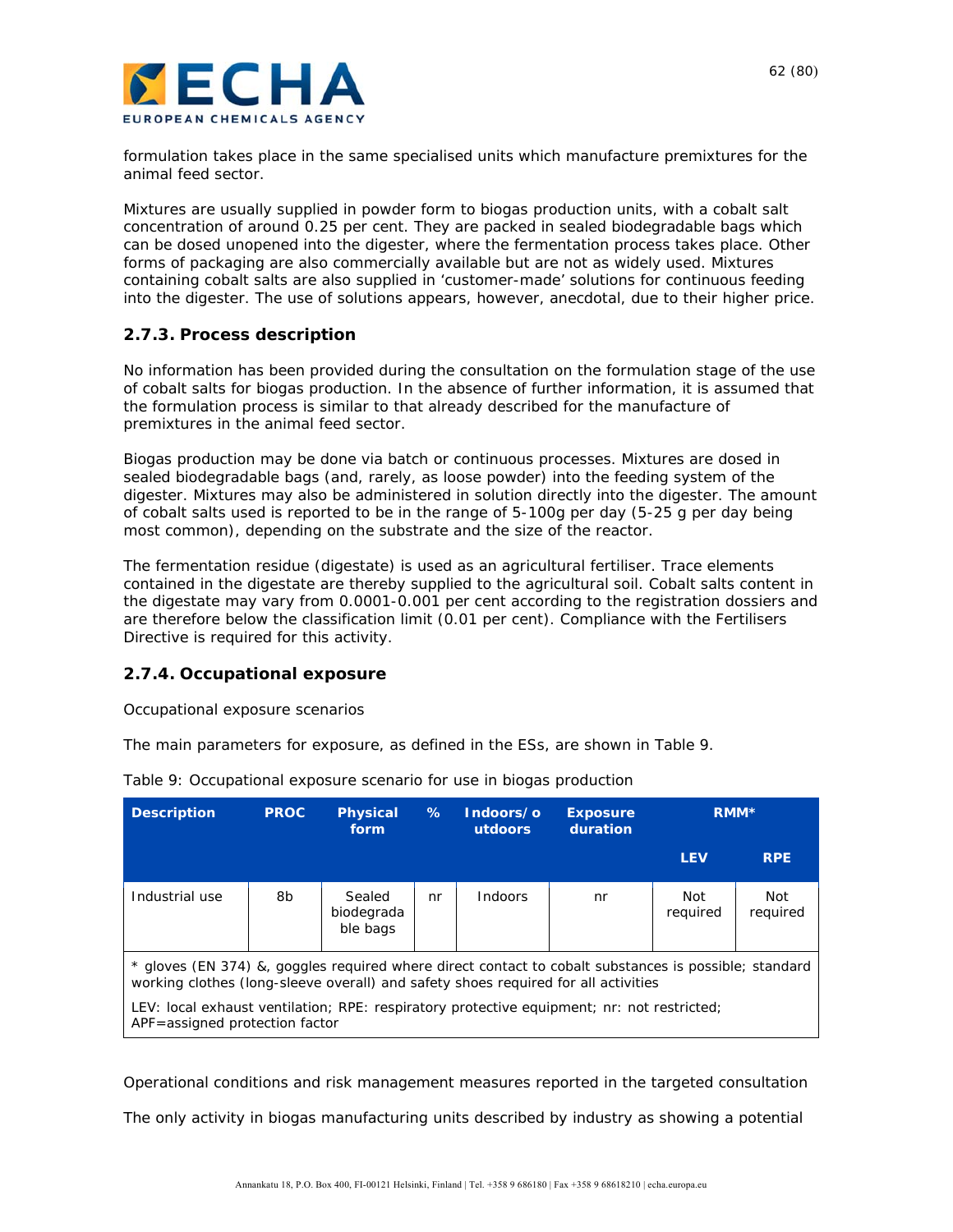formulation takes place in the same specialised units which manufacture premixtures for the animal feed sector.

Mixtures are usually supplied in powder form to biogas production units, with a cobalt salt concentration of around 0.25 per cent. They are packed in sealed biodegradable bags which can be dosed unopened into the digester, where the fermentation process takes place. Other forms of packaging are also commercially available but are not as widely used. Mixtures containing cobalt salts are also supplied in 'customer-made' solutions for continuous feeding into the digester. The use of solutions appears, however, anecdotal, due to their higher price.

### 2.7.3. Process description

No information has been provided during the consultation on the formulation stage of the use of cobalt salts for biogas production. In the absence of further information, it is assumed that the formulation process is similar to that already described for the manufacture of premixtures in the animal feed sector.

Biogas production may be done via batch or continuous processes. Mixtures are dosed in sealed biodegradable bags (and, rarely, as loose powder) into the feeding system of the digester. Mixtures may also be administered in solution directly into the digester. The amount of cobalt salts used is reported to be in the range of 5-100g per day (5-25 g per day being most common), depending on the substrate and the size of the reactor.

The fermentation residue (digestate) is used as an agricultural fertiliser. Trace elements contained in the digestate are thereby supplied to the agricultural soil. Cobalt salts content in the digestate may vary from 0.0001-0.001 per cent according to the registration dossiers and are therefore below the classification limit (0.01 per cent). Compliance with the Fertilisers Directive is required for this activity.

### 2.7.4. Occupational exposure

Occupational exposure scenarios

The main parameters for exposure, as defined in the ESs, are shown in Table 9.

Table 9: Occupational exposure scenario for use in biogas production

| Description | PROC | Physical form | % | Indoors/outdoors | Exposure duration | RMM* | |
|---|---|---|---|---|---|---|---|
| | | | | | | LEV | RPE |
| Industrial use | 8b | Sealed biodegradable bags | nr | Indoors | nr | Not required | Not required |

\* gloves (EN 374) &, goggles required where direct contact to cobalt substances is possible; standard working clothes (long-sleeve overall) and safety shoes required for all activities

LEV: local exhaust ventilation; RPE: respiratory protective equipment; nr: not restricted; APF=assigned protection factor

Operational conditions and risk management measures reported in the targeted consultation

The only activity in biogas manufacturing units described by industry as showing a potential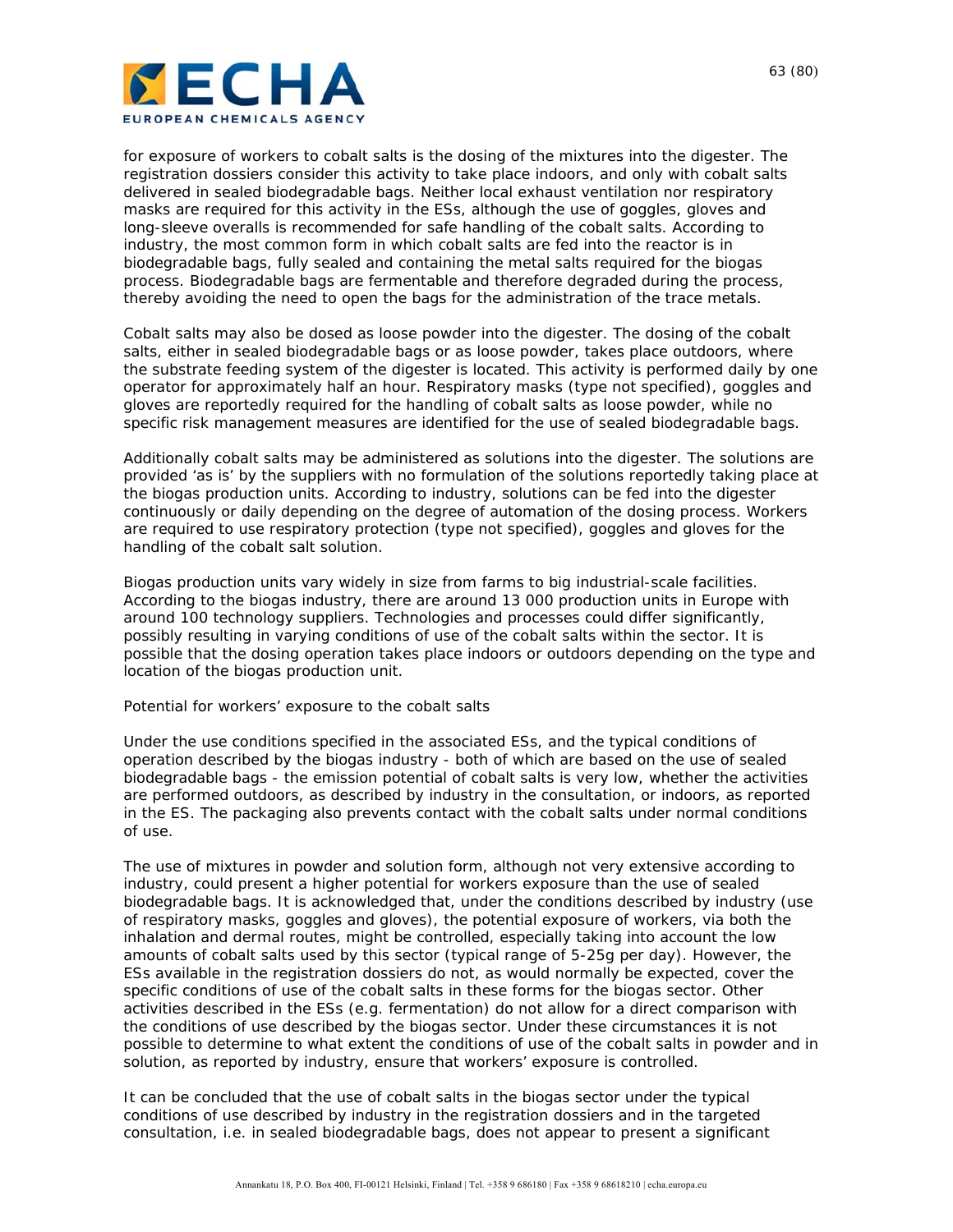for exposure of workers to cobalt salts is the dosing of the mixtures into the digester. The registration dossiers consider this activity to take place indoors, and only with cobalt salts delivered in sealed biodegradable bags. Neither local exhaust ventilation nor respiratory masks are required for this activity in the ESs, although the use of goggles, gloves and long-sleeve overalls is recommended for safe handling of the cobalt salts. According to industry, the most common form in which cobalt salts are fed into the reactor is in biodegradable bags, fully sealed and containing the metal salts required for the biogas process. Biodegradable bags are fermentable and therefore degraded during the process, thereby avoiding the need to open the bags for the administration of the trace metals.

Cobalt salts may also be dosed as loose powder into the digester. The dosing of the cobalt salts, either in sealed biodegradable bags or as loose powder, takes place outdoors, where the substrate feeding system of the digester is located. This activity is performed daily by one operator for approximately half an hour. Respiratory masks (type not specified), goggles and gloves are reportedly required for the handling of cobalt salts as loose powder, while no specific risk management measures are identified for the use of sealed biodegradable bags.

Additionally cobalt salts may be administered as solutions into the digester. The solutions are provided 'as is' by the suppliers with no formulation of the solutions reportedly taking place at the biogas production units. According to industry, solutions can be fed into the digester continuously or daily depending on the degree of automation of the dosing process. Workers are required to use respiratory protection (type not specified), goggles and gloves for the handling of the cobalt salt solution.

Biogas production units vary widely in size from farms to big industrial-scale facilities. According to the biogas industry, there are around 13 000 production units in Europe with around 100 technology suppliers. Technologies and processes could differ significantly, possibly resulting in varying conditions of use of the cobalt salts within the sector. It is possible that the dosing operation takes place indoors or outdoors depending on the type and location of the biogas production unit.

*Potential for workers' exposure to the cobalt salts*

Under the use conditions specified in the associated ESs, and the typical conditions of operation described by the biogas industry - both of which are based on the use of sealed biodegradable bags - the emission potential of cobalt salts is very low, whether the activities are performed outdoors, as described by industry in the consultation, or indoors, as reported in the ES. The packaging also prevents contact with the cobalt salts under normal conditions of use.

The use of mixtures in powder and solution form, although not very extensive according to industry, could present a higher potential for workers exposure than the use of sealed biodegradable bags. It is acknowledged that, under the conditions described by industry (use of respiratory masks, goggles and gloves), the potential exposure of workers, via both the inhalation and dermal routes, might be controlled, especially taking into account the low amounts of cobalt salts used by this sector (typical range of 5-25g per day). However, the ESs available in the registration dossiers do not, as would normally be expected, cover the specific conditions of use of the cobalt salts in these forms for the biogas sector. Other activities described in the ESs (e.g. fermentation) do not allow for a direct comparison with the conditions of use described by the biogas sector. Under these circumstances it is not possible to determine to what extent the conditions of use of the cobalt salts in powder and in solution, as reported by industry, ensure that workers' exposure is controlled.

It can be concluded that the use of cobalt salts in the biogas sector under the typical conditions of use described by industry in the registration dossiers and in the targeted consultation, i.e. in sealed biodegradable bags, does not appear to present a significant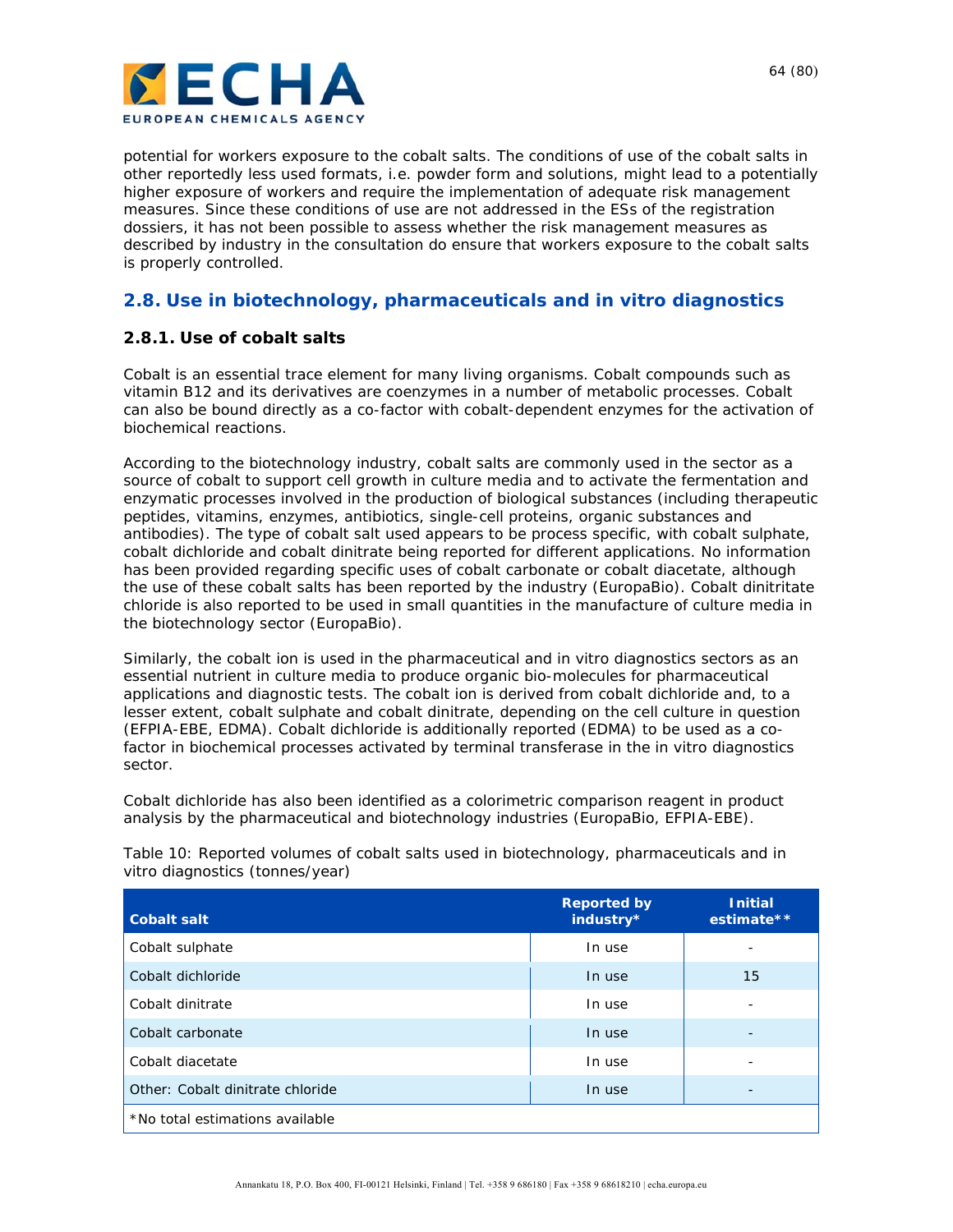potential for workers exposure to the cobalt salts. The conditions of use of the cobalt salts in other reportedly less used formats, i.e. powder form and solutions, might lead to a potentially higher exposure of workers and require the implementation of adequate risk management measures. Since these conditions of use are not addressed in the ESs of the registration dossiers, it has not been possible to assess whether the risk management measures as described by industry in the consultation do ensure that workers exposure to the cobalt salts is properly controlled.

## 2.8. Use in biotechnology, pharmaceuticals and in vitro diagnostics

### 2.8.1. Use of cobalt salts

Cobalt is an essential trace element for many living organisms. Cobalt compounds such as vitamin B12 and its derivatives are coenzymes in a number of metabolic processes. Cobalt can also be bound directly as a co-factor with cobalt-dependent enzymes for the activation of biochemical reactions.

According to the biotechnology industry, cobalt salts are commonly used in the sector as a source of cobalt to support cell growth in culture media and to activate the fermentation and enzymatic processes involved in the production of biological substances (including therapeutic peptides, vitamins, enzymes, antibiotics, single-cell proteins, organic substances and antibodies). The type of cobalt salt used appears to be process specific, with cobalt sulphate, cobalt dichloride and cobalt dinitrate being reported for different applications. No information has been provided regarding specific uses of cobalt carbonate or cobalt diacetate, although the use of these cobalt salts has been reported by the industry (EuropaBio). Cobalt dinitritate chloride is also reported to be used in small quantities in the manufacture of culture media in the biotechnology sector (EuropaBio).

Similarly, the cobalt ion is used in the pharmaceutical and in vitro diagnostics sectors as an essential nutrient in culture media to produce organic bio-molecules for pharmaceutical applications and diagnostic tests. The cobalt ion is derived from cobalt dichloride and, to a lesser extent, cobalt sulphate and cobalt dinitrate, depending on the cell culture in question (EFPIA-EBE, EDMA). Cobalt dichloride is additionally reported (EDMA) to be used as a co-factor in biochemical processes activated by terminal transferase in the in vitro diagnostics sector.

Cobalt dichloride has also been identified as a colorimetric comparison reagent in product analysis by the pharmaceutical and biotechnology industries (EuropaBio, EFPIA-EBE).

Table 10: Reported volumes of cobalt salts used in biotechnology, pharmaceuticals and in vitro diagnostics (tonnes/year)

| Cobalt salt | Reported by industry* | Initial estimate** |
|---|---|---|
| Cobalt sulphate | In use | - |
| Cobalt dichloride | In use | 15 |
| Cobalt dinitrate | In use | - |
| Cobalt carbonate | In use | - |
| Cobalt diacetate | In use | - |
| Other: Cobalt dinitrate chloride | In use | - |
| *No total estimations available | | |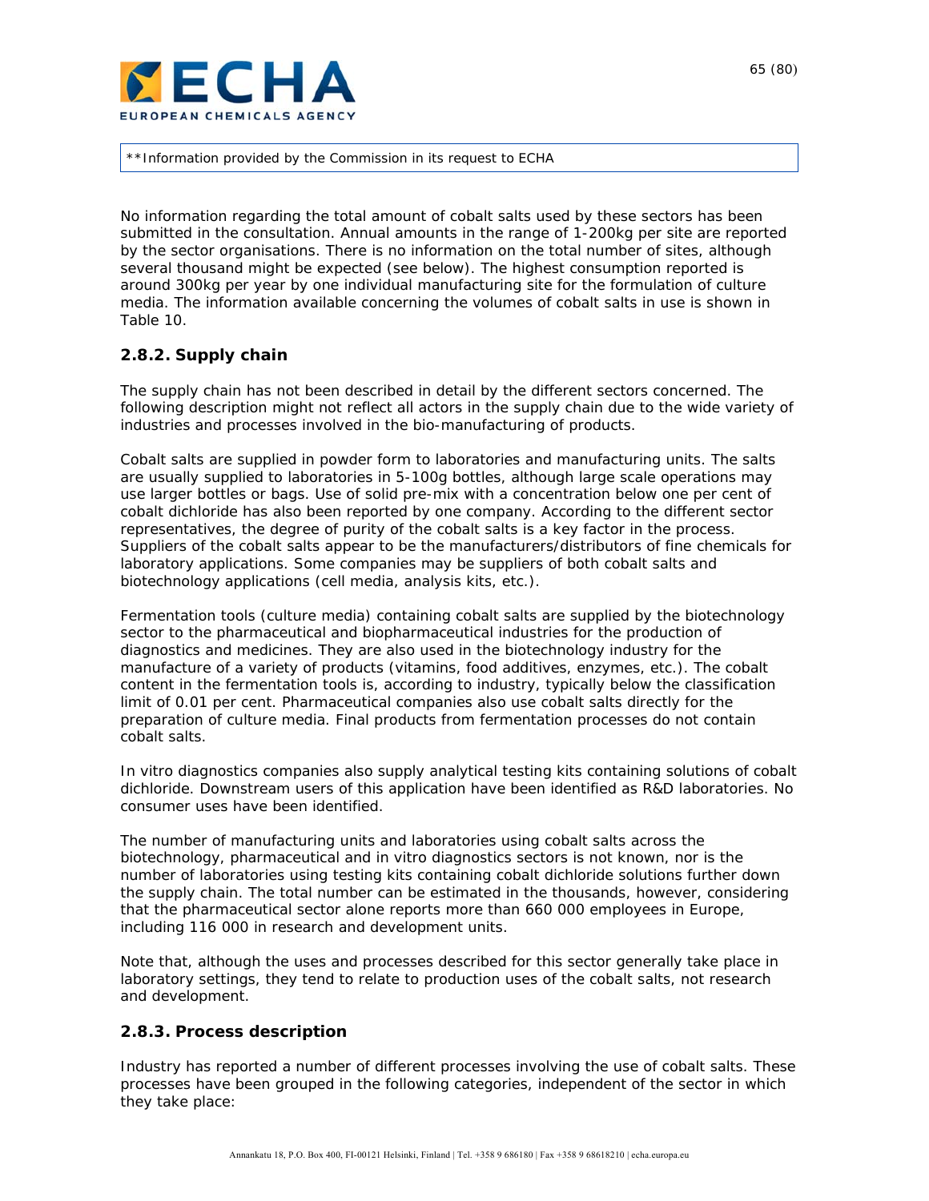**Information provided by the Commission in its request to ECHA

No information regarding the total amount of cobalt salts used by these sectors has been submitted in the consultation. Annual amounts in the range of 1-200kg per site are reported by the sector organisations. There is no information on the total number of sites, although several thousand might be expected (see below). The highest consumption reported is around 300kg per year by one individual manufacturing site for the formulation of culture media. The information available concerning the volumes of cobalt salts in use is shown in Table 10.

### 2.8.2. Supply chain

The supply chain has not been described in detail by the different sectors concerned. The following description might not reflect all actors in the supply chain due to the wide variety of industries and processes involved in the bio-manufacturing of products.

Cobalt salts are supplied in powder form to laboratories and manufacturing units. The salts are usually supplied to laboratories in 5-100g bottles, although large scale operations may use larger bottles or bags. Use of solid pre-mix with a concentration below one per cent of cobalt dichloride has also been reported by one company. According to the different sector representatives, the degree of purity of the cobalt salts is a key factor in the process. Suppliers of the cobalt salts appear to be the manufacturers/distributors of fine chemicals for laboratory applications. Some companies may be suppliers of both cobalt salts and biotechnology applications (cell media, analysis kits, etc.).

Fermentation tools (culture media) containing cobalt salts are supplied by the biotechnology sector to the pharmaceutical and biopharmaceutical industries for the production of diagnostics and medicines. They are also used in the biotechnology industry for the manufacture of a variety of products (vitamins, food additives, enzymes, etc.). The cobalt content in the fermentation tools is, according to industry, typically below the classification limit of 0.01 per cent. Pharmaceutical companies also use cobalt salts directly for the preparation of culture media. Final products from fermentation processes do not contain cobalt salts.

In vitro diagnostics companies also supply analytical testing kits containing solutions of cobalt dichloride. Downstream users of this application have been identified as R&D laboratories. No consumer uses have been identified.

The number of manufacturing units and laboratories using cobalt salts across the biotechnology, pharmaceutical and in vitro diagnostics sectors is not known, nor is the number of laboratories using testing kits containing cobalt dichloride solutions further down the supply chain. The total number can be estimated in the thousands, however, considering that the pharmaceutical sector alone reports more than 660 000 employees in Europe, including 116 000 in research and development units.

Note that, although the uses and processes described for this sector generally take place in laboratory settings, they tend to relate to production uses of the cobalt salts, not research and development.

### 2.8.3. Process description

Industry has reported a number of different processes involving the use of cobalt salts. These processes have been grouped in the following categories, independent of the sector in which they take place: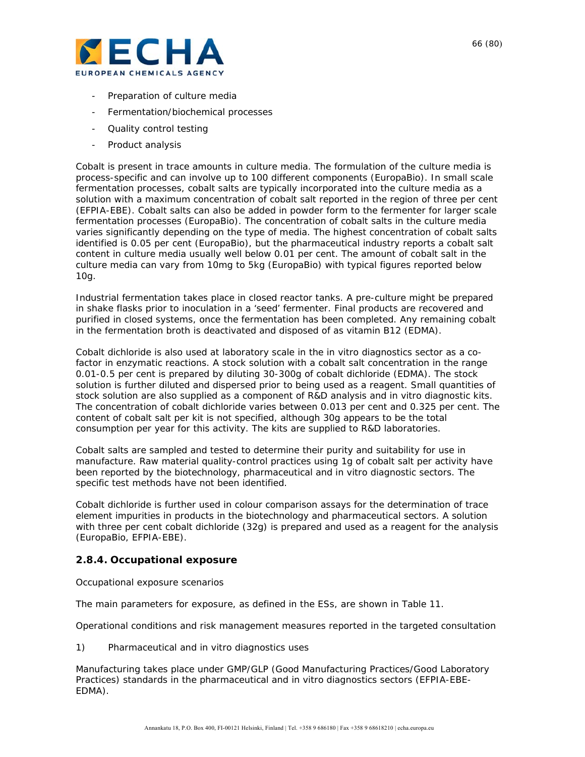- Preparation of culture media
- Fermentation/biochemical processes
- Quality control testing
- Product analysis

Cobalt is present in trace amounts in culture media. The formulation of the culture media is process-specific and can involve up to 100 different components (EuropaBio). In small scale fermentation processes, cobalt salts are typically incorporated into the culture media as a solution with a maximum concentration of cobalt salt reported in the region of three per cent (EFPIA-EBE). Cobalt salts can also be added in powder form to the fermenter for larger scale fermentation processes (EuropaBio). The concentration of cobalt salts in the culture media varies significantly depending on the type of media. The highest concentration of cobalt salts identified is 0.05 per cent (EuropaBio), but the pharmaceutical industry reports a cobalt salt content in culture media usually well below 0.01 per cent. The amount of cobalt salt in the culture media can vary from 10mg to 5kg (EuropaBio) with typical figures reported below 10g.

Industrial fermentation takes place in closed reactor tanks. A pre-culture might be prepared in shake flasks prior to inoculation in a 'seed' fermenter. Final products are recovered and purified in closed systems, once the fermentation has been completed. Any remaining cobalt in the fermentation broth is deactivated and disposed of as vitamin B12 (EDMA).

Cobalt dichloride is also used at laboratory scale in the in vitro diagnostics sector as a co-factor in enzymatic reactions. A stock solution with a cobalt salt concentration in the range 0.01-0.5 per cent is prepared by diluting 30-300g of cobalt dichloride (EDMA). The stock solution is further diluted and dispersed prior to being used as a reagent. Small quantities of stock solution are also supplied as a component of R&D analysis and in vitro diagnostic kits. The concentration of cobalt dichloride varies between 0.013 per cent and 0.325 per cent. The content of cobalt salt per kit is not specified, although 30g appears to be the total consumption per year for this activity. The kits are supplied to R&D laboratories.

Cobalt salts are sampled and tested to determine their purity and suitability for use in manufacture. Raw material quality-control practices using 1g of cobalt salt per activity have been reported by the biotechnology, pharmaceutical and in vitro diagnostic sectors. The specific test methods have not been identified.

Cobalt dichloride is further used in colour comparison assays for the determination of trace element impurities in products in the biotechnology and pharmaceutical sectors. A solution with three per cent cobalt dichloride (32g) is prepared and used as a reagent for the analysis (EuropaBio, EFPIA-EBE).

### 2.8.4. Occupational exposure

Occupational exposure scenarios

The main parameters for exposure, as defined in the ESs, are shown in Table 11.

Operational conditions and risk management measures reported in the targeted consultation

1) Pharmaceutical and in vitro diagnostics uses

Manufacturing takes place under GMP/GLP (Good Manufacturing Practices/Good Laboratory Practices) standards in the pharmaceutical and in vitro diagnostics sectors (EFPIA-EBE-EDMA).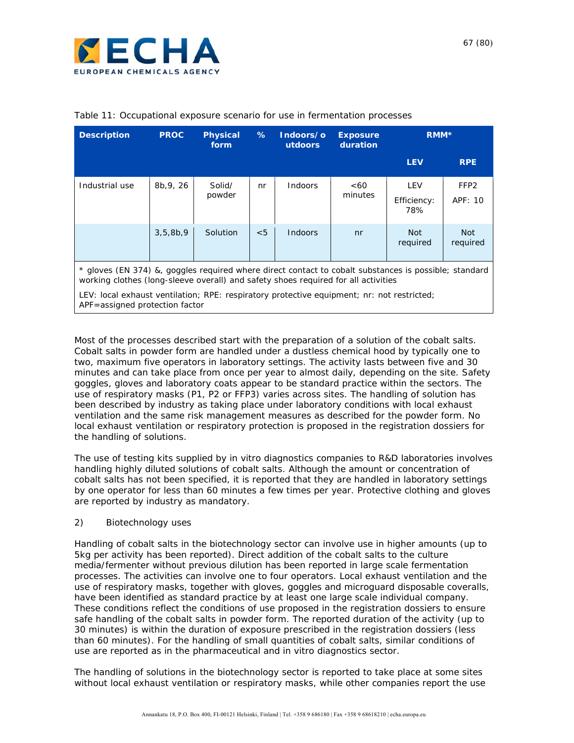Table 11: Occupational exposure scenario for use in fermentation processes

| Description | PROC | Physical form | % | Indoors/outdoors | Exposure duration | RMM* | |
|---|---|---|---|---|---|---|---|
| | | | | | | LEV | RPE |
| Industrial use | 8b,9, 26 | Solid/ powder | nr | Indoors | <60 minutes | LEV Efficiency: 78% | FFP2 APF: 10 |
| | 3,5,8b,9 | Solution | <5 | Indoors | nr | Not required | Not required |

\* gloves (EN 374) &, goggles required where direct contact to cobalt substances is possible; standard working clothes (long-sleeve overall) and safety shoes required for all activities

LEV: local exhaust ventilation; RPE: respiratory protective equipment; nr: not restricted; APF=assigned protection factor

Most of the processes described start with the preparation of a solution of the cobalt salts. Cobalt salts in powder form are handled under a dustless chemical hood by typically one to two, maximum five operators in laboratory settings. The activity lasts between five and 30 minutes and can take place from once per year to almost daily, depending on the site. Safety goggles, gloves and laboratory coats appear to be standard practice within the sectors. The use of respiratory masks (P1, P2 or FFP3) varies across sites. The handling of solution has been described by industry as taking place under laboratory conditions with local exhaust ventilation and the same risk management measures as described for the powder form. No local exhaust ventilation or respiratory protection is proposed in the registration dossiers for the handling of solutions.

The use of testing kits supplied by in vitro diagnostics companies to R&D laboratories involves handling highly diluted solutions of cobalt salts. Although the amount or concentration of cobalt salts has not been specified, it is reported that they are handled in laboratory settings by one operator for less than 60 minutes a few times per year. Protective clothing and gloves are reported by industry as mandatory.

2) Biotechnology uses

Handling of cobalt salts in the biotechnology sector can involve use in higher amounts (up to 5kg per activity has been reported). Direct addition of the cobalt salts to the culture media/fermenter without previous dilution has been reported in large scale fermentation processes. The activities can involve one to four operators. Local exhaust ventilation and the use of respiratory masks, together with gloves, goggles and microguard disposable coveralls, have been identified as standard practice by at least one large scale individual company. These conditions reflect the conditions of use proposed in the registration dossiers to ensure safe handling of the cobalt salts in powder form. The reported duration of the activity (up to 30 minutes) is within the duration of exposure prescribed in the registration dossiers (less than 60 minutes). For the handling of small quantities of cobalt salts, similar conditions of use are reported as in the pharmaceutical and in vitro diagnostics sector.

The handling of solutions in the biotechnology sector is reported to take place at some sites without local exhaust ventilation or respiratory masks, while other companies report the use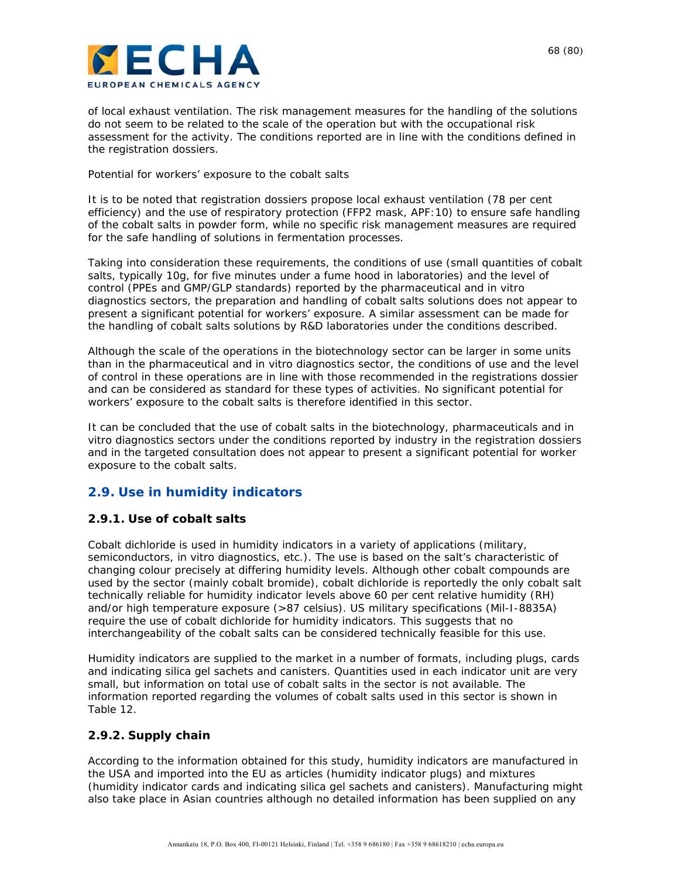of local exhaust ventilation. The risk management measures for the handling of the solutions do not seem to be related to the scale of the operation but with the occupational risk assessment for the activity. The conditions reported are in line with the conditions defined in the registration dossiers.

Potential for workers' exposure to the cobalt salts

It is to be noted that registration dossiers propose local exhaust ventilation (78 per cent efficiency) and the use of respiratory protection (FFP2 mask, APF:10) to ensure safe handling of the cobalt salts in powder form, while no specific risk management measures are required for the safe handling of solutions in fermentation processes.

Taking into consideration these requirements, the conditions of use (small quantities of cobalt salts, typically 10g, for five minutes under a fume hood in laboratories) and the level of control (PPEs and GMP/GLP standards) reported by the pharmaceutical and in vitro diagnostics sectors, the preparation and handling of cobalt salts solutions does not appear to present a significant potential for workers' exposure. A similar assessment can be made for the handling of cobalt salts solutions by R&D laboratories under the conditions described.

Although the scale of the operations in the biotechnology sector can be larger in some units than in the pharmaceutical and in vitro diagnostics sector, the conditions of use and the level of control in these operations are in line with those recommended in the registrations dossier and can be considered as standard for these types of activities. No significant potential for workers' exposure to the cobalt salts is therefore identified in this sector.

It can be concluded that the use of cobalt salts in the biotechnology, pharmaceuticals and in vitro diagnostics sectors under the conditions reported by industry in the registration dossiers and in the targeted consultation does not appear to present a significant potential for worker exposure to the cobalt salts.

## 2.9. Use in humidity indicators

### 2.9.1. Use of cobalt salts

Cobalt dichloride is used in humidity indicators in a variety of applications (military, semiconductors, in vitro diagnostics, etc.). The use is based on the salt's characteristic of changing colour precisely at differing humidity levels. Although other cobalt compounds are used by the sector (mainly cobalt bromide), cobalt dichloride is reportedly the only cobalt salt technically reliable for humidity indicator levels above 60 per cent relative humidity (RH) and/or high temperature exposure (>87 celsius). US military specifications (Mil-I-8835A) require the use of cobalt dichloride for humidity indicators. This suggests that no interchangeability of the cobalt salts can be considered technically feasible for this use.

Humidity indicators are supplied to the market in a number of formats, including plugs, cards and indicating silica gel sachets and canisters. Quantities used in each indicator unit are very small, but information on total use of cobalt salts in the sector is not available. The information reported regarding the volumes of cobalt salts used in this sector is shown in Table 12.

### 2.9.2. Supply chain

According to the information obtained for this study, humidity indicators are manufactured in the USA and imported into the EU as articles (humidity indicator plugs) and mixtures (humidity indicator cards and indicating silica gel sachets and canisters). Manufacturing might also take place in Asian countries although no detailed information has been supplied on any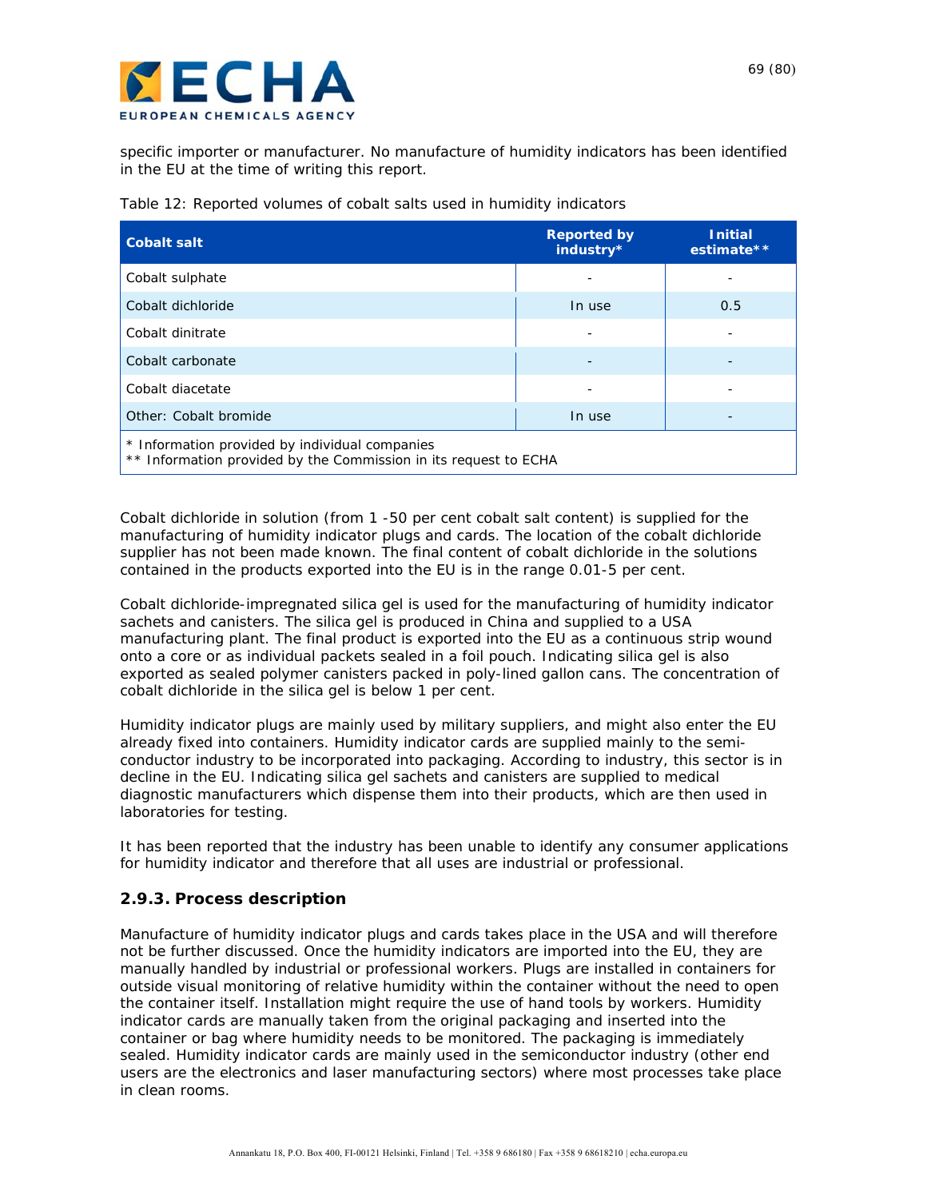specific importer or manufacturer. No manufacture of humidity indicators has been identified in the EU at the time of writing this report.

Table 12: Reported volumes of cobalt salts used in humidity indicators

| Cobalt salt | Reported by industry* | Initial estimate** |
|---|---|---|
| Cobalt sulphate | - | - |
| Cobalt dichloride | In use | 0.5 |
| Cobalt dinitrate | - | - |
| Cobalt carbonate | - | - |
| Cobalt diacetate | - | - |
| Other: Cobalt bromide | In use | - |

\* Information provided by individual companies
\*\* Information provided by the Commission in its request to ECHA

Cobalt dichloride in solution (from 1 -50 per cent cobalt salt content) is supplied for the manufacturing of humidity indicator plugs and cards. The location of the cobalt dichloride supplier has not been made known. The final content of cobalt dichloride in the solutions contained in the products exported into the EU is in the range 0.01-5 per cent.

Cobalt dichloride-impregnated silica gel is used for the manufacturing of humidity indicator sachets and canisters. The silica gel is produced in China and supplied to a USA manufacturing plant. The final product is exported into the EU as a continuous strip wound onto a core or as individual packets sealed in a foil pouch. Indicating silica gel is also exported as sealed polymer canisters packed in poly-lined gallon cans. The concentration of cobalt dichloride in the silica gel is below 1 per cent.

Humidity indicator plugs are mainly used by military suppliers, and might also enter the EU already fixed into containers. Humidity indicator cards are supplied mainly to the semi-conductor industry to be incorporated into packaging. According to industry, this sector is in decline in the EU. Indicating silica gel sachets and canisters are supplied to medical diagnostic manufacturers which dispense them into their products, which are then used in laboratories for testing.

It has been reported that the industry has been unable to identify any consumer applications for humidity indicator and therefore that all uses are industrial or professional.

### 2.9.3. Process description

Manufacture of humidity indicator plugs and cards takes place in the USA and will therefore not be further discussed. Once the humidity indicators are imported into the EU, they are manually handled by industrial or professional workers. Plugs are installed in containers for outside visual monitoring of relative humidity within the container without the need to open the container itself. Installation might require the use of hand tools by workers. Humidity indicator cards are manually taken from the original packaging and inserted into the container or bag where humidity needs to be monitored. The packaging is immediately sealed. Humidity indicator cards are mainly used in the semiconductor industry (other end users are the electronics and laser manufacturing sectors) where most processes take place in clean rooms.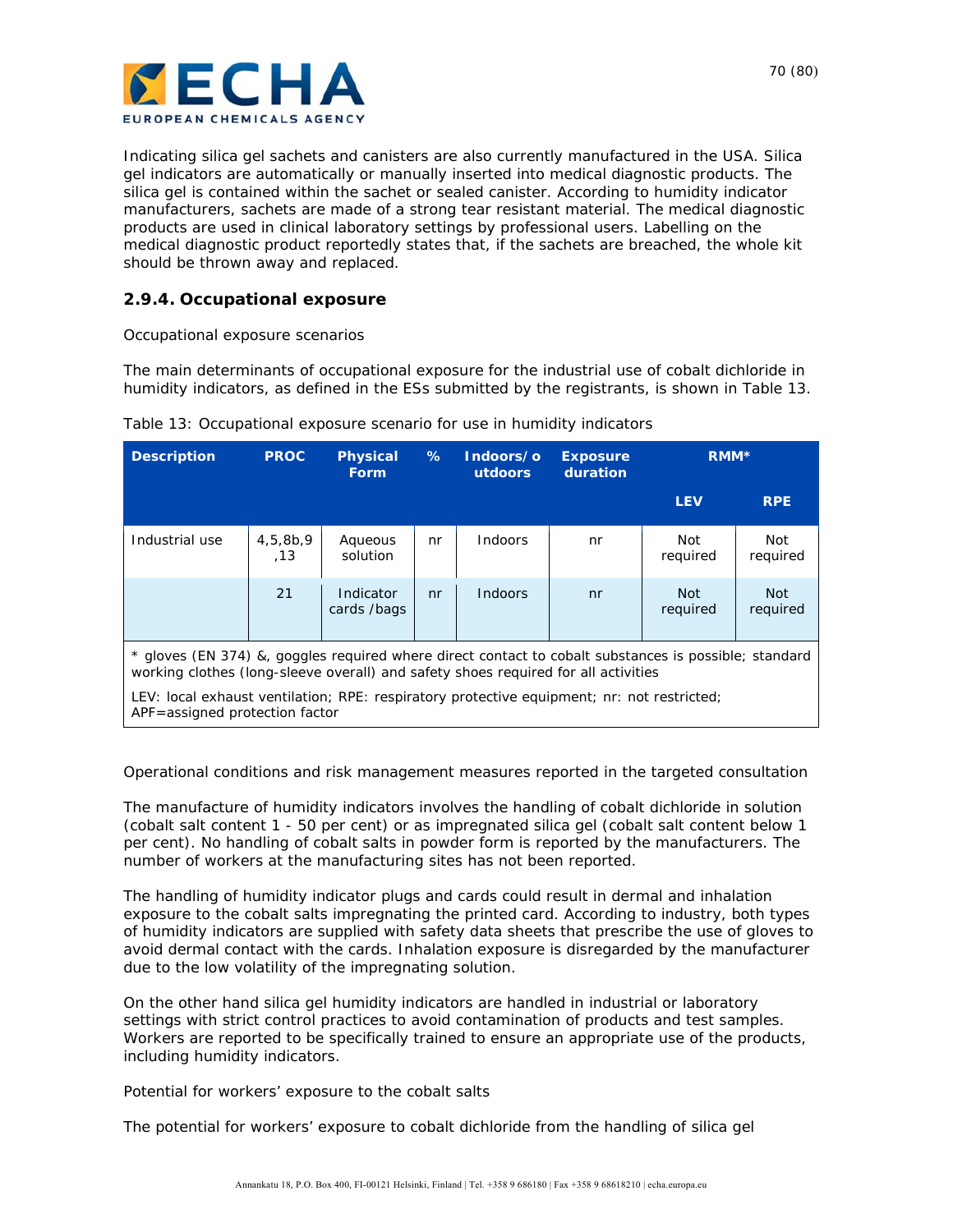Indicating silica gel sachets and canisters are also currently manufactured in the USA. Silica gel indicators are automatically or manually inserted into medical diagnostic products. The silica gel is contained within the sachet or sealed canister. According to humidity indicator manufacturers, sachets are made of a strong tear resistant material. The medical diagnostic products are used in clinical laboratory settings by professional users. Labelling on the medical diagnostic product reportedly states that, if the sachets are breached, the whole kit should be thrown away and replaced.

### 2.9.4. Occupational exposure

Occupational exposure scenarios

The main determinants of occupational exposure for the industrial use of cobalt dichloride in humidity indicators, as defined in the ESs submitted by the registrants, is shown in Table 13.

Table 13: Occupational exposure scenario for use in humidity indicators

| Description | PROC | Physical Form | % | Indoors/outdoors | Exposure duration | RMM* | |
|---|---|---|---|---|---|---|---|
| | | | | | | LEV | RPE |
| Industrial use | 4,5,8b,9,13 | Aqueous solution | nr | Indoors | nr | Not required | Not required |
| | 21 | Indicator cards /bags | nr | Indoors | nr | Not required | Not required |

\* gloves (EN 374) &, goggles required where direct contact to cobalt substances is possible; standard working clothes (long-sleeve overall) and safety shoes required for all activities

LEV: local exhaust ventilation; RPE: respiratory protective equipment; nr: not restricted; APF=assigned protection factor

Operational conditions and risk management measures reported in the targeted consultation

The manufacture of humidity indicators involves the handling of cobalt dichloride in solution (cobalt salt content 1 - 50 per cent) or as impregnated silica gel (cobalt salt content below 1 per cent). No handling of cobalt salts in powder form is reported by the manufacturers. The number of workers at the manufacturing sites has not been reported.

The handling of humidity indicator plugs and cards could result in dermal and inhalation exposure to the cobalt salts impregnating the printed card. According to industry, both types of humidity indicators are supplied with safety data sheets that prescribe the use of gloves to avoid dermal contact with the cards. Inhalation exposure is disregarded by the manufacturer due to the low volatility of the impregnating solution.

On the other hand silica gel humidity indicators are handled in industrial or laboratory settings with strict control practices to avoid contamination of products and test samples. Workers are reported to be specifically trained to ensure an appropriate use of the products, including humidity indicators.

Potential for workers' exposure to the cobalt salts

The potential for workers' exposure to cobalt dichloride from the handling of silica gel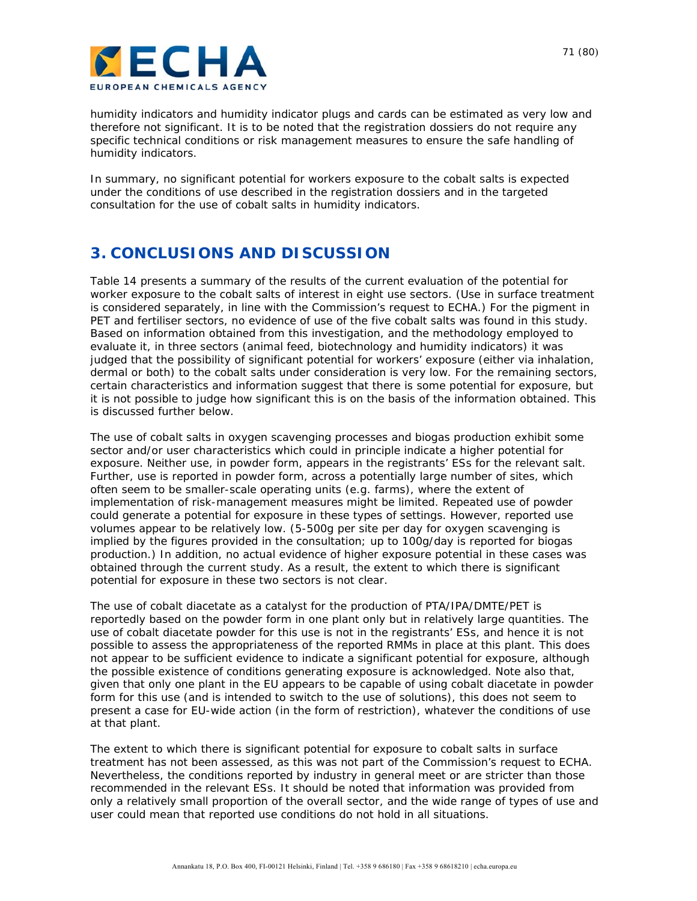humidity indicators and humidity indicator plugs and cards can be estimated as very low and therefore not significant. It is to be noted that the registration dossiers do not require any specific technical conditions or risk management measures to ensure the safe handling of humidity indicators.

In summary, no significant potential for workers exposure to the cobalt salts is expected under the conditions of use described in the registration dossiers and in the targeted consultation for the use of cobalt salts in humidity indicators.

## 3. CONCLUSIONS AND DISCUSSION

Table 14 presents a summary of the results of the current evaluation of the potential for worker exposure to the cobalt salts of interest in eight use sectors. (Use in surface treatment is considered separately, in line with the Commission's request to ECHA.) For the pigment in PET and fertiliser sectors, no evidence of use of the five cobalt salts was found in this study. Based on information obtained from this investigation, and the methodology employed to evaluate it, in three sectors (animal feed, biotechnology and humidity indicators) it was judged that the possibility of significant potential for workers' exposure (either via inhalation, dermal or both) to the cobalt salts under consideration is very low. For the remaining sectors, certain characteristics and information suggest that there is some potential for exposure, but it is not possible to judge how significant this is on the basis of the information obtained. This is discussed further below.

The use of cobalt salts in oxygen scavenging processes and biogas production exhibit some sector and/or user characteristics which could in principle indicate a higher potential for exposure. Neither use, in powder form, appears in the registrants' ESs for the relevant salt. Further, use is reported in powder form, across a potentially large number of sites, which often seem to be smaller-scale operating units (e.g. farms), where the extent of implementation of risk-management measures might be limited. Repeated use of powder could generate a potential for exposure in these types of settings. However, reported use volumes appear to be relatively low. (5-500g per site per day for oxygen scavenging is implied by the figures provided in the consultation; up to 100g/day is reported for biogas production.) In addition, no actual evidence of higher exposure potential in these cases was obtained through the current study. As a result, the extent to which there is significant potential for exposure in these two sectors is not clear.

The use of cobalt diacetate as a catalyst for the production of PTA/IPA/DMTE/PET is reportedly based on the powder form in one plant only but in relatively large quantities. The use of cobalt diacetate powder for this use is not in the registrants' ESs, and hence it is not possible to assess the appropriateness of the reported RMMs in place at this plant. This does not appear to be sufficient evidence to indicate a significant potential for exposure, although the possible existence of conditions generating exposure is acknowledged. Note also that, given that only one plant in the EU appears to be capable of using cobalt diacetate in powder form for this use (and is intended to switch to the use of solutions), this does not seem to present a case for EU-wide action (in the form of restriction), whatever the conditions of use at that plant.

The extent to which there is significant potential for exposure to cobalt salts in surface treatment has not been assessed, as this was not part of the Commission's request to ECHA. Nevertheless, the conditions reported by industry in general meet or are stricter than those recommended in the relevant ESs. It should be noted that information was provided from only a relatively small proportion of the overall sector, and the wide range of types of use and user could mean that reported use conditions do not hold in all situations.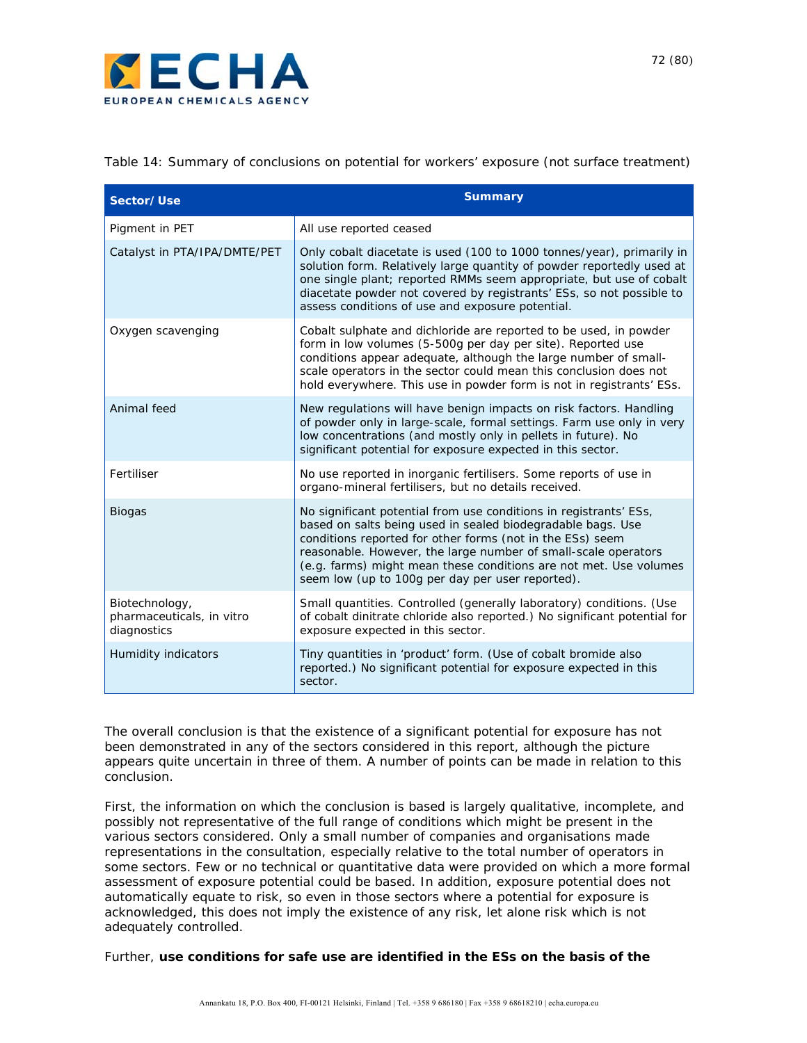Table 14: Summary of conclusions on potential for workers' exposure (not surface treatment)

| Sector/Use | Summary |
| --- | --- |
| Pigment in PET | All use reported ceased |
| Catalyst in PTA/IPA/DMTE/PET | Only cobalt diacetate is used (100 to 1000 tonnes/year), primarily in solution form. Relatively large quantity of powder reportedly used at one single plant; reported RMMs seem appropriate, but use of cobalt diacetate powder not covered by registrants' ESs, so not possible to assess conditions of use and exposure potential. |
| Oxygen scavenging | Cobalt sulphate and dichloride are reported to be used, in powder form in low volumes (5-500g per day per site). Reported use conditions appear adequate, although the large number of small-scale operators in the sector could mean this conclusion does not hold everywhere. This use in powder form is not in registrants' ESs. |
| Animal feed | New regulations will have benign impacts on risk factors. Handling of powder only in large-scale, formal settings. Farm use only in very low concentrations (and mostly only in pellets in future). No significant potential for exposure expected in this sector. |
| Fertiliser | No use reported in inorganic fertilisers. Some reports of use in organo-mineral fertilisers, but no details received. |
| Biogas | No significant potential from use conditions in registrants' ESs, based on salts being used in sealed biodegradable bags. Use conditions reported for other forms (not in the ESs) seem reasonable. However, the large number of small-scale operators (e.g. farms) might mean these conditions are not met. Use volumes seem low (up to 100g per day per user reported). |
| Biotechnology, pharmaceuticals, in vitro diagnostics | Small quantities. Controlled (generally laboratory) conditions. (Use of cobalt dinitrate chloride also reported.) No significant potential for exposure expected in this sector. |
| Humidity indicators | Tiny quantities in 'product' form. (Use of cobalt bromide also reported.) No significant potential for exposure expected in this sector. |

The overall conclusion is that the existence of a significant potential for exposure has not been demonstrated in any of the sectors considered in this report, although the picture appears quite uncertain in three of them. A number of points can be made in relation to this conclusion.

First, the information on which the conclusion is based is largely qualitative, incomplete, and possibly not representative of the full range of conditions which might be present in the various sectors considered. Only a small number of companies and organisations made representations in the consultation, especially relative to the total number of operators in some sectors. Few or no technical or quantitative data were provided on which a more formal assessment of exposure potential could be based. In addition, exposure potential does not automatically equate to risk, so even in those sectors where a potential for exposure is acknowledged, this does not imply the existence of any risk, let alone risk which is not adequately controlled.

Further, **use conditions for safe use are identified in the ESs on the basis of the**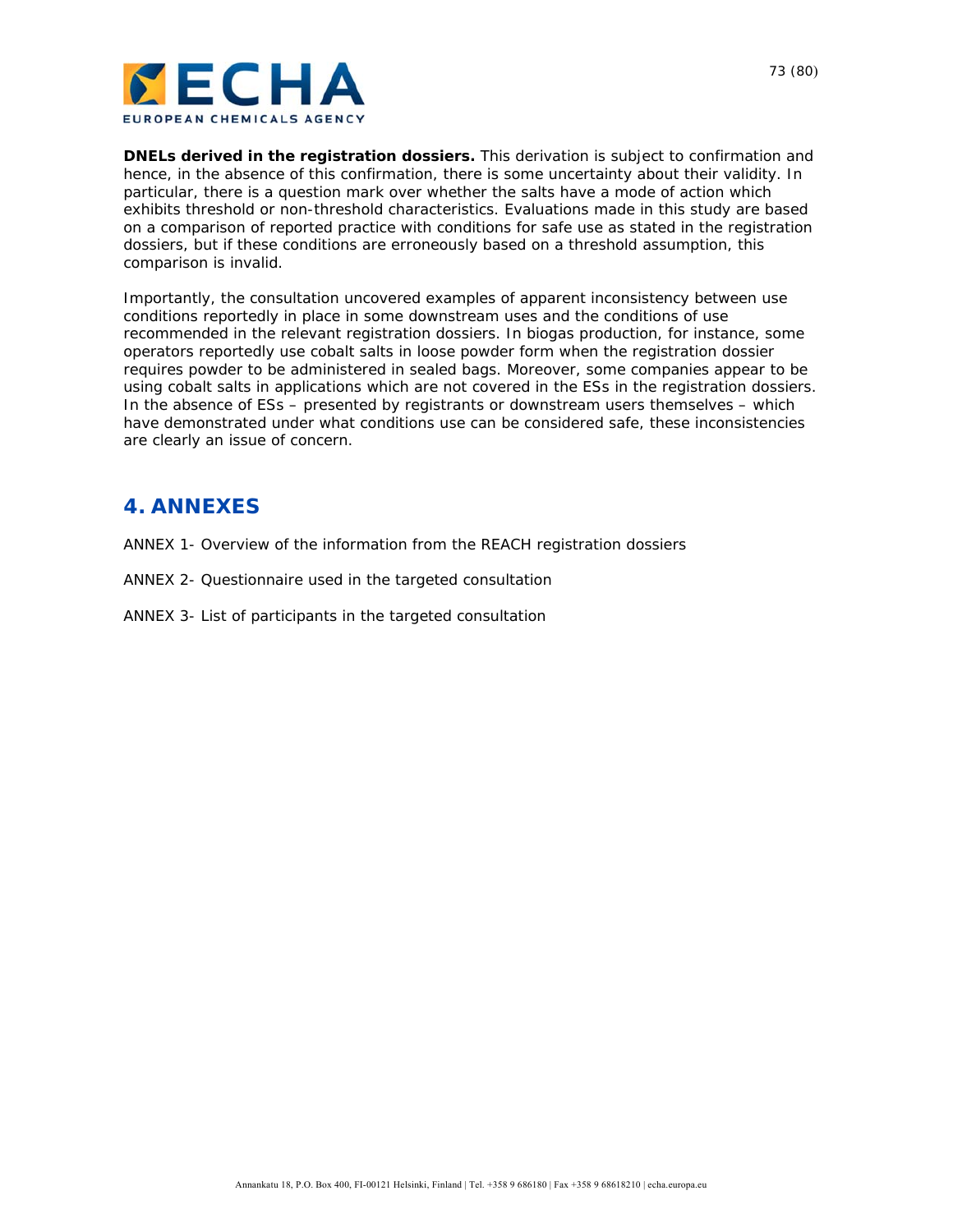**DNELs derived in the registration dossiers.** This derivation is subject to confirmation and hence, in the absence of this confirmation, there is some uncertainty about their validity. In particular, there is a question mark over whether the salts have a mode of action which exhibits threshold or non-threshold characteristics. Evaluations made in this study are based on a comparison of reported practice with conditions for safe use as stated in the registration dossiers, but if these conditions are erroneously based on a threshold assumption, this comparison is invalid.

Importantly, the consultation uncovered examples of apparent inconsistency between use conditions reportedly in place in some downstream uses and the conditions of use recommended in the relevant registration dossiers. In biogas production, for instance, some operators reportedly use cobalt salts in loose powder form when the registration dossier requires powder to be administered in sealed bags. Moreover, some companies appear to be using cobalt salts in applications which are not covered in the ESs in the registration dossiers. In the absence of ESs – presented by registrants or downstream users themselves – which have demonstrated under what conditions use can be considered safe, these inconsistencies are clearly an issue of concern.

# 4. ANNEXES

ANNEX 1- Overview of the information from the REACH registration dossiers

ANNEX 2- Questionnaire used in the targeted consultation

ANNEX 3- List of participants in the targeted consultation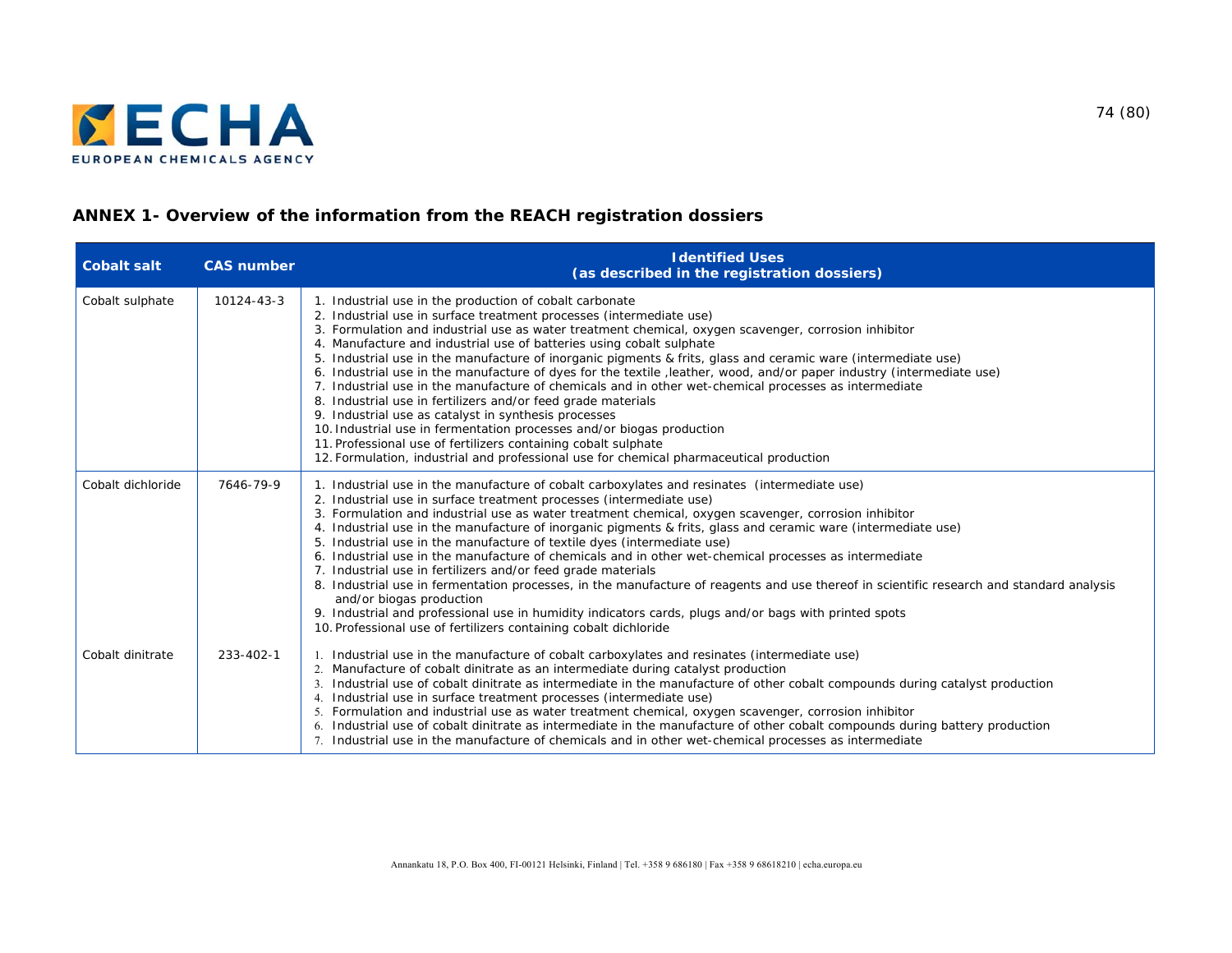## ANNEX 1- Overview of the information from the REACH registration dossiers

| Cobalt salt | CAS number | Identified Uses (as described in the registration dossiers) |
|---|---|---|
| Cobalt sulphate | 10124-43-3 | 1. Industrial use in the production of cobalt carbonate<br>2. Industrial use in surface treatment processes (intermediate use)<br>3. Formulation and industrial use as water treatment chemical, oxygen scavenger, corrosion inhibitor<br>4. Manufacture and industrial use of batteries using cobalt sulphate<br>5. Industrial use in the manufacture of inorganic pigments & frits, glass and ceramic ware (intermediate use)<br>6. Industrial use in the manufacture of dyes for the textile ,leather, wood, and/or paper industry (intermediate use)<br>7. Industrial use in the manufacture of chemicals and in other wet-chemical processes as intermediate<br>8. Industrial use in fertilizers and/or feed grade materials<br>9. Industrial use as catalyst in synthesis processes<br>10. Industrial use in fermentation processes and/or biogas production<br>11. Professional use of fertilizers containing cobalt sulphate<br>12. Formulation, industrial and professional use for chemical pharmaceutical production |
| Cobalt dichloride | 7646-79-9 | 1. Industrial use in the manufacture of cobalt carboxylates and resinates (intermediate use)<br>2. Industrial use in surface treatment processes (intermediate use)<br>3. Formulation and industrial use as water treatment chemical, oxygen scavenger, corrosion inhibitor<br>4. Industrial use in the manufacture of inorganic pigments & frits, glass and ceramic ware (intermediate use)<br>5. Industrial use in the manufacture of textile dyes (intermediate use)<br>6. Industrial use in the manufacture of chemicals and in other wet-chemical processes as intermediate<br>7. Industrial use in fertilizers and/or feed grade materials<br>8. Industrial use in fermentation processes, in the manufacture of reagents and use thereof in scientific research and standard analysis and/or biogas production<br>9. Industrial and professional use in humidity indicators cards, plugs and/or bags with printed spots<br>10. Professional use of fertilizers containing cobalt dichloride |
| Cobalt dinitrate | 233-402-1 | 1. Industrial use in the manufacture of cobalt carboxylates and resinates (intermediate use)<br>2. Manufacture of cobalt dinitrate as an intermediate during catalyst production<br>3. Industrial use of cobalt dinitrate as intermediate in the manufacture of other cobalt compounds during catalyst production<br>4. Industrial use in surface treatment processes (intermediate use)<br>5. Formulation and industrial use as water treatment chemical, oxygen scavenger, corrosion inhibitor<br>6. Industrial use of cobalt dinitrate as intermediate in the manufacture of other cobalt compounds during battery production<br>7. Industrial use in the manufacture of chemicals and in other wet-chemical processes as intermediate |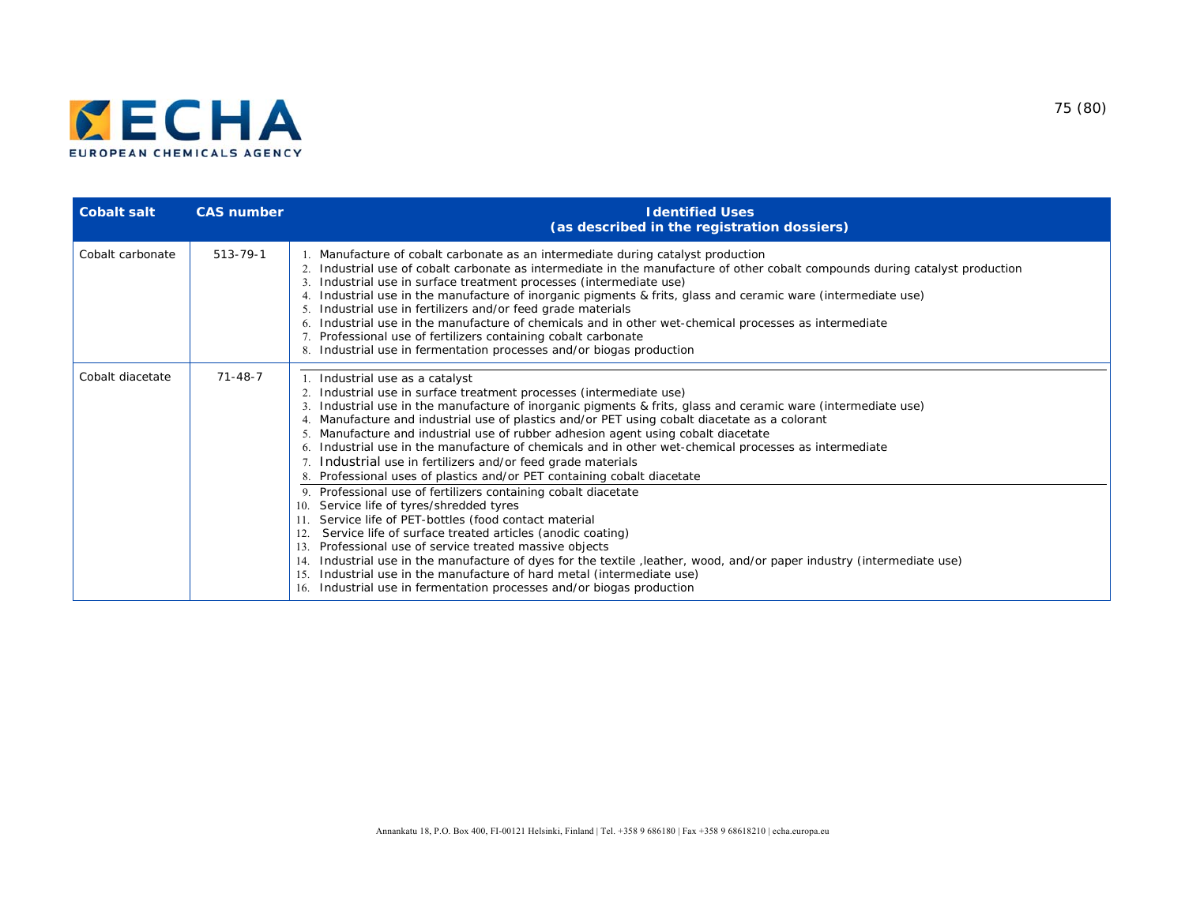| Cobalt salt | CAS number | Identified Uses (as described in the registration dossiers) |
|---|---|---|
| Cobalt carbonate | 513-79-1 | 1. Manufacture of cobalt carbonate as an intermediate during catalyst production<br>2. Industrial use of cobalt carbonate as intermediate in the manufacture of other cobalt compounds during catalyst production<br>3. Industrial use in surface treatment processes (intermediate use)<br>4. Industrial use in the manufacture of inorganic pigments & frits, glass and ceramic ware (intermediate use)<br>5. Industrial use in fertilizers and/or feed grade materials<br>6. Industrial use in the manufacture of chemicals and in other wet-chemical processes as intermediate<br>7. Professional use of fertilizers containing cobalt carbonate<br>8. Industrial use in fermentation processes and/or biogas production |
| Cobalt diacetate | 71-48-7 | 1. Industrial use as a catalyst<br>2. Industrial use in surface treatment processes (intermediate use)<br>3. Industrial use in the manufacture of inorganic pigments & frits, glass and ceramic ware (intermediate use)<br>4. Manufacture and industrial use of plastics and/or PET using cobalt diacetate as a colorant<br>5. Manufacture and industrial use of rubber adhesion agent using cobalt diacetate<br>6. Industrial use in the manufacture of chemicals and in other wet-chemical processes as intermediate<br>7. Industrial use in fertilizers and/or feed grade materials<br>8. Professional uses of plastics and/or PET containing cobalt diacetate<br>9. Professional use of fertilizers containing cobalt diacetate<br>10. Service life of tyres/shredded tyres<br>11. Service life of PET-bottles (food contact material<br>12. Service life of surface treated articles (anodic coating)<br>13. Professional use of service treated massive objects<br>14. Industrial use in the manufacture of dyes for the textile ,leather, wood, and/or paper industry (intermediate use)<br>15. Industrial use in the manufacture of hard metal (intermediate use)<br>16. Industrial use in fermentation processes and/or biogas production |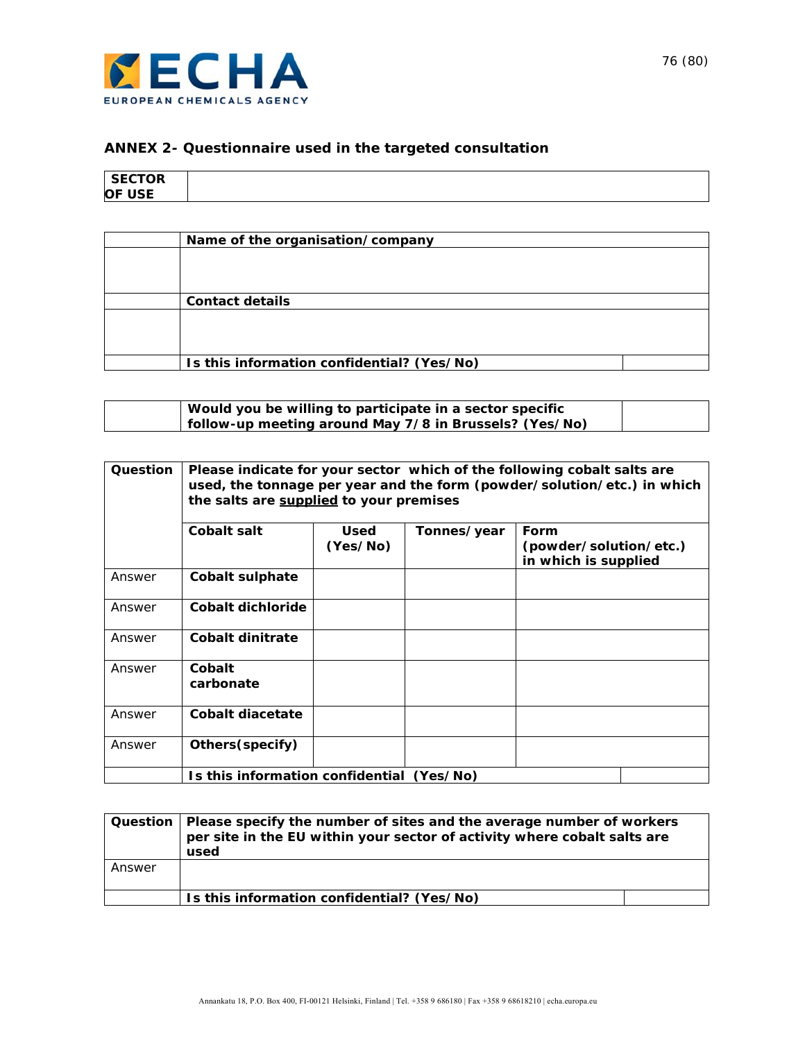## ANNEX 2- Questionnaire used in the targeted consultation

| **SECTOR OF USE** | |
|---|---|

| | **Name of the organisation/company** | |
|---|---|---|
| | | |
| | **Contact details** | |
| | | |
| | **Is this information confidential? (Yes/No)** | |

| | **Would you be willing to participate in a sector specific follow-up meeting around May 7/8 in Brussels? (Yes/No)** | |
|---|---|---|

| **Question** | **Please indicate for your sector which of the following cobalt salts are used, the tonnage per year and the form (powder/solution/etc.) in which the salts are supplied to your premises** | | | |
|---|---|---|---|---|
| | **Cobalt salt** | **Used (Yes/No)** | **Tonnes/year** | **Form (powder/solution/etc.) in which is supplied** |
| Answer | **Cobalt sulphate** | | | |
| Answer | **Cobalt dichloride** | | | |
| Answer | **Cobalt dinitrate** | | | |
| Answer | **Cobalt carbonate** | | | |
| Answer | **Cobalt diacetate** | | | |
| Answer | **Others(specify)** | | | |
| | **Is this information confidential (Yes/No)** | | | |

| **Question** | **Please specify the number of sites and the average number of workers per site in the EU within your sector of activity where cobalt salts are used** | |
|---|---|---|
| Answer | | |
| | **Is this information confidential? (Yes/No)** | |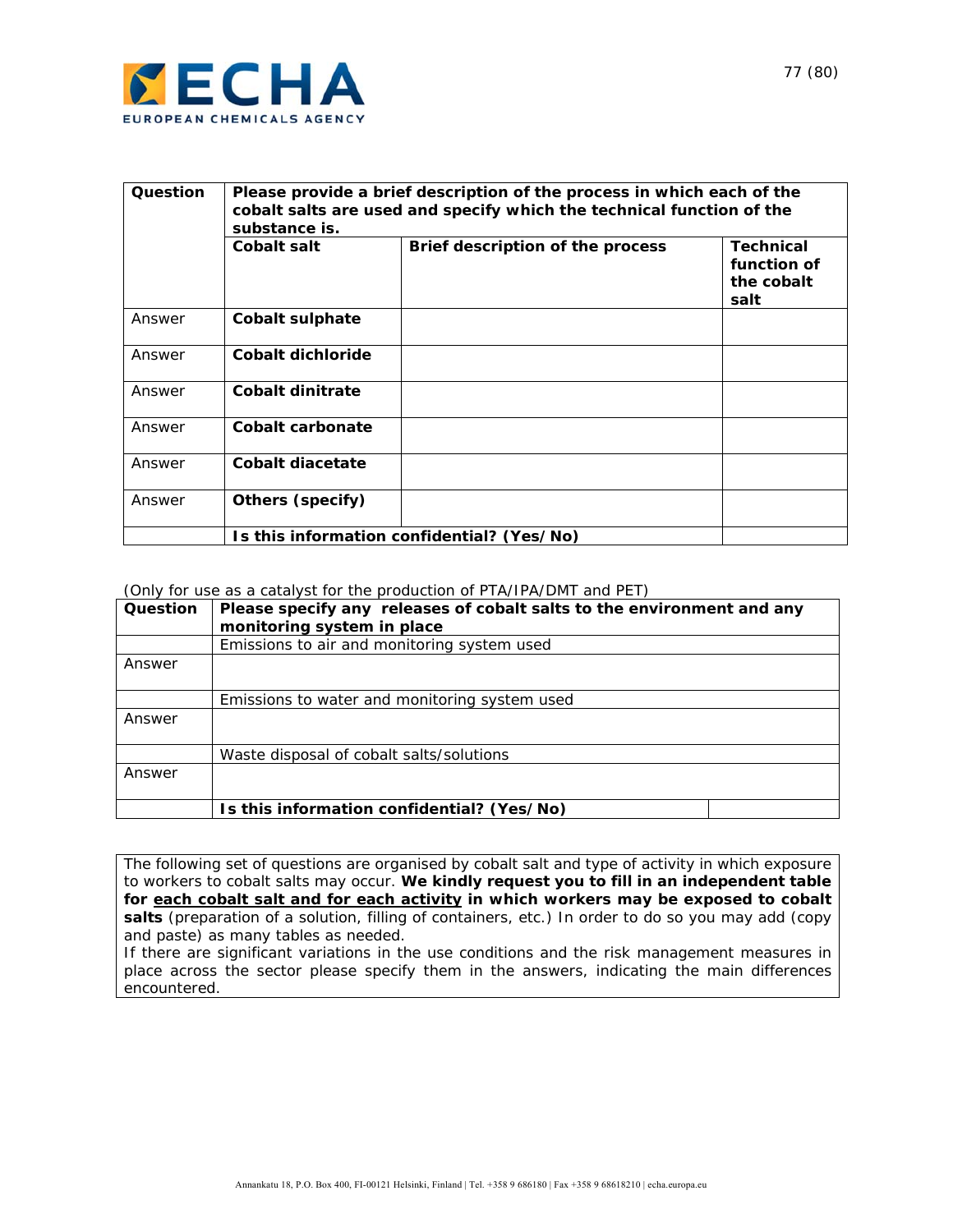| Question | Please provide a brief description of the process in which each of the cobalt salts are used and specify which the technical function of the substance is. | | |
|---|---|---|---|
| | **Cobalt salt** | **Brief description of the process** | **Technical function of the cobalt salt** |
| Answer | **Cobalt sulphate** | | |
| Answer | **Cobalt dichloride** | | |
| Answer | **Cobalt dinitrate** | | |
| Answer | **Cobalt carbonate** | | |
| Answer | **Cobalt diacetate** | | |
| Answer | **Others (specify)** | | |
| | **Is this information confidential? (Yes/No)** | | |

(Only for use as a catalyst for the production of PTA/IPA/DMT and PET)

| Question | Please specify any releases of cobalt salts to the environment and any monitoring system in place | |
|---|---|---|
| | Emissions to air and monitoring system used | |
| Answer | | |
| | Emissions to water and monitoring system used | |
| Answer | | |
| | Waste disposal of cobalt salts/solutions | |
| Answer | | |
| | **Is this information confidential? (Yes/No)** | |

The following set of questions are organised by cobalt salt and type of activity in which exposure to workers to cobalt salts may occur. **We kindly request you to fill in an independent table for <u>each cobalt salt and for each activity</u> in which workers may be exposed to cobalt salts** (preparation of a solution, filling of containers, etc.) In order to do so you may add (copy and paste) as many tables as needed.
If there are significant variations in the use conditions and the risk management measures in place across the sector please specify them in the answers, indicating the main differences encountered.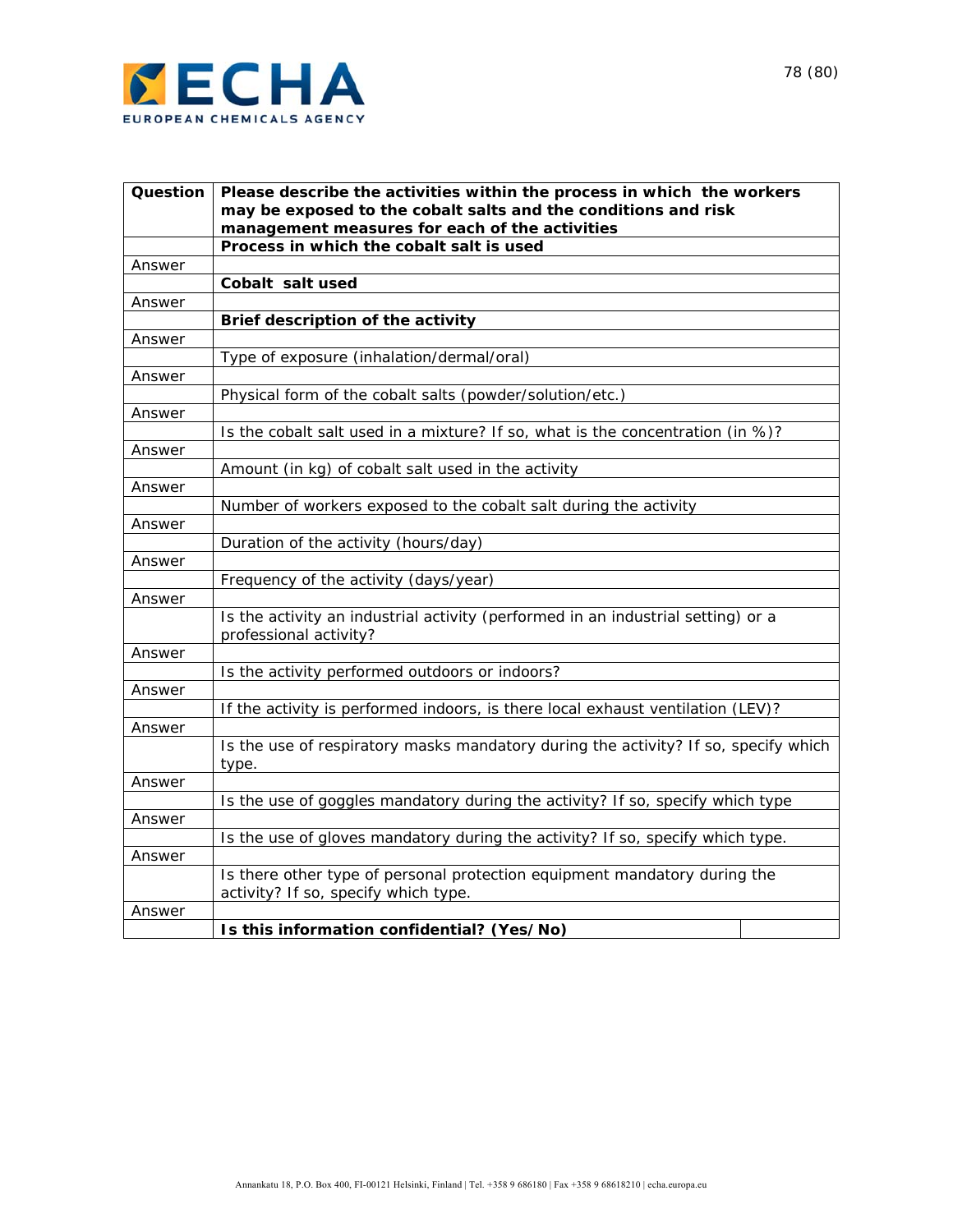| **Question** | **Please describe the activities within the process in which the workers may be exposed to the cobalt salts and the conditions and risk management measures for each of the activities** |
|---|---|
| | **Process in which the cobalt salt is used** |
| Answer | |
| | **Cobalt salt used** |
| Answer | |
| | **Brief description of the activity** |
| Answer | |
| | Type of exposure (inhalation/dermal/oral) |
| Answer | |
| | Physical form of the cobalt salts (powder/solution/etc.) |
| Answer | |
| | Is the cobalt salt used in a mixture? If so, what is the concentration (in %)? |
| Answer | |
| | Amount (in kg) of cobalt salt used in the activity |
| Answer | |
| | Number of workers exposed to the cobalt salt during the activity |
| Answer | |
| | Duration of the activity (hours/day) |
| Answer | |
| | Frequency of the activity (days/year) |
| Answer | |
| | Is the activity an industrial activity (performed in an industrial setting) or a professional activity? |
| Answer | |
| | Is the activity performed outdoors or indoors? |
| Answer | |
| | If the activity is performed indoors, is there local exhaust ventilation (LEV)? |
| Answer | |
| | Is the use of respiratory masks mandatory during the activity? If so, specify which type. |
| Answer | |
| | Is the use of goggles mandatory during the activity? If so, specify which type |
| Answer | |
| | Is the use of gloves mandatory during the activity? If so, specify which type. |
| Answer | |
| | Is there other type of personal protection equipment mandatory during the activity? If so, specify which type. |
| Answer | |
| | **Is this information confidential? (Yes/No)** |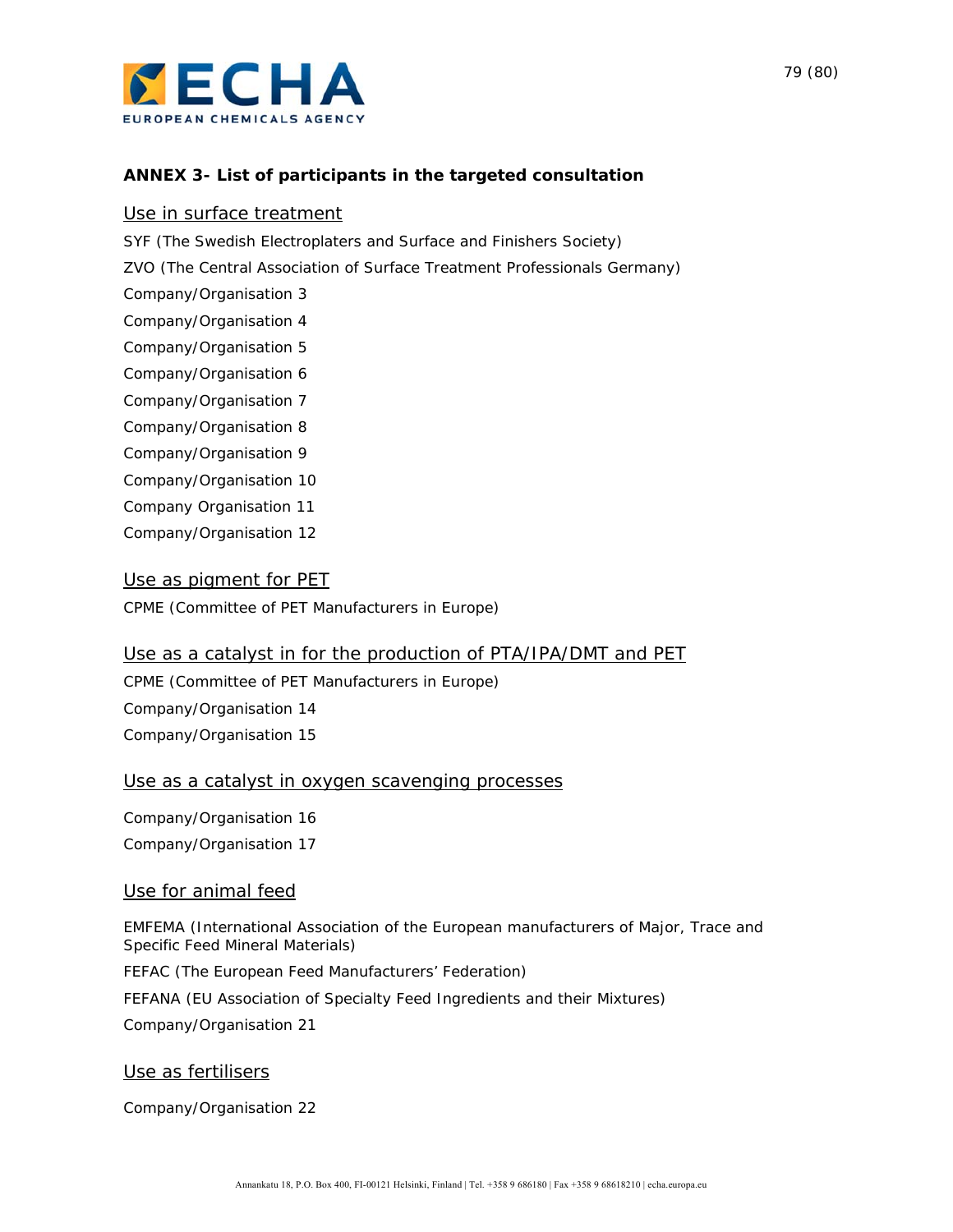## ANNEX 3- List of participants in the targeted consultation

### Use in surface treatment

SYF (The Swedish Electroplaters and Surface and Finishers Society)

ZVO (The Central Association of Surface Treatment Professionals Germany)

Company/Organisation 3

Company/Organisation 4

Company/Organisation 5

Company/Organisation 6

Company/Organisation 7

Company/Organisation 8

Company/Organisation 9

Company/Organisation 10

Company Organisation 11

Company/Organisation 12

### Use as pigment for PET

CPME (Committee of PET Manufacturers in Europe)

### Use as a catalyst in for the production of PTA/IPA/DMT and PET

CPME (Committee of PET Manufacturers in Europe)

Company/Organisation 14

Company/Organisation 15

### Use as a catalyst in oxygen scavenging processes

Company/Organisation 16

Company/Organisation 17

### Use for animal feed

EMFEMA (International Association of the European manufacturers of Major, Trace and Specific Feed Mineral Materials)

FEFAC (The European Feed Manufacturers' Federation)

FEFANA (EU Association of Specialty Feed Ingredients and their Mixtures)

Company/Organisation 21

### Use as fertilisers

Company/Organisation 22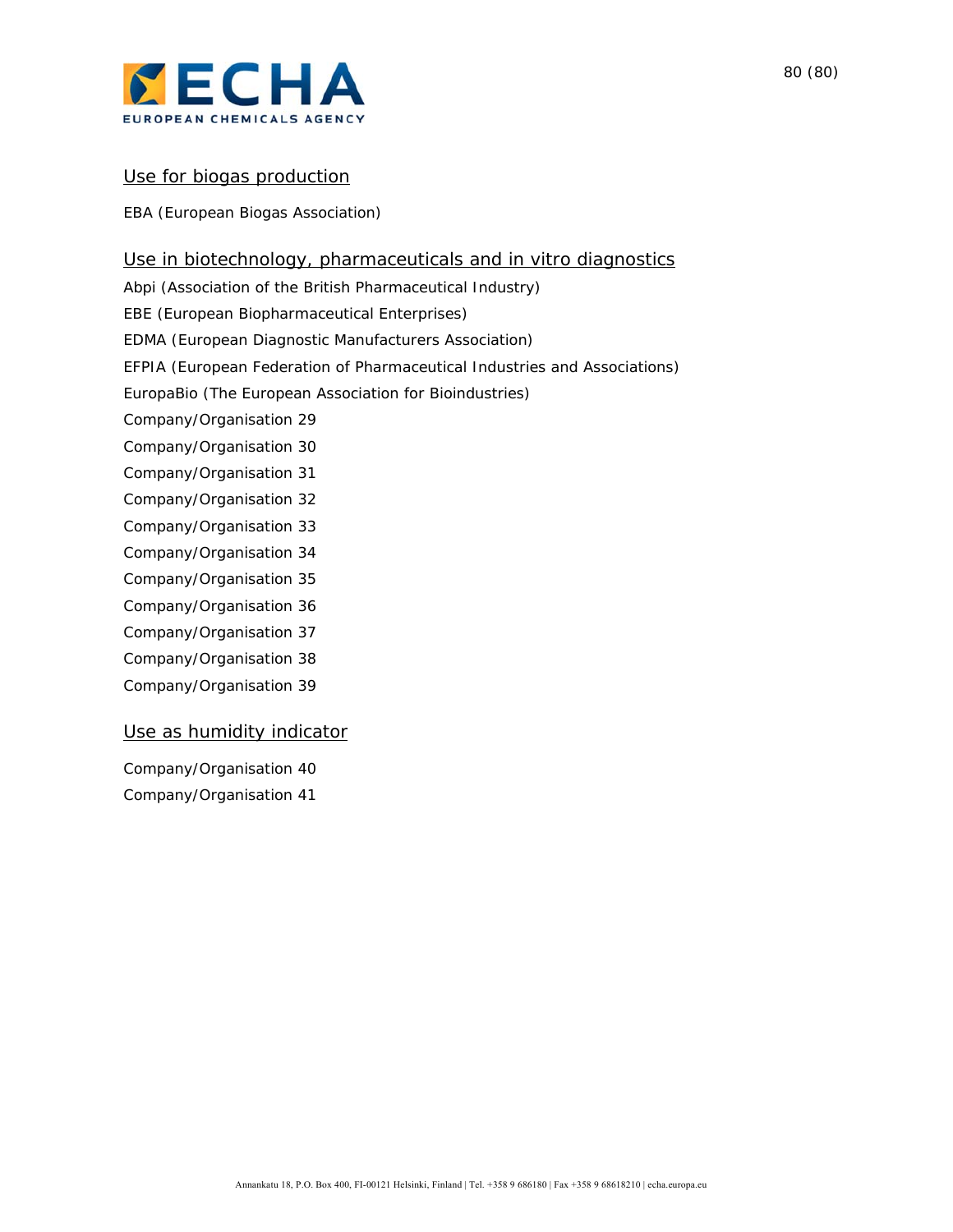Use for biogas production

EBA (European Biogas Association)

Use in biotechnology, pharmaceuticals and in vitro diagnostics

Abpi (Association of the British Pharmaceutical Industry)

EBE (European Biopharmaceutical Enterprises)

EDMA (European Diagnostic Manufacturers Association)

EFPIA (European Federation of Pharmaceutical Industries and Associations)

EuropaBio (The European Association for Bioindustries)

Company/Organisation 29

Company/Organisation 30

Company/Organisation 31

Company/Organisation 32

Company/Organisation 33

Company/Organisation 34

Company/Organisation 35

Company/Organisation 36

Company/Organisation 37

Company/Organisation 38

Company/Organisation 39

Use as humidity indicator

Company/Organisation 40

Company/Organisation 41